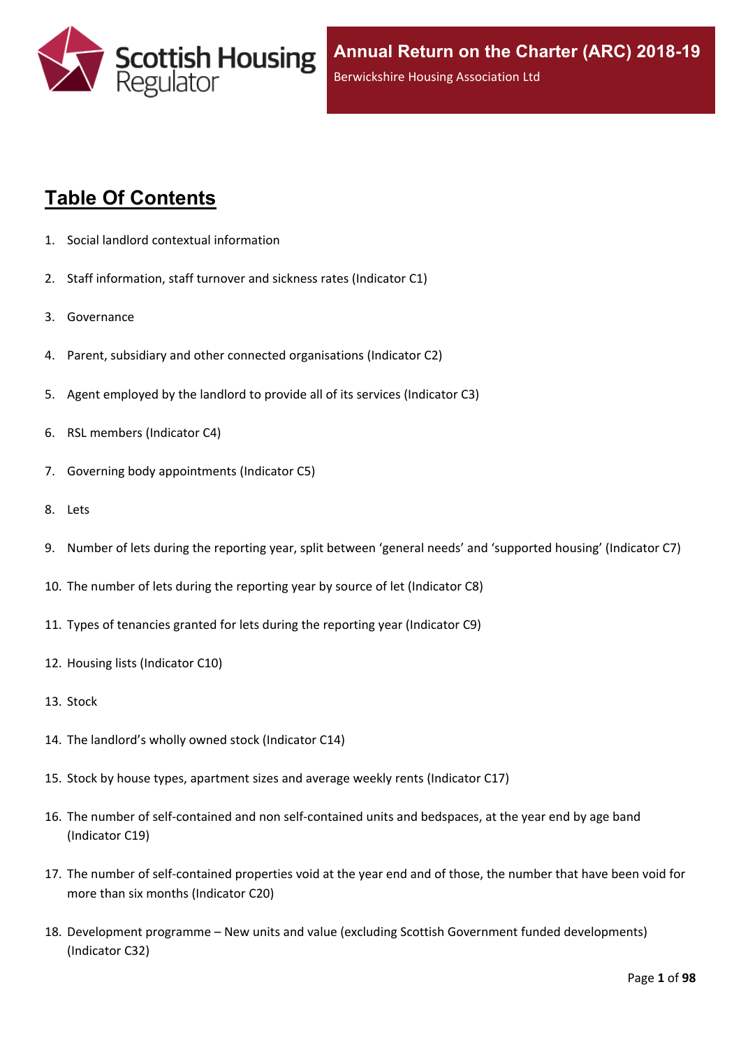Annual Return on the Charter (ARC) 2018-19

Berwickshire Housing Association Ltd

# Table Of Contents

1. Social landlord contextual information
2. Staff information, staff turnover and sickness rates (Indicator C1)
3. Governance
4. Parent, subsidiary and other connected organisations (Indicator C2)
5. Agent employed by the landlord to provide all of its services (Indicator C3)
6. RSL members (Indicator C4)
7. Governing body appointments (Indicator C5)
8. Lets
9. Number of lets during the reporting year, split between 'general needs' and 'supported housing' (Indicator C7)
10. The number of lets during the reporting year by source of let (Indicator C8)
11. Types of tenancies granted for lets during the reporting year (Indicator C9)
12. Housing lists (Indicator C10)
13. Stock
14. The landlord's wholly owned stock (Indicator C14)
15. Stock by house types, apartment sizes and average weekly rents (Indicator C17)
16. The number of self-contained and non self-contained units and bedspaces, at the year end by age band (Indicator C19)
17. The number of self-contained properties void at the year end and of those, the number that have been void for more than six months (Indicator C20)
18. Development programme – New units and value (excluding Scottish Government funded developments) (Indicator C32)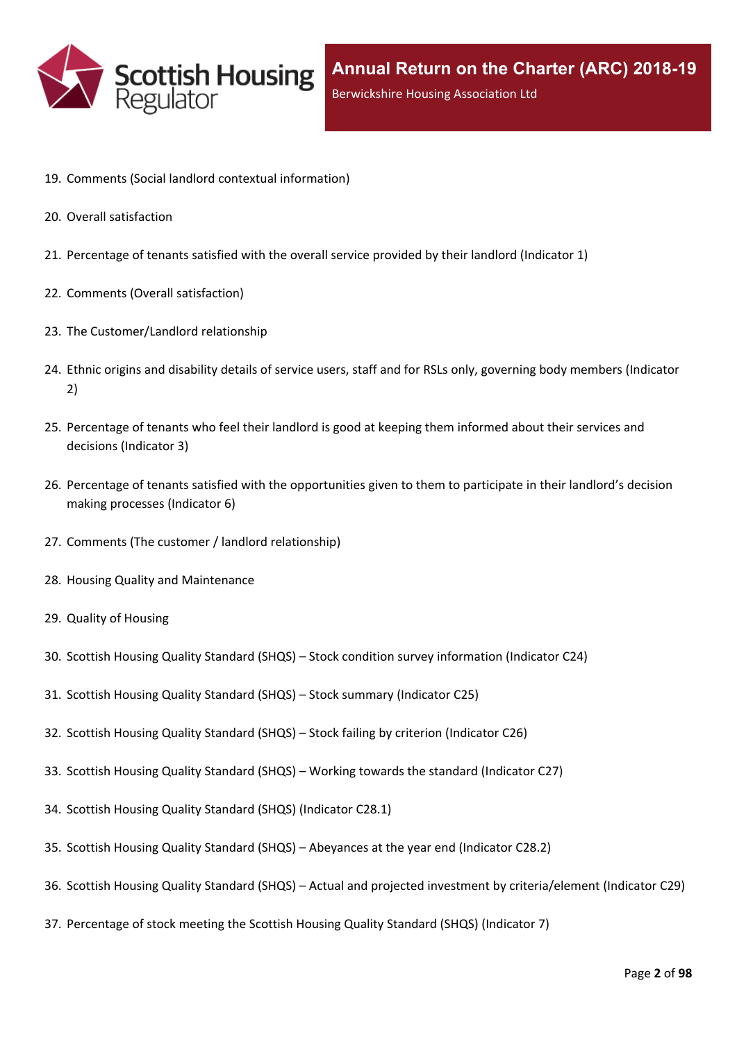19. Comments (Social landlord contextual information)
20. Overall satisfaction
21. Percentage of tenants satisfied with the overall service provided by their landlord (Indicator 1)
22. Comments (Overall satisfaction)
23. The Customer/Landlord relationship
24. Ethnic origins and disability details of service users, staff and for RSLs only, governing body members (Indicator 2)
25. Percentage of tenants who feel their landlord is good at keeping them informed about their services and decisions (Indicator 3)
26. Percentage of tenants satisfied with the opportunities given to them to participate in their landlord's decision making processes (Indicator 6)
27. Comments (The customer / landlord relationship)
28. Housing Quality and Maintenance
29. Quality of Housing
30. Scottish Housing Quality Standard (SHQS) – Stock condition survey information (Indicator C24)
31. Scottish Housing Quality Standard (SHQS) – Stock summary (Indicator C25)
32. Scottish Housing Quality Standard (SHQS) – Stock failing by criterion (Indicator C26)
33. Scottish Housing Quality Standard (SHQS) – Working towards the standard (Indicator C27)
34. Scottish Housing Quality Standard (SHQS) (Indicator C28.1)
35. Scottish Housing Quality Standard (SHQS) – Abeyances at the year end (Indicator C28.2)
36. Scottish Housing Quality Standard (SHQS) – Actual and projected investment by criteria/element (Indicator C29)
37. Percentage of stock meeting the Scottish Housing Quality Standard (SHQS) (Indicator 7)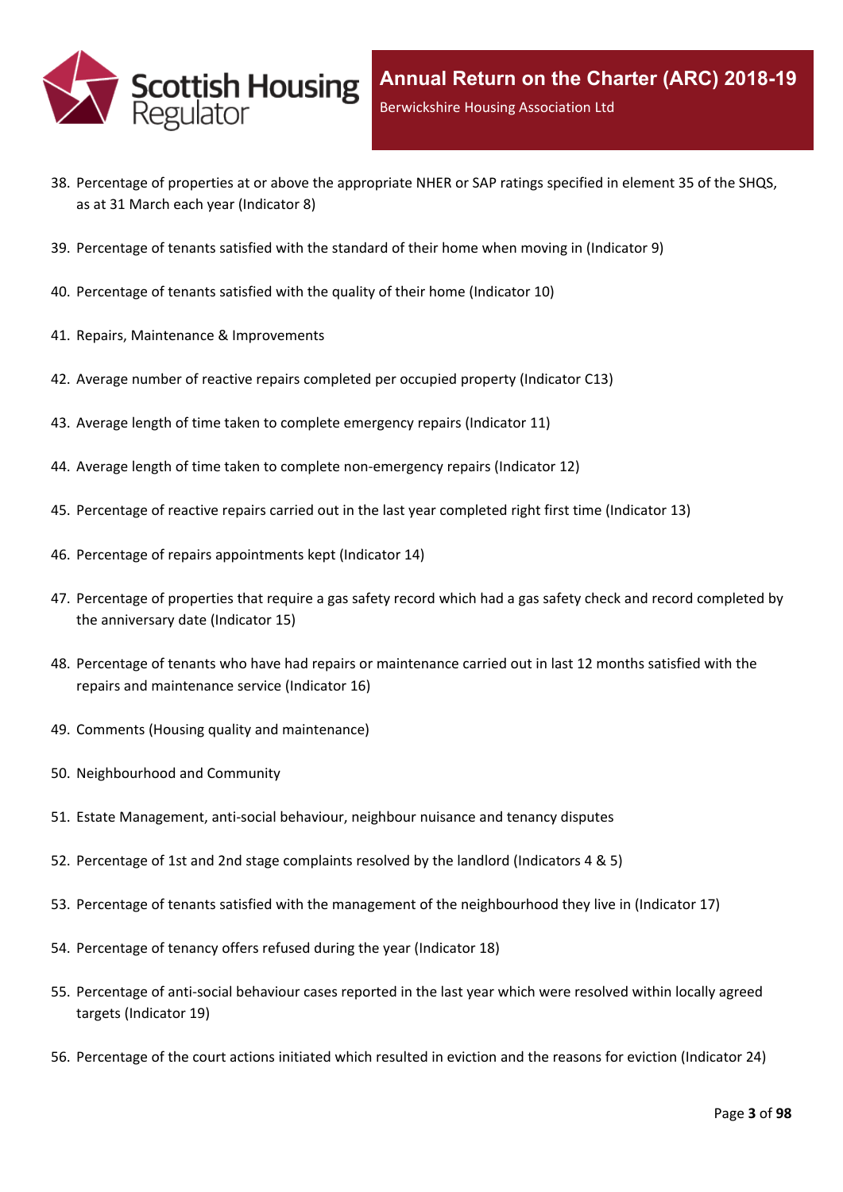38. Percentage of properties at or above the appropriate NHER or SAP ratings specified in element 35 of the SHQS, as at 31 March each year (Indicator 8)
39. Percentage of tenants satisfied with the standard of their home when moving in (Indicator 9)
40. Percentage of tenants satisfied with the quality of their home (Indicator 10)
41. Repairs, Maintenance & Improvements
42. Average number of reactive repairs completed per occupied property (Indicator C13)
43. Average length of time taken to complete emergency repairs (Indicator 11)
44. Average length of time taken to complete non-emergency repairs (Indicator 12)
45. Percentage of reactive repairs carried out in the last year completed right first time (Indicator 13)
46. Percentage of repairs appointments kept (Indicator 14)
47. Percentage of properties that require a gas safety record which had a gas safety check and record completed by the anniversary date (Indicator 15)
48. Percentage of tenants who have had repairs or maintenance carried out in last 12 months satisfied with the repairs and maintenance service (Indicator 16)
49. Comments (Housing quality and maintenance)
50. Neighbourhood and Community
51. Estate Management, anti-social behaviour, neighbour nuisance and tenancy disputes
52. Percentage of 1st and 2nd stage complaints resolved by the landlord (Indicators 4 & 5)
53. Percentage of tenants satisfied with the management of the neighbourhood they live in (Indicator 17)
54. Percentage of tenancy offers refused during the year (Indicator 18)
55. Percentage of anti-social behaviour cases reported in the last year which were resolved within locally agreed targets (Indicator 19)
56. Percentage of the court actions initiated which resulted in eviction and the reasons for eviction (Indicator 24)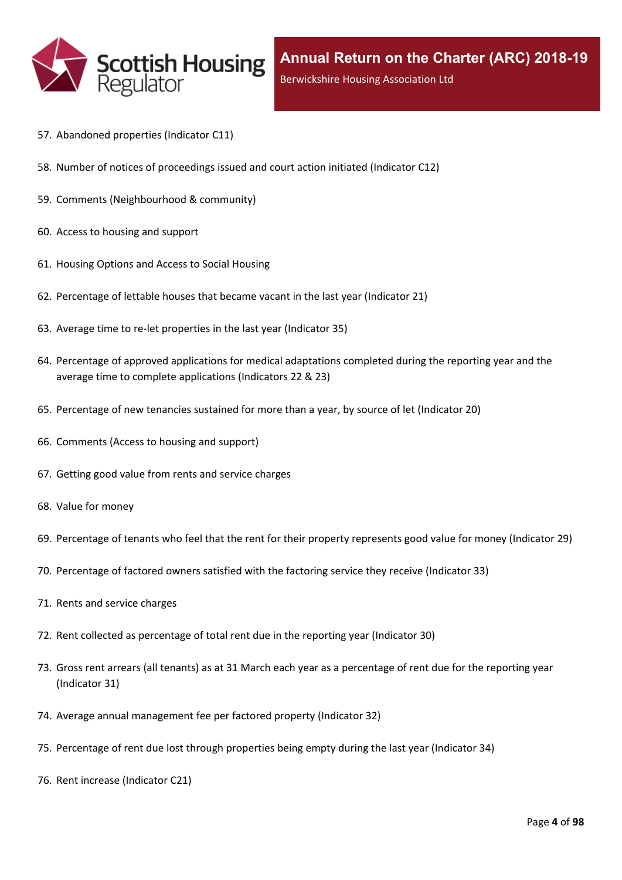57. Abandoned properties (Indicator C11)
58. Number of notices of proceedings issued and court action initiated (Indicator C12)
59. Comments (Neighbourhood & community)
60. Access to housing and support
61. Housing Options and Access to Social Housing
62. Percentage of lettable houses that became vacant in the last year (Indicator 21)
63. Average time to re-let properties in the last year (Indicator 35)
64. Percentage of approved applications for medical adaptations completed during the reporting year and the average time to complete applications (Indicators 22 & 23)
65. Percentage of new tenancies sustained for more than a year, by source of let (Indicator 20)
66. Comments (Access to housing and support)
67. Getting good value from rents and service charges
68. Value for money
69. Percentage of tenants who feel that the rent for their property represents good value for money (Indicator 29)
70. Percentage of factored owners satisfied with the factoring service they receive (Indicator 33)
71. Rents and service charges
72. Rent collected as percentage of total rent due in the reporting year (Indicator 30)
73. Gross rent arrears (all tenants) as at 31 March each year as a percentage of rent due for the reporting year (Indicator 31)
74. Average annual management fee per factored property (Indicator 32)
75. Percentage of rent due lost through properties being empty during the last year (Indicator 34)
76. Rent increase (Indicator C21)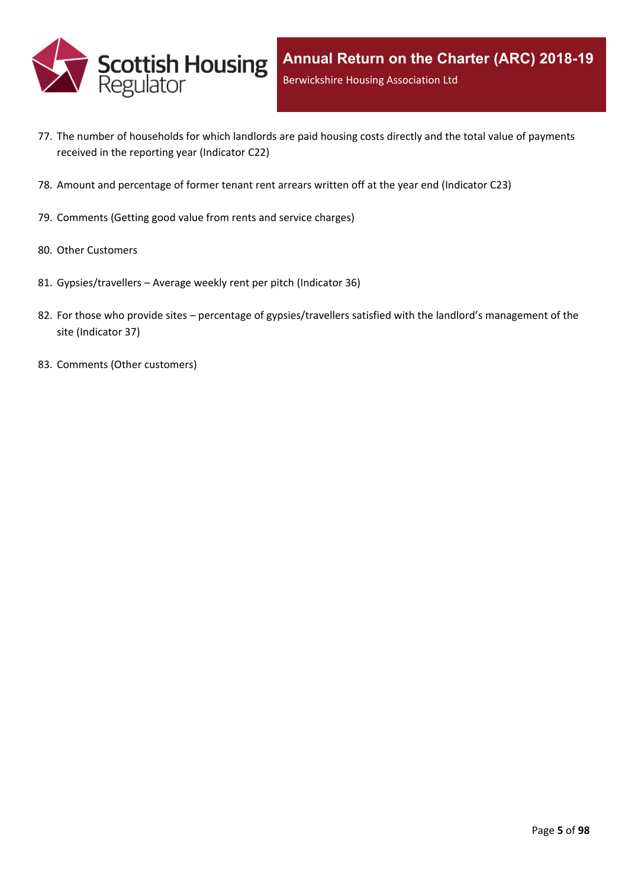77. The number of households for which landlords are paid housing costs directly and the total value of payments received in the reporting year (Indicator C22)
78. Amount and percentage of former tenant rent arrears written off at the year end (Indicator C23)
79. Comments (Getting good value from rents and service charges)
80. Other Customers
81. Gypsies/travellers – Average weekly rent per pitch (Indicator 36)
82. For those who provide sites – percentage of gypsies/travellers satisfied with the landlord's management of the site (Indicator 37)
83. Comments (Other customers)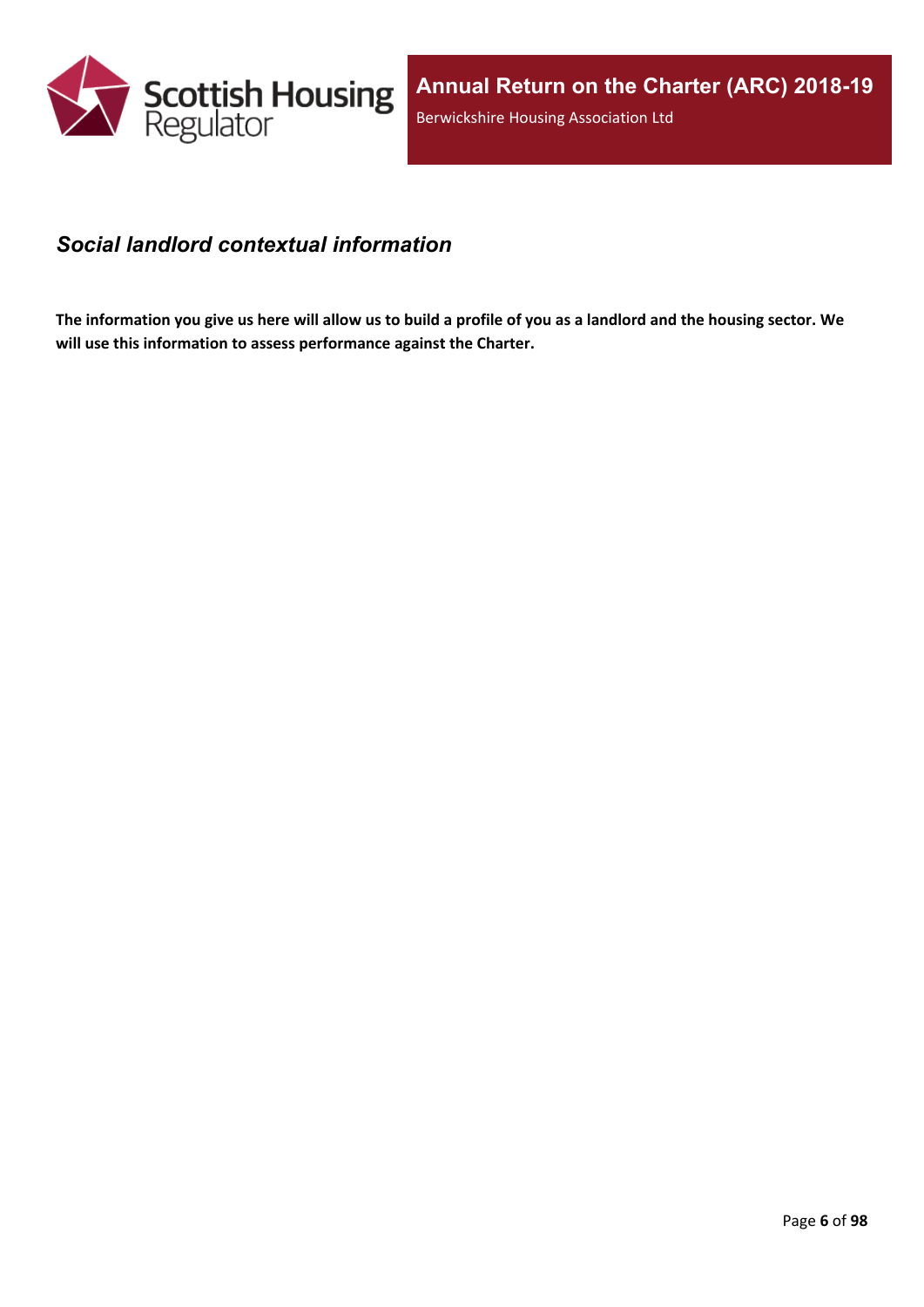## *Social landlord contextual information*

**The information you give us here will allow us to build a profile of you as a landlord and the housing sector. We will use this information to assess performance against the Charter.**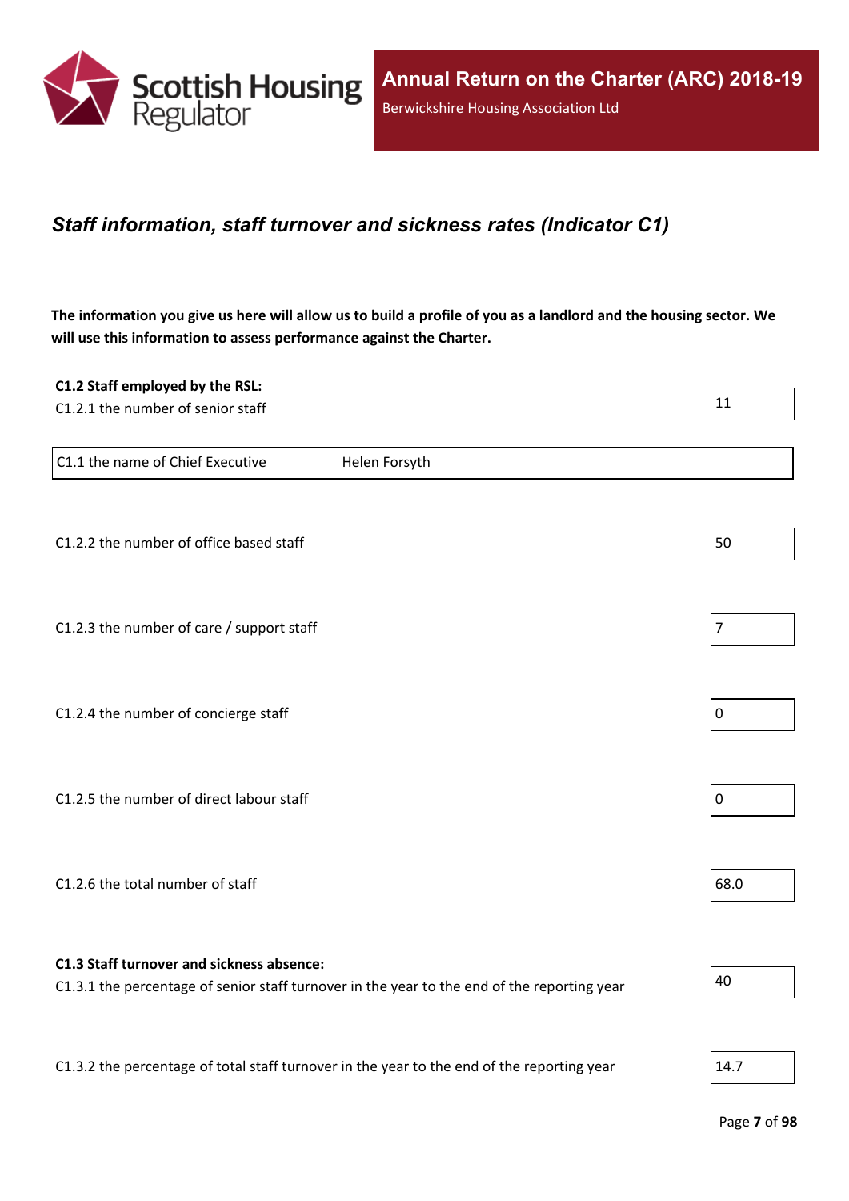## *Staff information, staff turnover and sickness rates (Indicator C1)*

**The information you give us here will allow us to build a profile of you as a landlord and the housing sector. We will use this information to assess performance against the Charter.**

**C1.2 Staff employed by the RSL:**

| | |
|---|---|
| C1.2.1 the number of senior staff | 11 |

| | |
|---|---|
| C1.1 the name of Chief Executive | Helen Forsyth |

| | |
|---|---|
| C1.2.2 the number of office based staff | 50 |
| C1.2.3 the number of care / support staff | 7 |
| C1.2.4 the number of concierge staff | 0 |
| C1.2.5 the number of direct labour staff | 0 |
| C1.2.6 the total number of staff | 68.0 |

**C1.3 Staff turnover and sickness absence:**

| | |
|---|---|
| C1.3.1 the percentage of senior staff turnover in the year to the end of the reporting year | 40 |
| C1.3.2 the percentage of total staff turnover in the year to the end of the reporting year | 14.7 |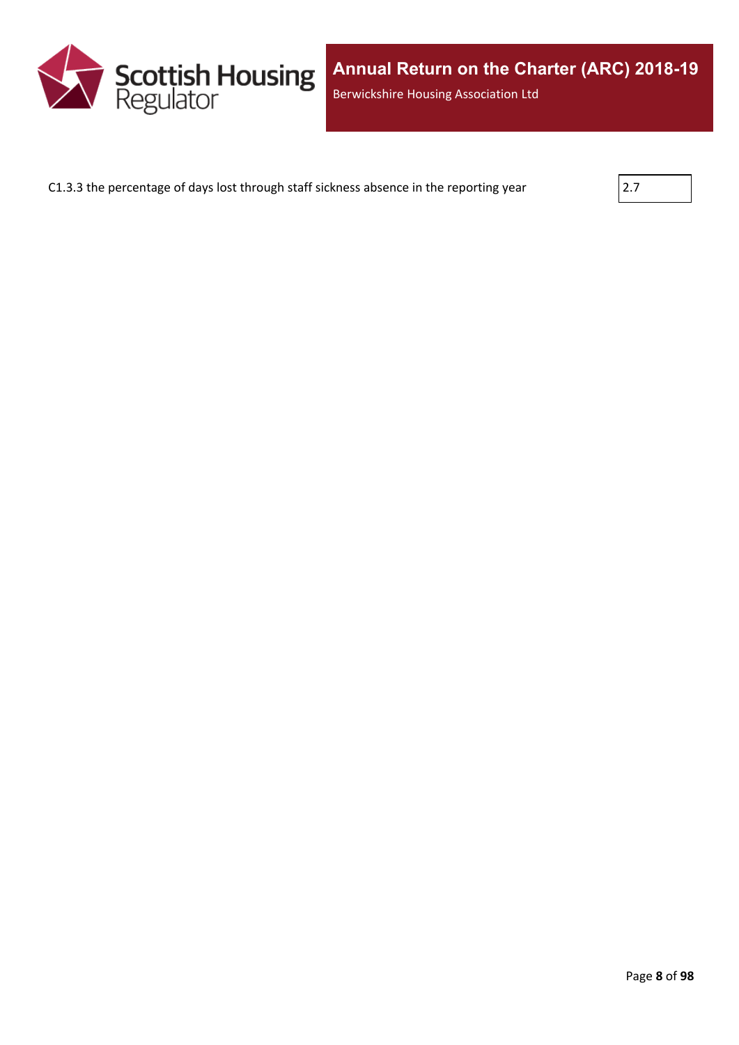| | |
|---|---|
| C1.3.3 the percentage of days lost through staff sickness absence in the reporting year | 2.7 |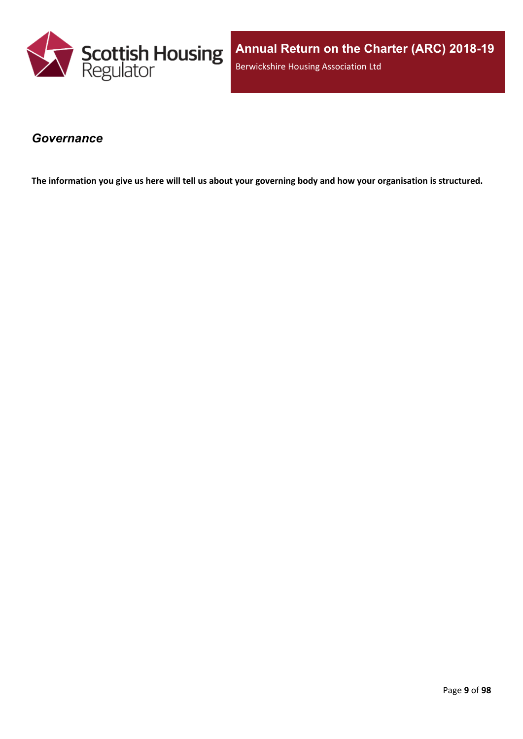## *Governance*

**The information you give us here will tell us about your governing body and how your organisation is structured.**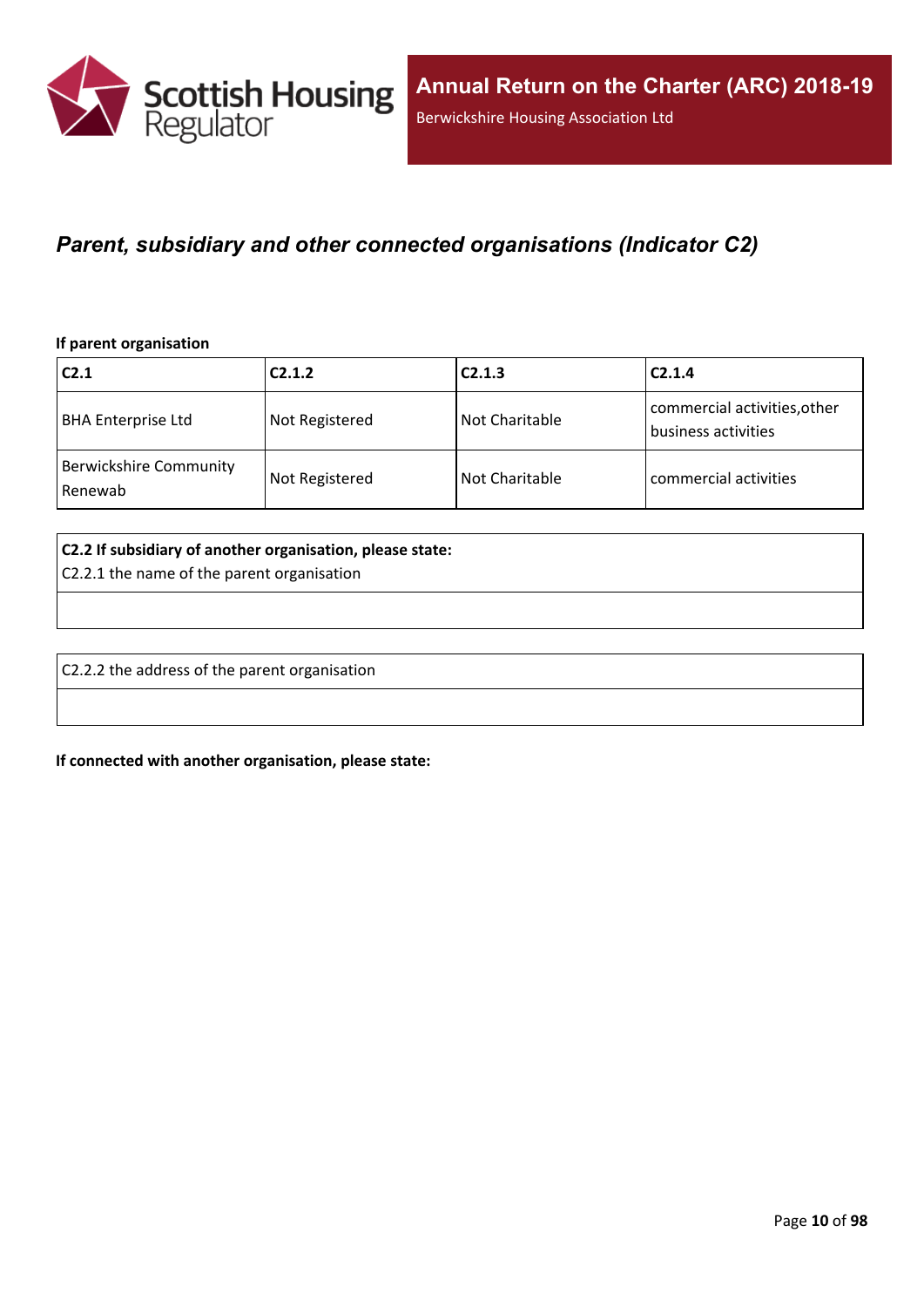## *Parent, subsidiary and other connected organisations (Indicator C2)*

**If parent organisation**

| C2.1 | C2.1.2 | C2.1.3 | C2.1.4 |
|---|---|---|---|
| BHA Enterprise Ltd | Not Registered | Not Charitable | commercial activities,other business activities |
| Berwickshire Community Renewab | Not Registered | Not Charitable | commercial activities |

| **C2.2 If subsidiary of another organisation, please state:** C2.2.1 the name of the parent organisation |
|---|
| |

| C2.2.2 the address of the parent organisation |
|---|
| |

**If connected with another organisation, please state:**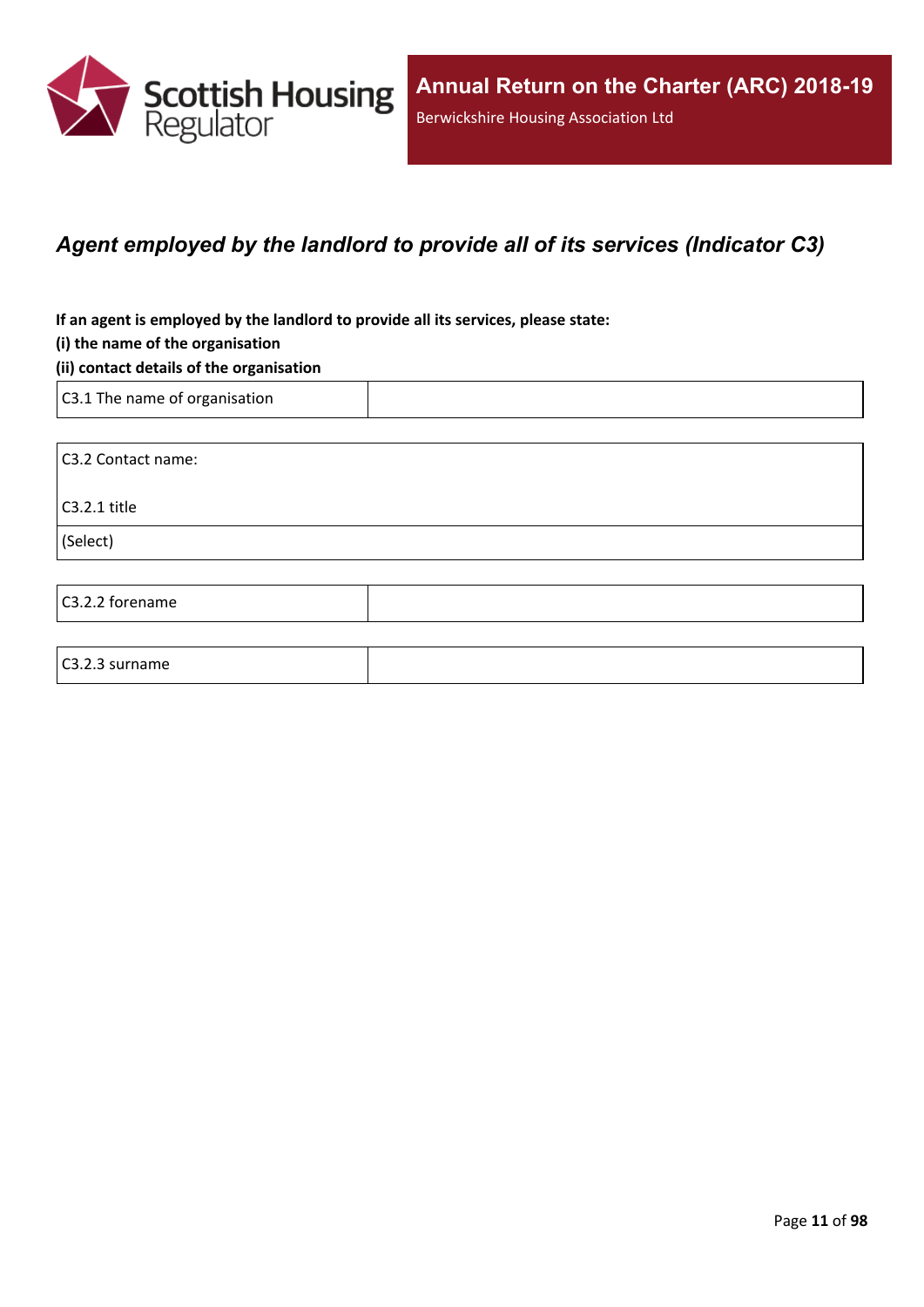## *Agent employed by the landlord to provide all of its services (Indicator C3)*

**If an agent is employed by the landlord to provide all its services, please state:**
**(i) the name of the organisation**
**(ii) contact details of the organisation**

| C3.1 The name of organisation | |
|---|---|

| C3.2 Contact name: C3.2.1 title |
|---|
| (Select) |

| C3.2.2 forename | |
|---|---|

| C3.2.3 surname | |
|---|---|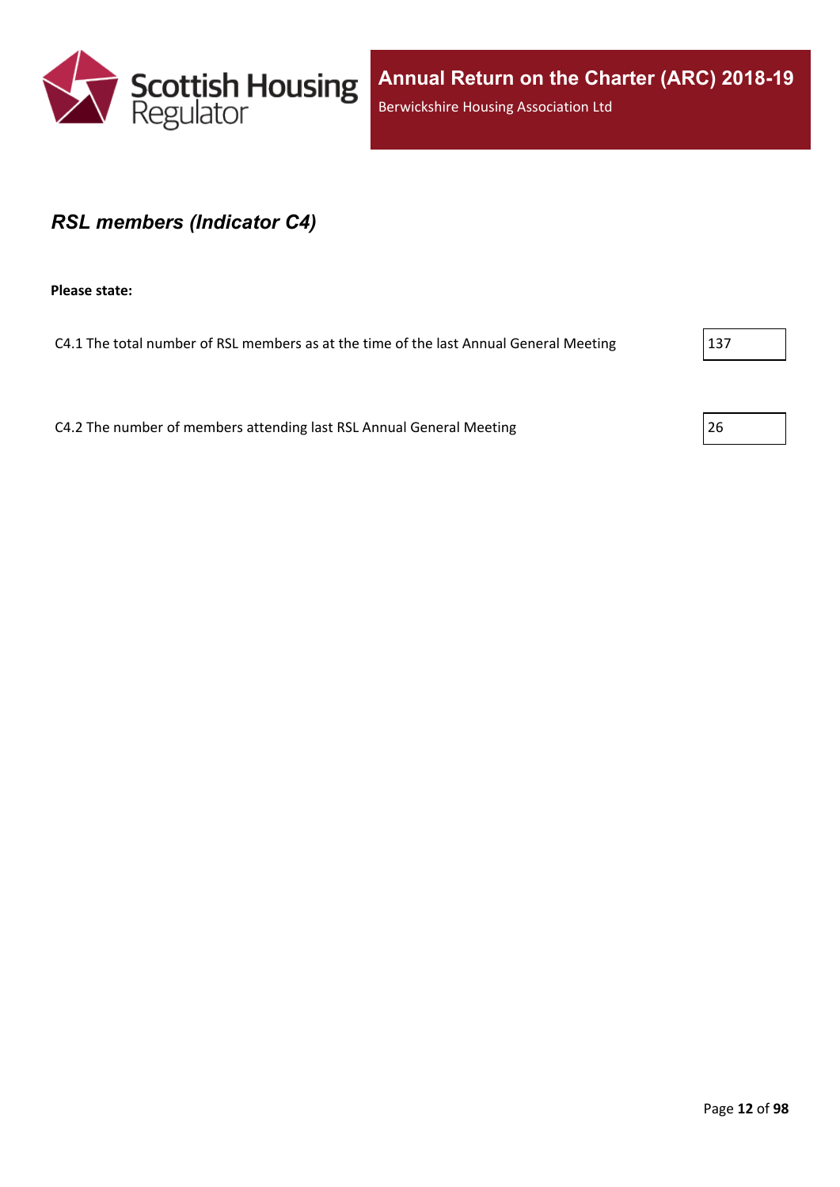## *RSL members (Indicator C4)*

**Please state:**

C4.1 The total number of RSL members as at the time of the last Annual General Meeting: 137

C4.2 The number of members attending last RSL Annual General Meeting: 26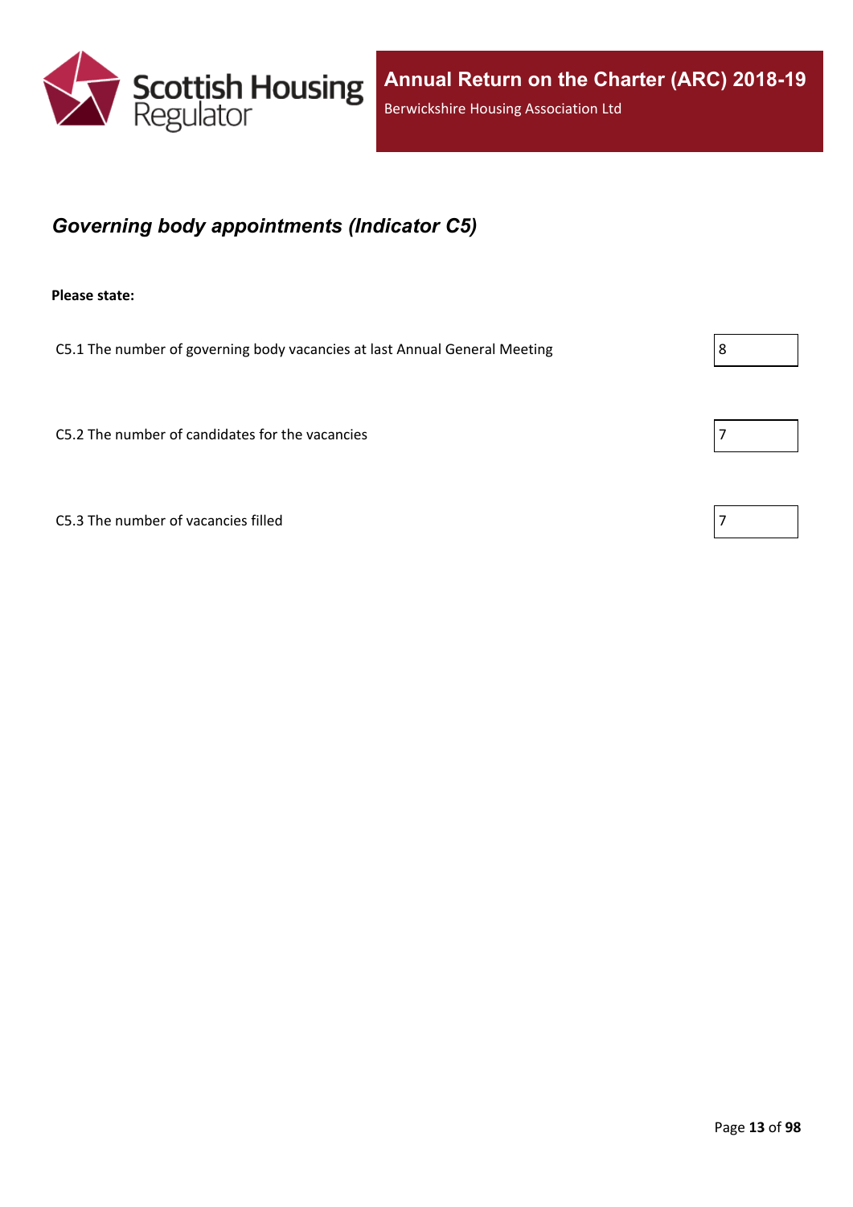## *Governing body appointments (Indicator C5)*

**Please state:**

| | |
|---|---|
| C5.1 The number of governing body vacancies at last Annual General Meeting | 8 |
| C5.2 The number of candidates for the vacancies | 7 |
| C5.3 The number of vacancies filled | 7 |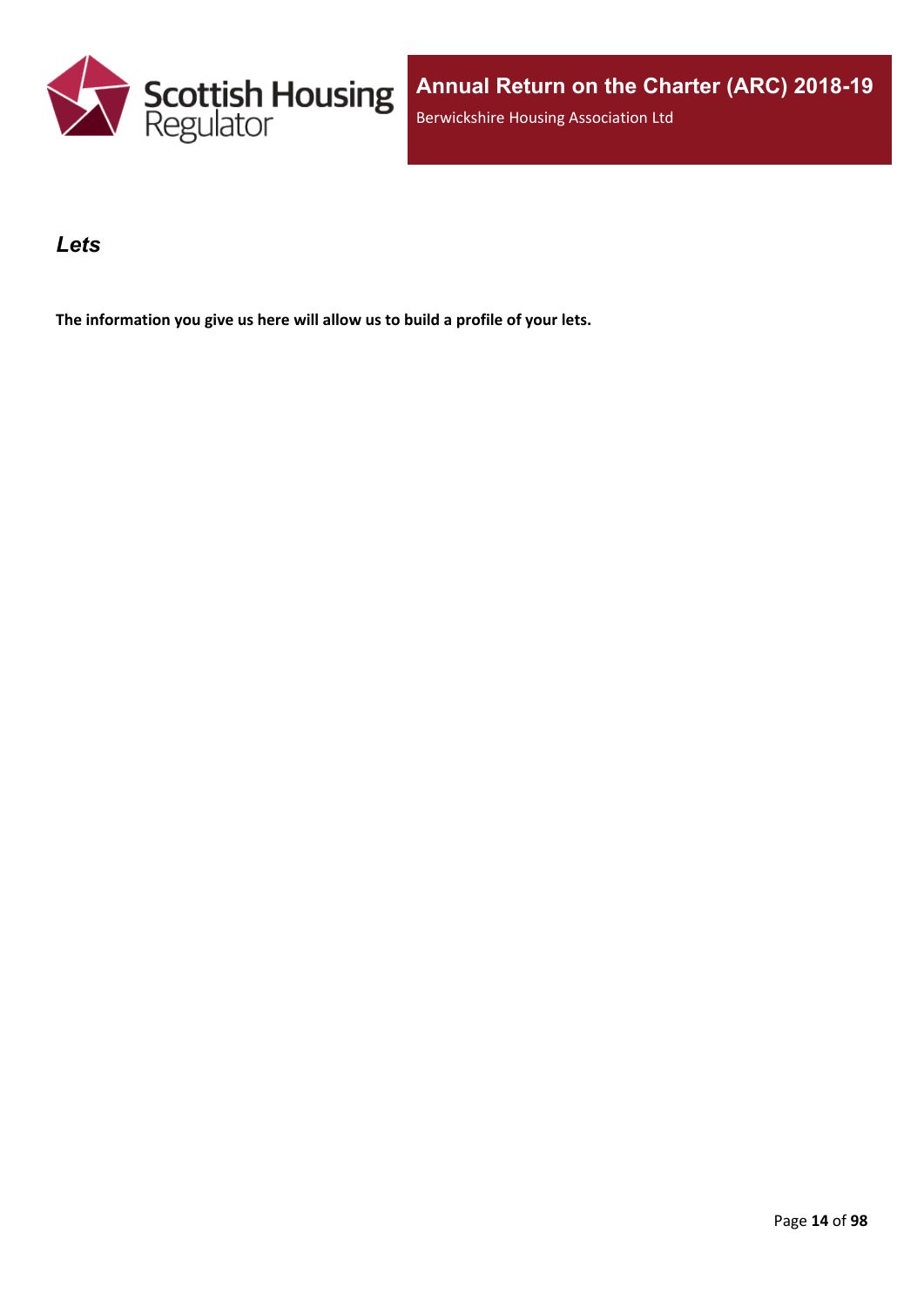## *Lets*

**The information you give us here will allow us to build a profile of your lets.**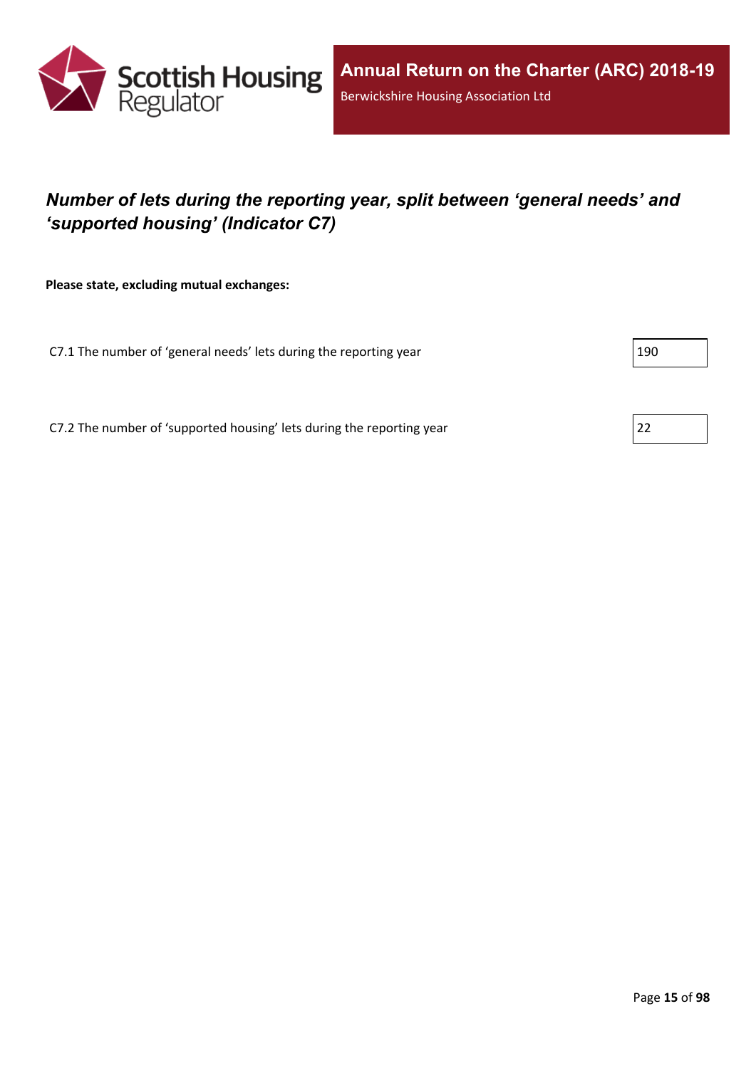## *Number of lets during the reporting year, split between 'general needs' and 'supported housing' (Indicator C7)*

**Please state, excluding mutual exchanges:**

| | |
|---|---|
| C7.1 The number of 'general needs' lets during the reporting year | 190 |
| C7.2 The number of 'supported housing' lets during the reporting year | 22 |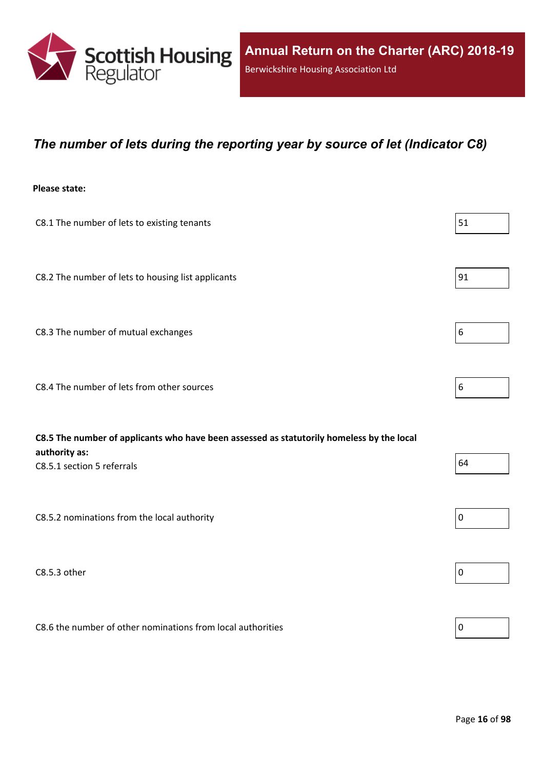## *The number of lets during the reporting year by source of let (Indicator C8)*

**Please state:**

| | |
|---|---|
| C8.1 The number of lets to existing tenants | 51 |
| C8.2 The number of lets to housing list applicants | 91 |
| C8.3 The number of mutual exchanges | 6 |
| C8.4 The number of lets from other sources | 6 |
| **C8.5 The number of applicants who have been assessed as statutorily homeless by the local authority as:**<br>C8.5.1 section 5 referrals | 64 |
| C8.5.2 nominations from the local authority | 0 |
| C8.5.3 other | 0 |
| C8.6 the number of other nominations from local authorities | 0 |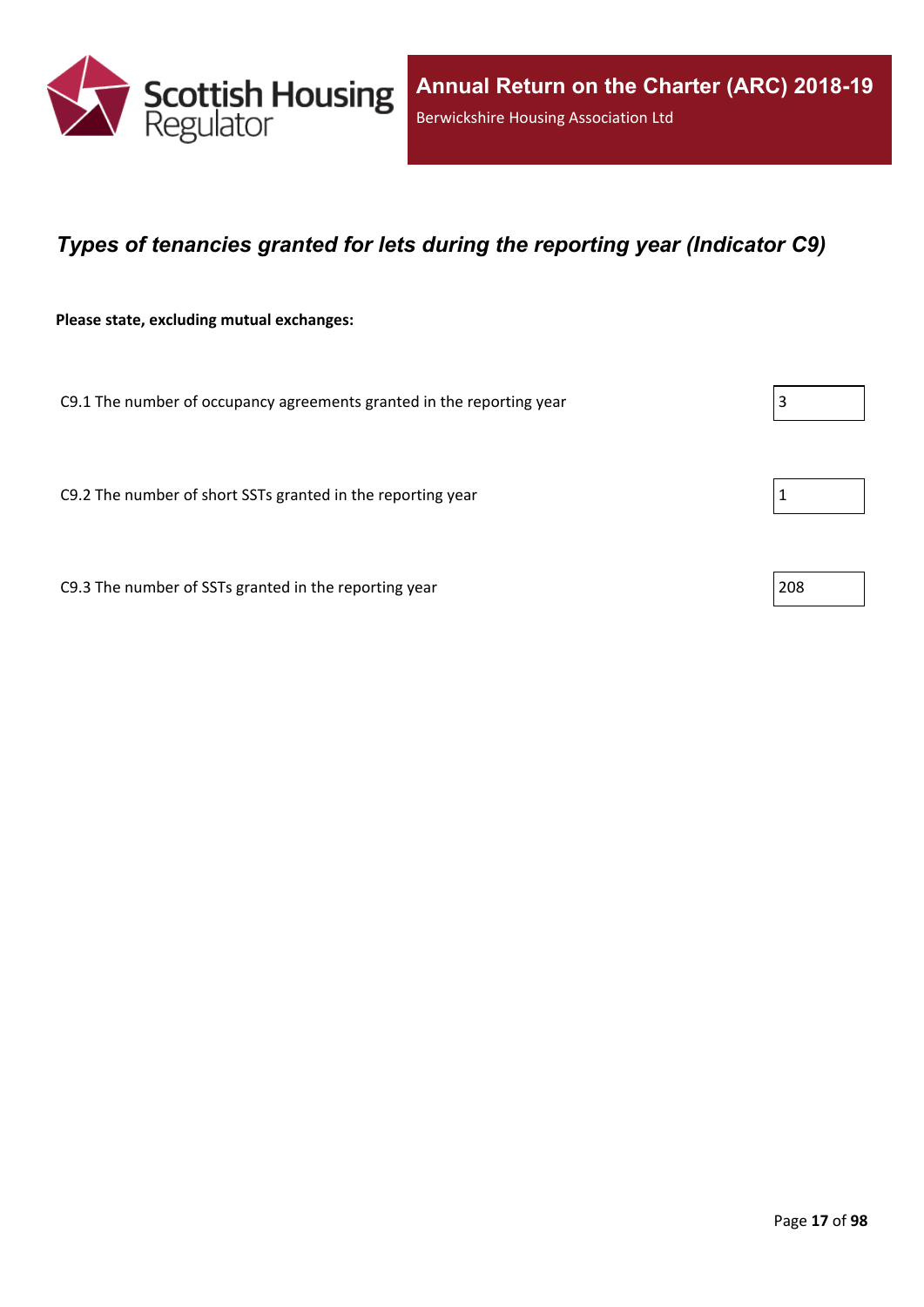## *Types of tenancies granted for lets during the reporting year (Indicator C9)*

**Please state, excluding mutual exchanges:**

| | |
|---|---|
| C9.1 The number of occupancy agreements granted in the reporting year | 3 |
| C9.2 The number of short SSTs granted in the reporting year | 1 |
| C9.3 The number of SSTs granted in the reporting year | 208 |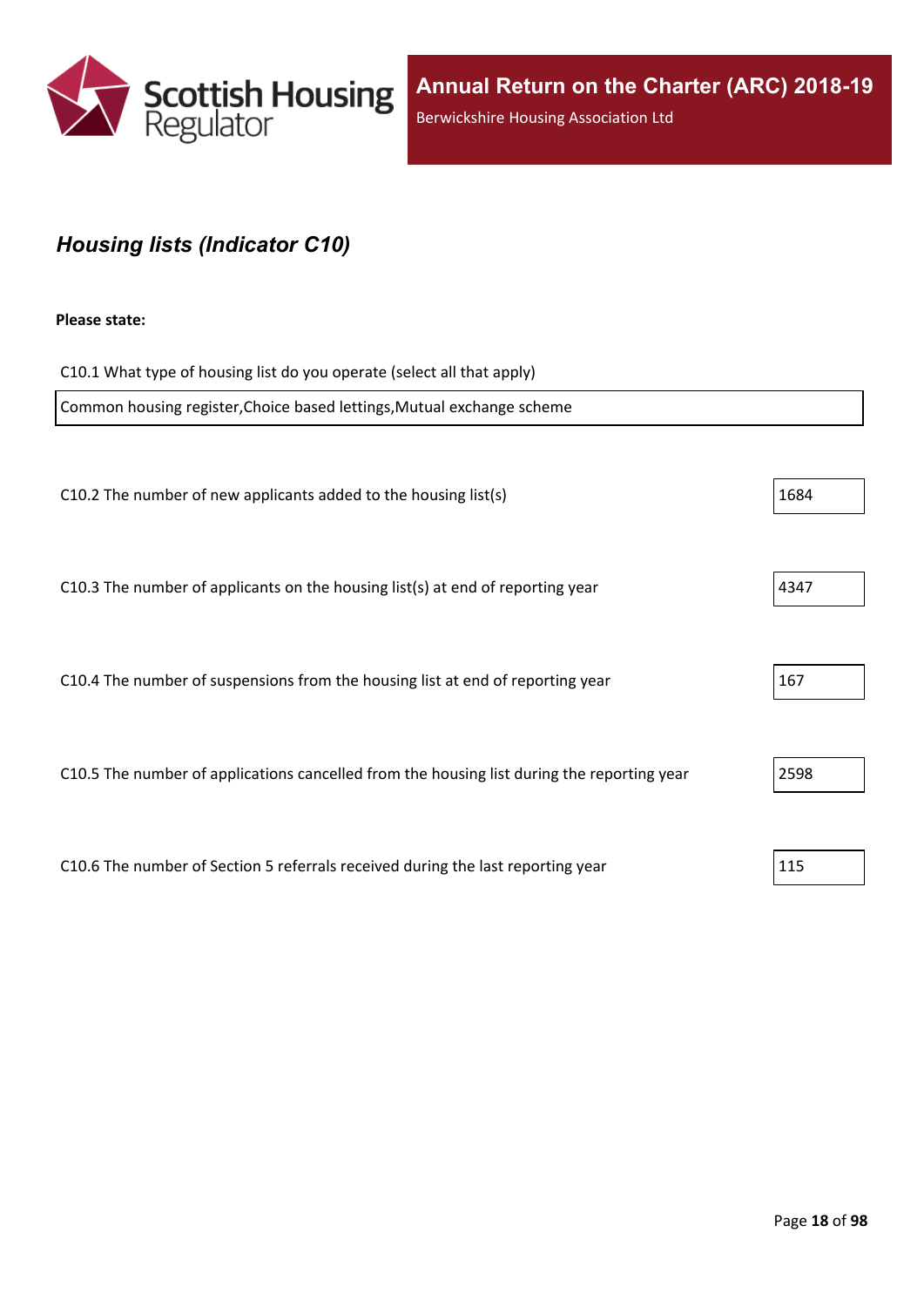## *Housing lists (Indicator C10)*

**Please state:**

C10.1 What type of housing list do you operate (select all that apply)

Common housing register,Choice based lettings,Mutual exchange scheme

| | |
|---|---|
| C10.2 The number of new applicants added to the housing list(s) | 1684 |
| C10.3 The number of applicants on the housing list(s) at end of reporting year | 4347 |
| C10.4 The number of suspensions from the housing list at end of reporting year | 167 |
| C10.5 The number of applications cancelled from the housing list during the reporting year | 2598 |
| C10.6 The number of Section 5 referrals received during the last reporting year | 115 |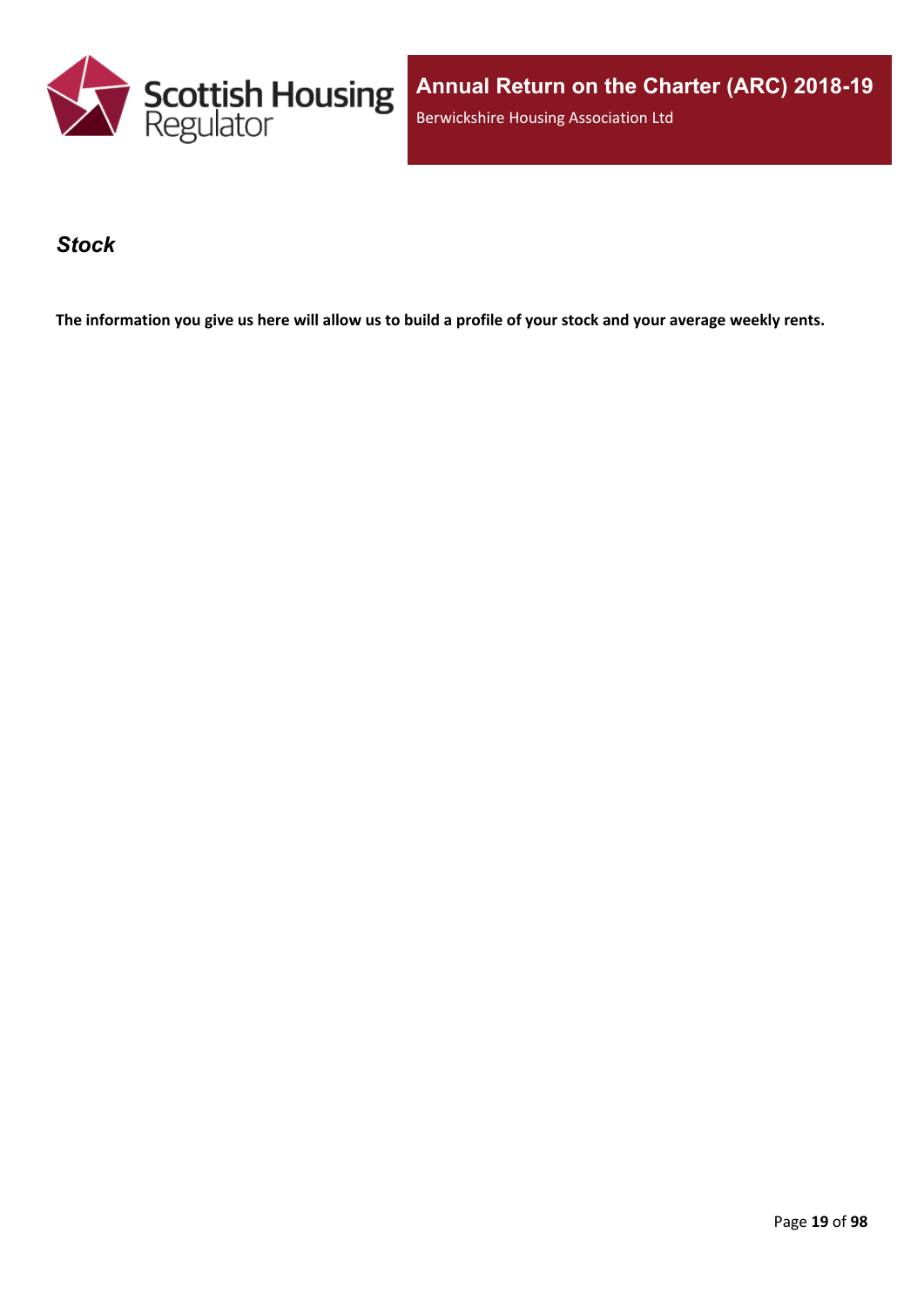## *Stock*

**The information you give us here will allow us to build a profile of your stock and your average weekly rents.**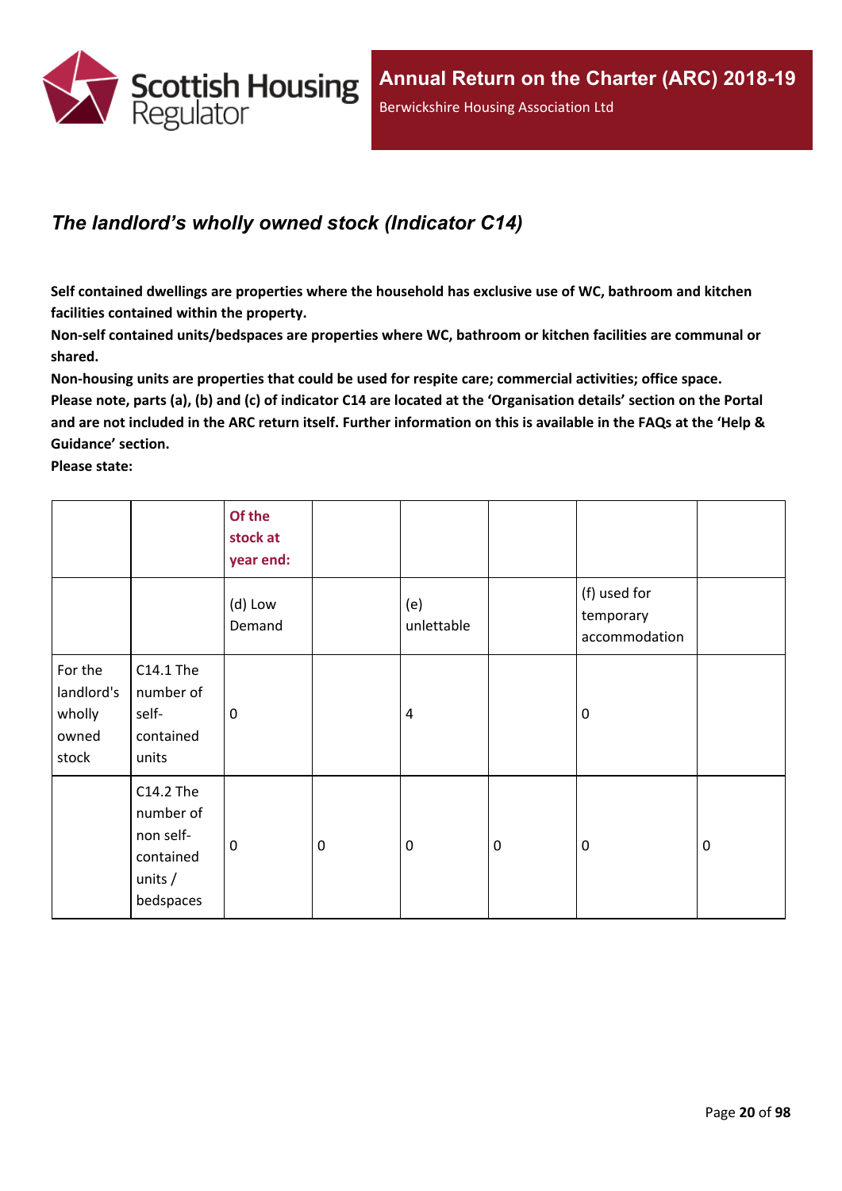## *The landlord's wholly owned stock (Indicator C14)*

**Self contained dwellings are properties where the household has exclusive use of WC, bathroom and kitchen facilities contained within the property.**

**Non-self contained units/bedspaces are properties where WC, bathroom or kitchen facilities are communal or shared.**

**Non-housing units are properties that could be used for respite care; commercial activities; office space.**

**Please note, parts (a), (b) and (c) of indicator C14 are located at the 'Organisation details' section on the Portal and are not included in the ARC return itself. Further information on this is available in the FAQs at the 'Help & Guidance' section.**

**Please state:**

| | | Of the stock at year end: | | | | | |
|---|---|---|---|---|---|---|---|
| | | (d) Low Demand | | (e) unlettable | | (f) used for temporary accommodation | |
| For the landlord's wholly owned stock | C14.1 The number of self-contained units | 0 | | 4 | | 0 | |
| | C14.2 The number of non self-contained units / bedspaces | 0 | 0 | 0 | 0 | 0 | 0 |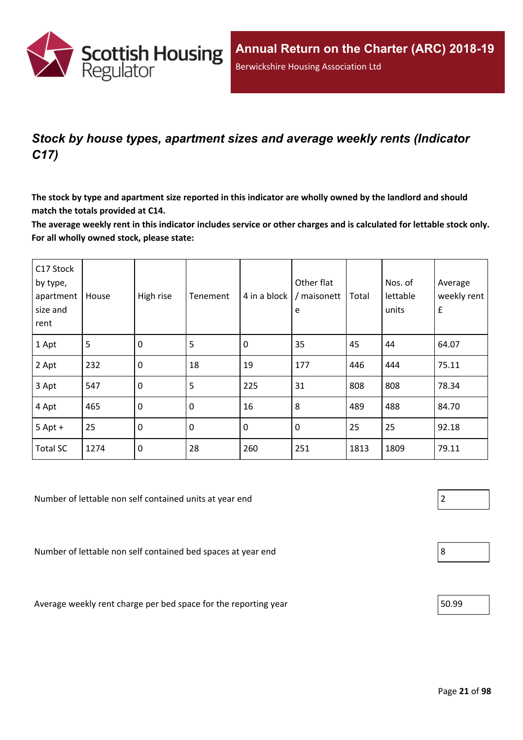## *Stock by house types, apartment sizes and average weekly rents (Indicator C17)*

**The stock by type and apartment size reported in this indicator are wholly owned by the landlord and should match the totals provided at C14.**

**The average weekly rent in this indicator includes service or other charges and is calculated for lettable stock only. For all wholly owned stock, please state:**

| C17 Stock by type, apartment size and rent | House | High rise | Tenement | 4 in a block | Other flat / maisonette | Total | Nos. of lettable units | Average weekly rent £ |
|---|---|---|---|---|---|---|---|---|
| 1 Apt | 5 | 0 | 5 | 0 | 35 | 45 | 44 | 64.07 |
| 2 Apt | 232 | 0 | 18 | 19 | 177 | 446 | 444 | 75.11 |
| 3 Apt | 547 | 0 | 5 | 225 | 31 | 808 | 808 | 78.34 |
| 4 Apt | 465 | 0 | 0 | 16 | 8 | 489 | 488 | 84.70 |
| 5 Apt + | 25 | 0 | 0 | 0 | 0 | 25 | 25 | 92.18 |
| Total SC | 1274 | 0 | 28 | 260 | 251 | 1813 | 1809 | 79.11 |

Number of lettable non self contained units at year end: 2

Number of lettable non self contained bed spaces at year end: 8

Average weekly rent charge per bed space for the reporting year: 50.99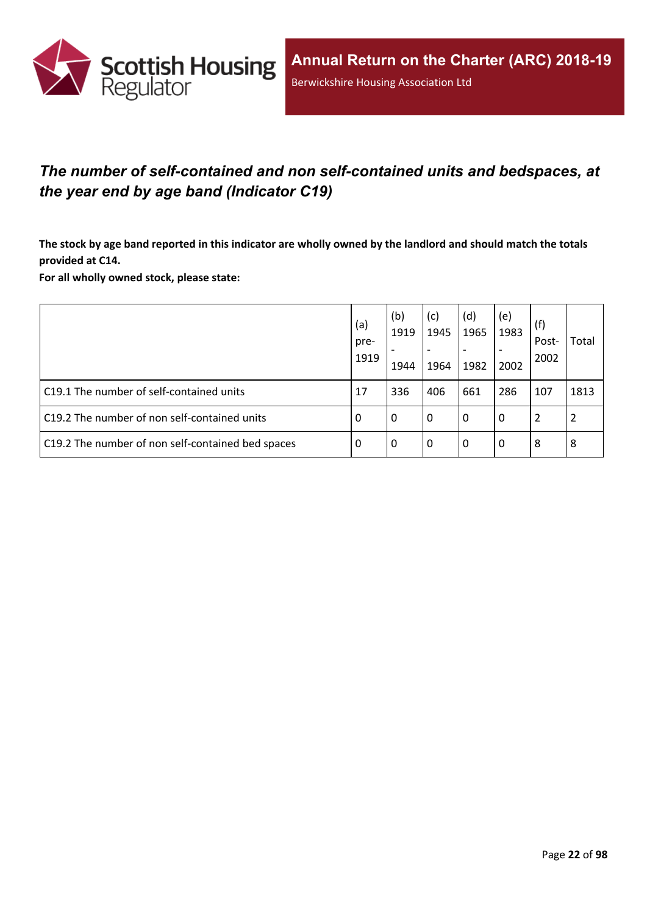## *The number of self-contained and non self-contained units and bedspaces, at the year end by age band (Indicator C19)*

**The stock by age band reported in this indicator are wholly owned by the landlord and should match the totals provided at C14.**
**For all wholly owned stock, please state:**

| | (a) pre-1919 | (b) 1919 - 1944 | (c) 1945 - 1964 | (d) 1965 - 1982 | (e) 1983 - 2002 | (f) Post-2002 | Total |
|---|---|---|---|---|---|---|---|
| C19.1 The number of self-contained units | 17 | 336 | 406 | 661 | 286 | 107 | 1813 |
| C19.2 The number of non self-contained units | 0 | 0 | 0 | 0 | 0 | 2 | 2 |
| C19.2 The number of non self-contained bed spaces | 0 | 0 | 0 | 0 | 0 | 8 | 8 |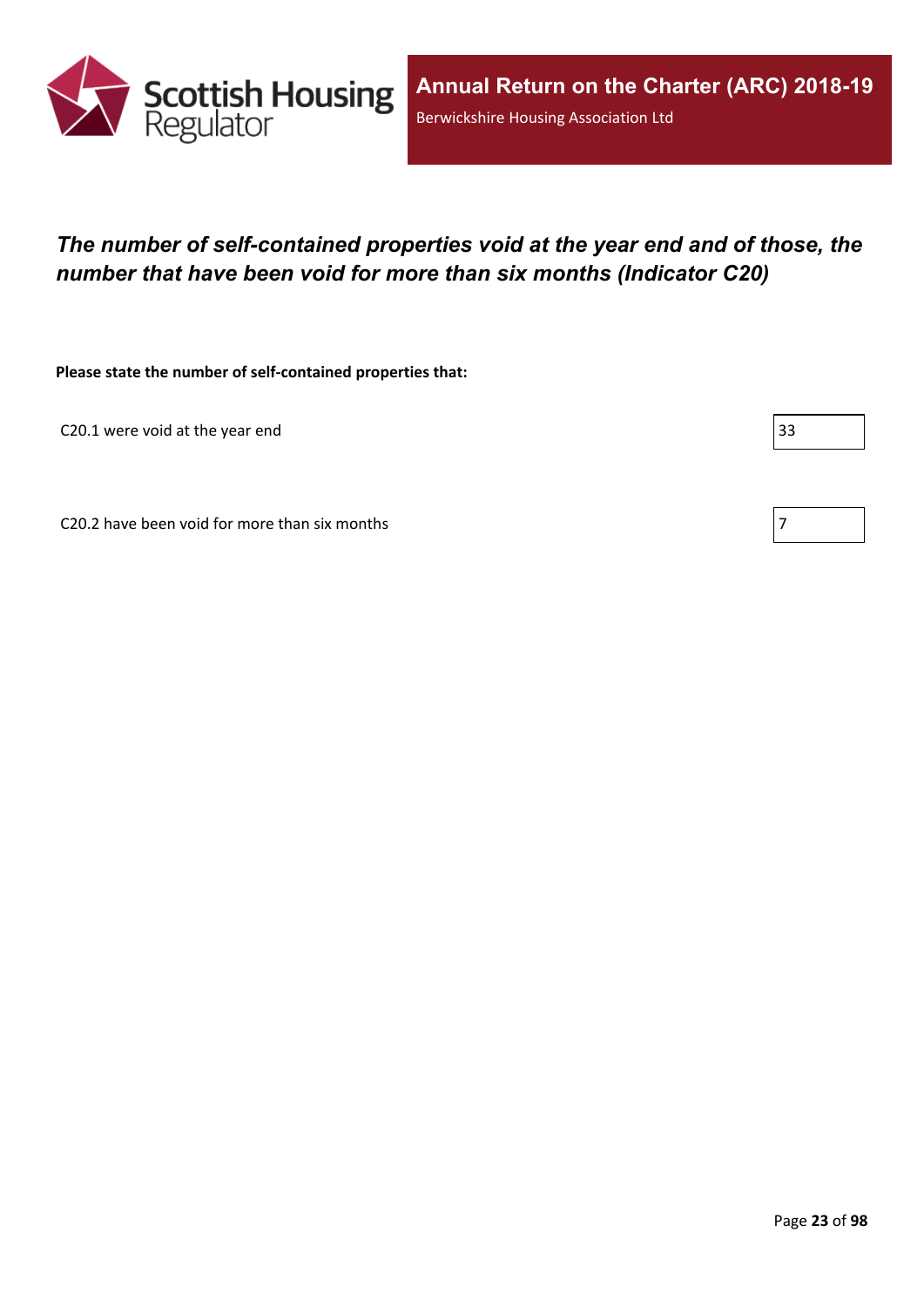## *The number of self-contained properties void at the year end and of those, the number that have been void for more than six months (Indicator C20)*

**Please state the number of self-contained properties that:**

| | |
|---|---|
| C20.1 were void at the year end | 33 |
| C20.2 have been void for more than six months | 7 |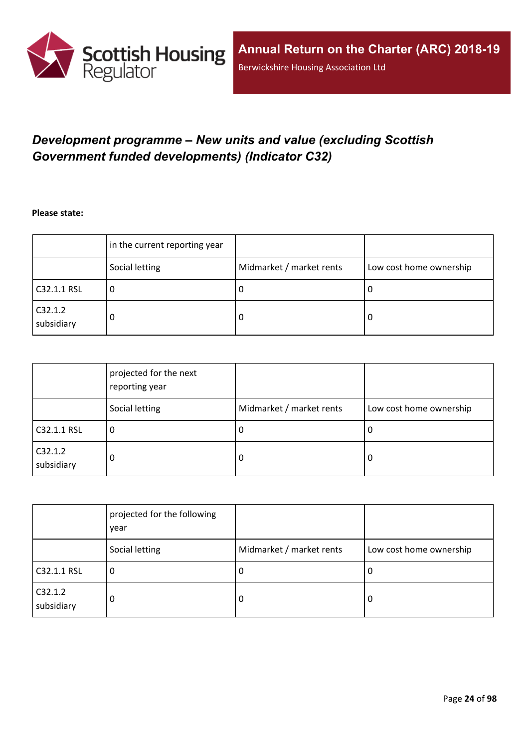## *Development programme – New units and value (excluding Scottish Government funded developments) (Indicator C32)*

**Please state:**

| | in the current reporting year | | |
|---|---|---|---|
| | Social letting | Midmarket / market rents | Low cost home ownership |
| C32.1.1 RSL | 0 | 0 | 0 |
| C32.1.2 subsidiary | 0 | 0 | 0 |

| | projected for the next reporting year | | |
|---|---|---|---|
| | Social letting | Midmarket / market rents | Low cost home ownership |
| C32.1.1 RSL | 0 | 0 | 0 |
| C32.1.2 subsidiary | 0 | 0 | 0 |

| | projected for the following year | | |
|---|---|---|---|
| | Social letting | Midmarket / market rents | Low cost home ownership |
| C32.1.1 RSL | 0 | 0 | 0 |
| C32.1.2 subsidiary | 0 | 0 | 0 |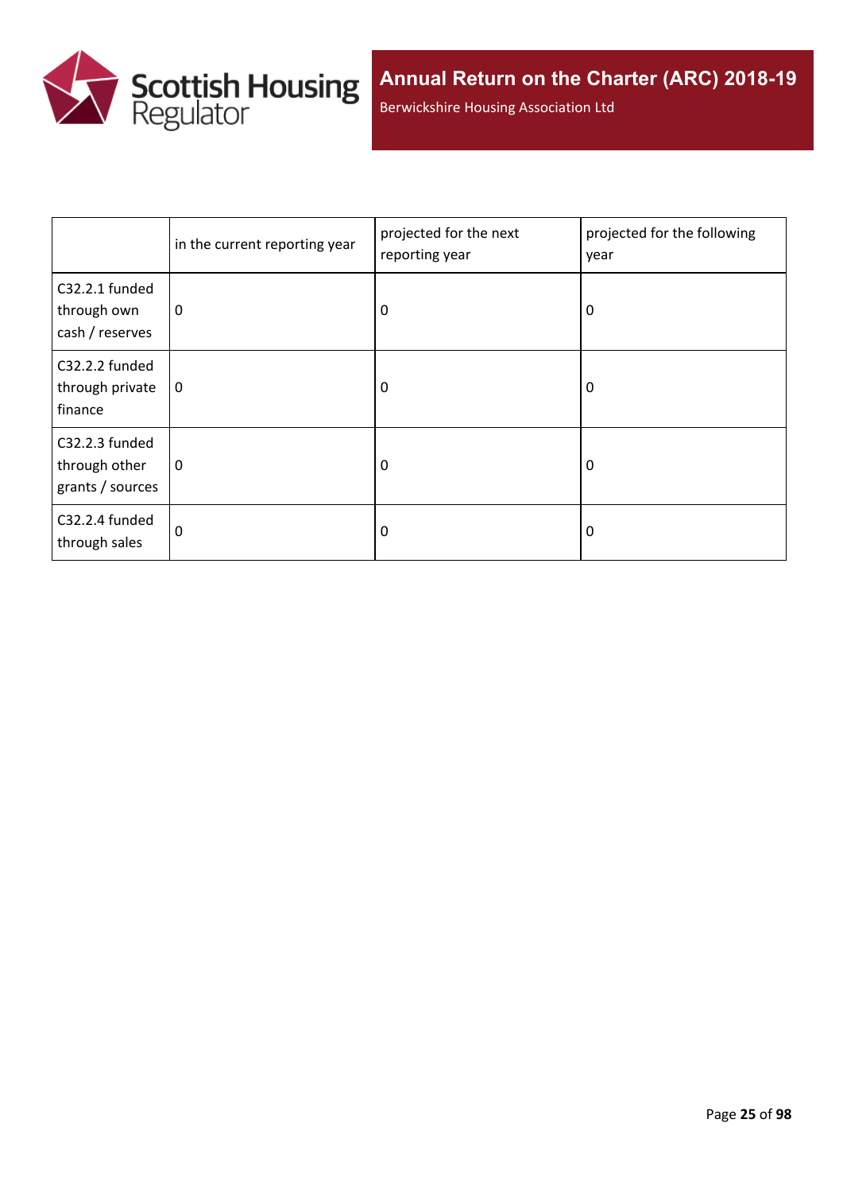| | in the current reporting year | projected for the next reporting year | projected for the following year |
|---|---|---|---|
| C32.2.1 funded through own cash / reserves | 0 | 0 | 0 |
| C32.2.2 funded through private finance | 0 | 0 | 0 |
| C32.2.3 funded through other grants / sources | 0 | 0 | 0 |
| C32.2.4 funded through sales | 0 | 0 | 0 |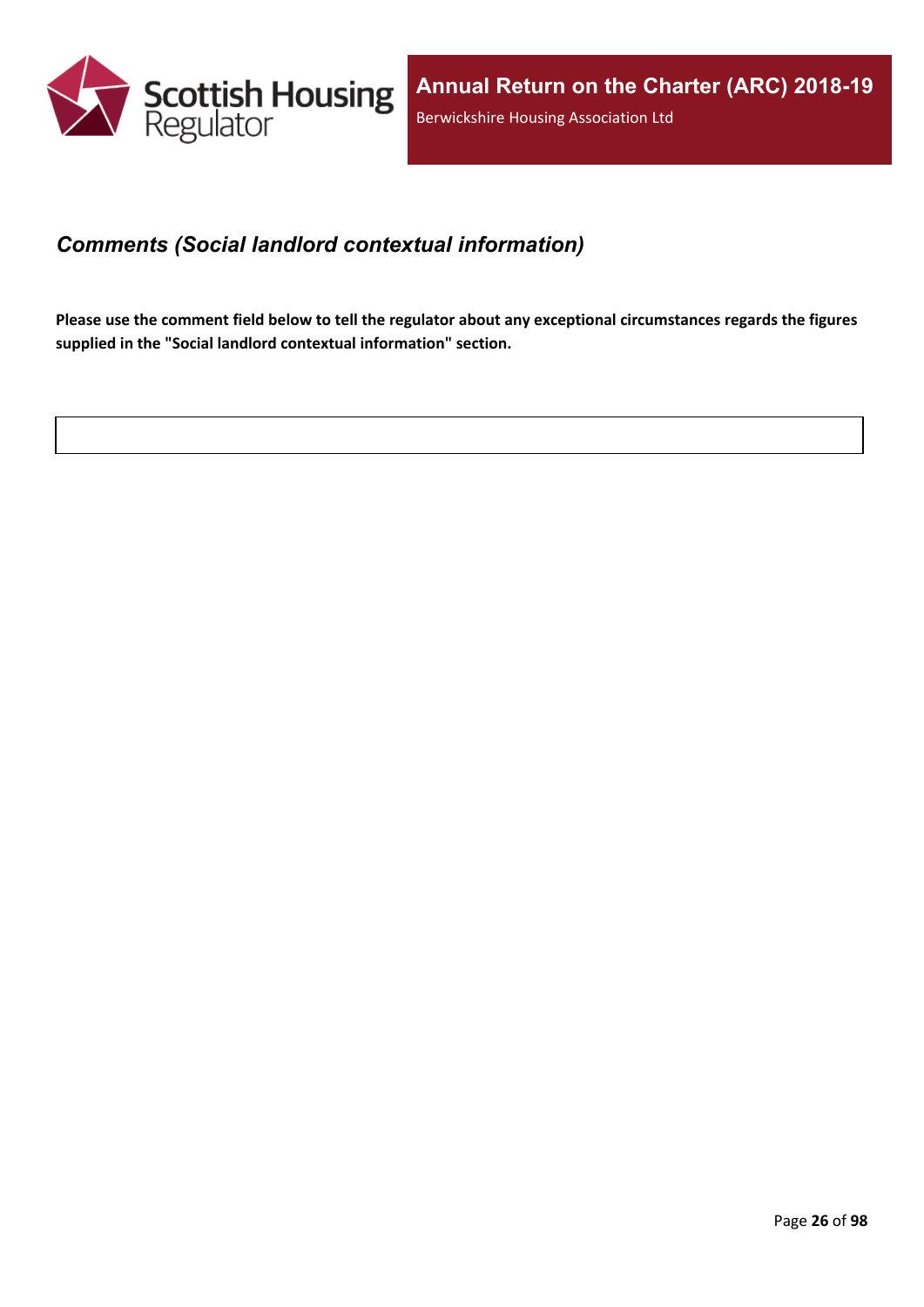### *Comments (Social landlord contextual information)*

**Please use the comment field below to tell the regulator about any exceptional circumstances regards the figures supplied in the "Social landlord contextual information" section.**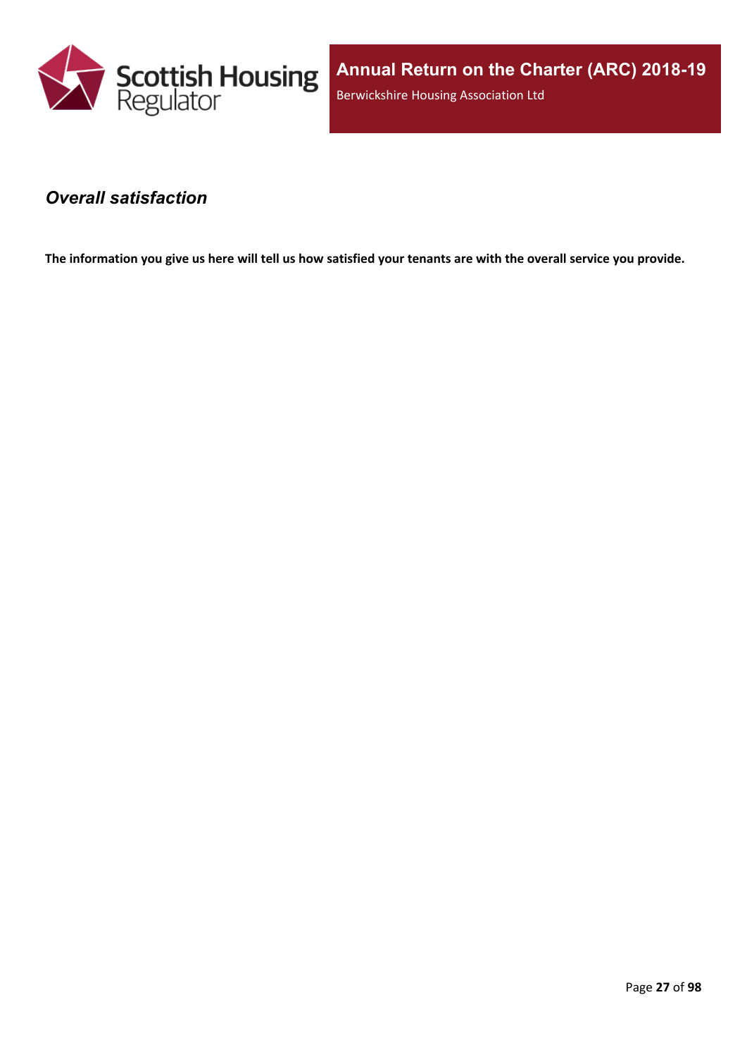## *Overall satisfaction*

**The information you give us here will tell us how satisfied your tenants are with the overall service you provide.**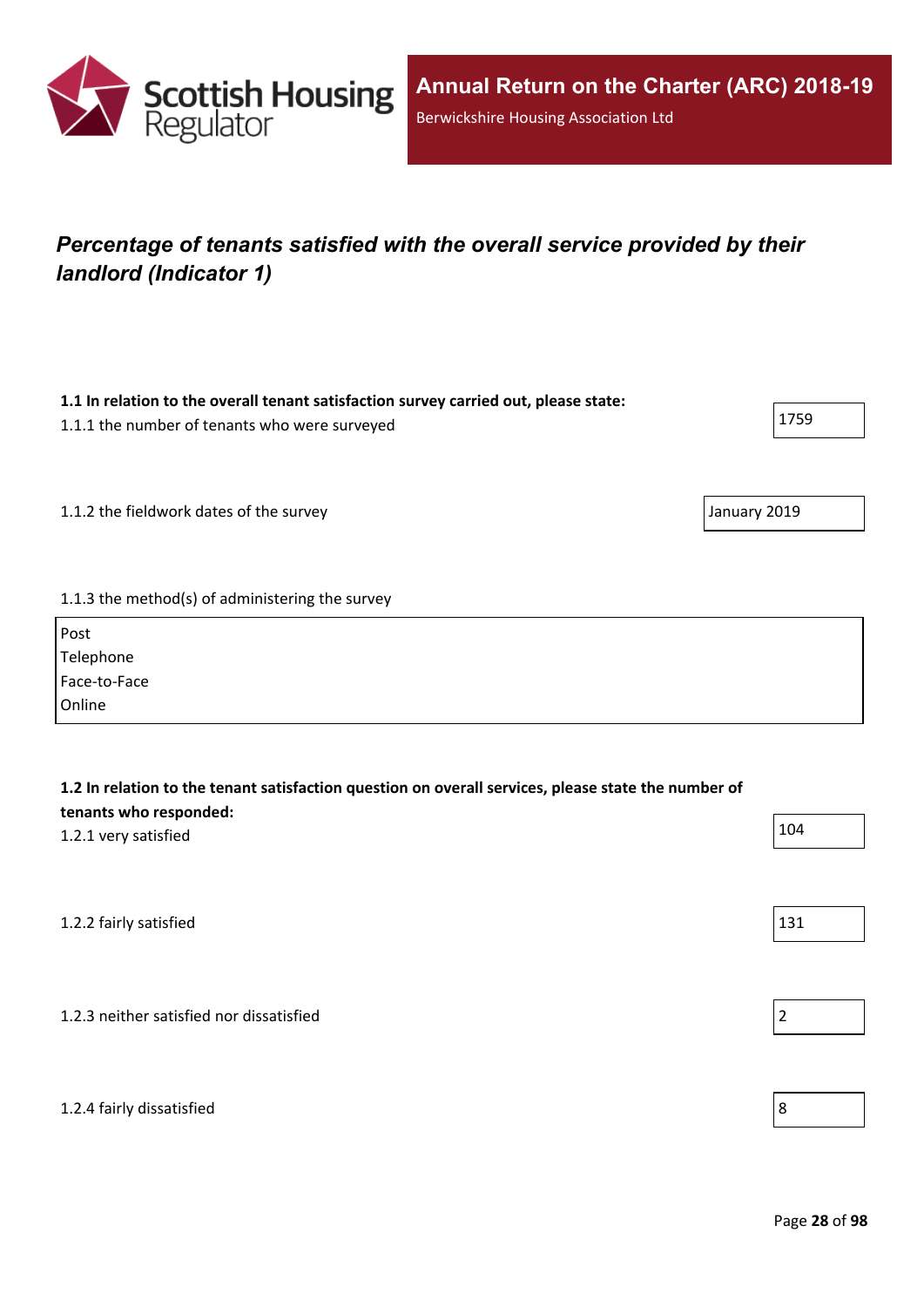## *Percentage of tenants satisfied with the overall service provided by their landlord (Indicator 1)*

**1.1 In relation to the overall tenant satisfaction survey carried out, please state:**

1.1.1 the number of tenants who were surveyed

1759

1.1.2 the fieldwork dates of the survey

January 2019

1.1.3 the method(s) of administering the survey

Post
Telephone
Face-to-Face
Online

**1.2 In relation to the tenant satisfaction question on overall services, please state the number of tenants who responded:**

1.2.1 very satisfied

104

1.2.2 fairly satisfied

131

1.2.3 neither satisfied nor dissatisfied

2

1.2.4 fairly dissatisfied

8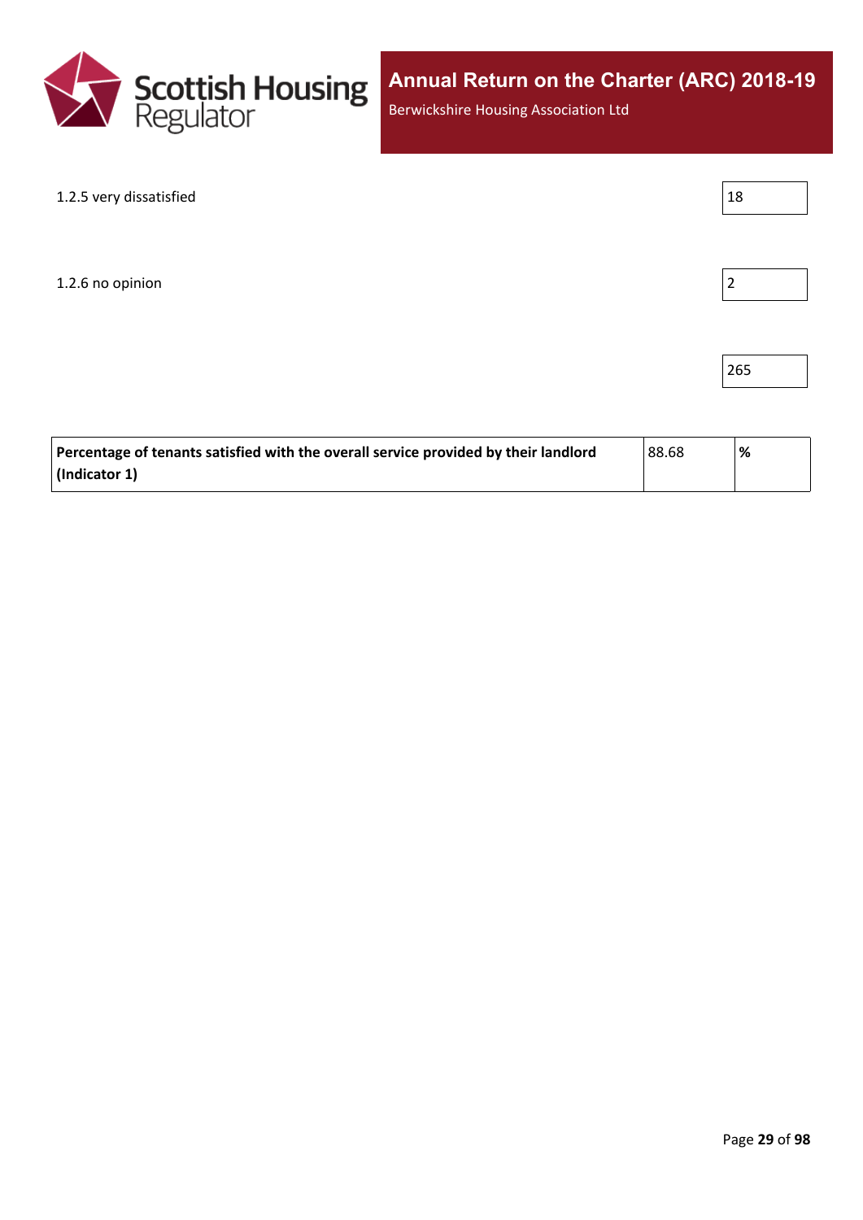1.2.5 very dissatisfied | 18

1.2.6 no opinion | 2

265

| Percentage of tenants satisfied with the overall service provided by their landlord (Indicator 1) | 88.68 | % |
|---|---|---|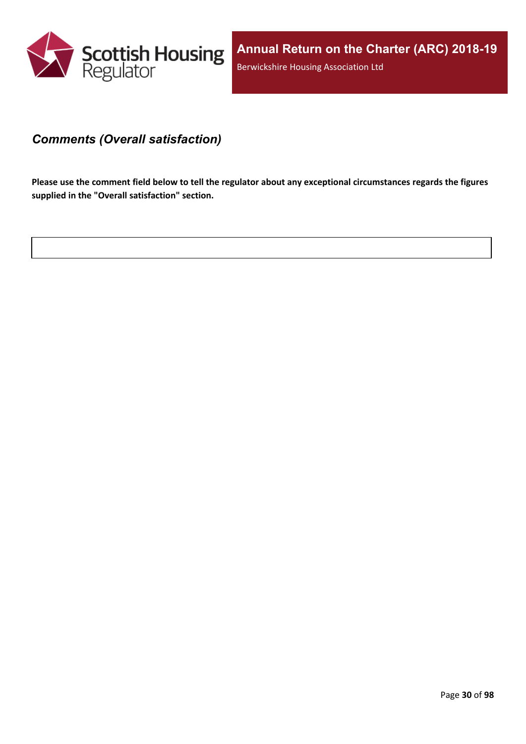### *Comments (Overall satisfaction)*

**Please use the comment field below to tell the regulator about any exceptional circumstances regards the figures supplied in the "Overall satisfaction" section.**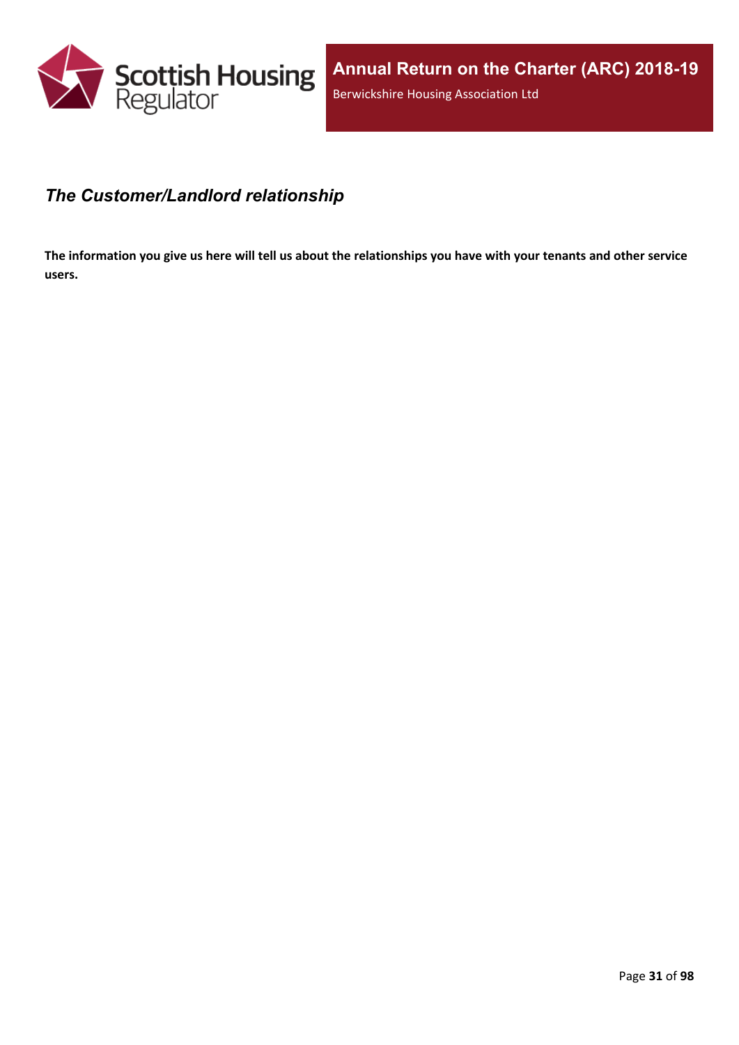## *The Customer/Landlord relationship*

**The information you give us here will tell us about the relationships you have with your tenants and other service users.**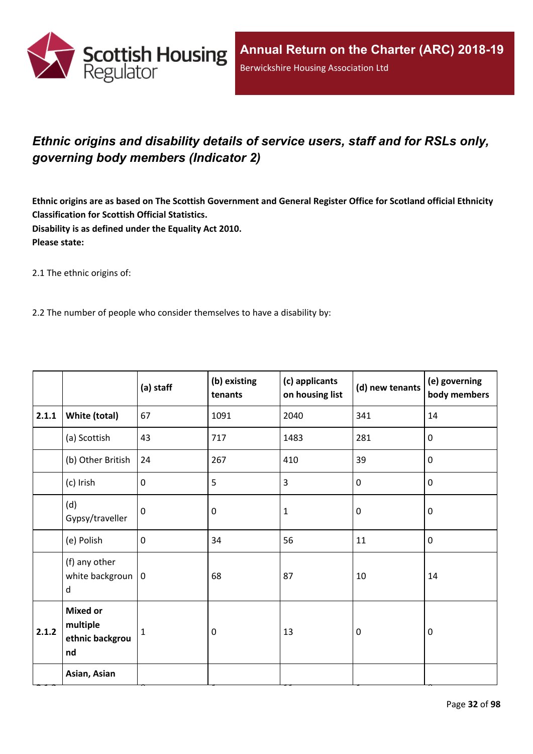## *Ethnic origins and disability details of service users, staff and for RSLs only, governing body members (Indicator 2)*

**Ethnic origins are as based on The Scottish Government and General Register Office for Scotland official Ethnicity Classification for Scottish Official Statistics.**
**Disability is as defined under the Equality Act 2010.**
**Please state:**

2.1 The ethnic origins of:

2.2 The number of people who consider themselves to have a disability by:

| | | (a) staff | (b) existing tenants | (c) applicants on housing list | (d) new tenants | (e) governing body members |
|---|---|---|---|---|---|---|
| **2.1.1** | **White (total)** | 67 | 1091 | 2040 | 341 | 14 |
| | (a) Scottish | 43 | 717 | 1483 | 281 | 0 |
| | (b) Other British | 24 | 267 | 410 | 39 | 0 |
| | (c) Irish | 0 | 5 | 3 | 0 | 0 |
| | (d) Gypsy/traveller | 0 | 0 | 1 | 0 | 0 |
| | (e) Polish | 0 | 34 | 56 | 11 | 0 |
| | (f) any other white background | 0 | 68 | 87 | 10 | 14 |
| **2.1.2** | **Mixed or multiple ethnic background** | 1 | 0 | 13 | 0 | 0 |
| | **Asian, Asian** | | | | | |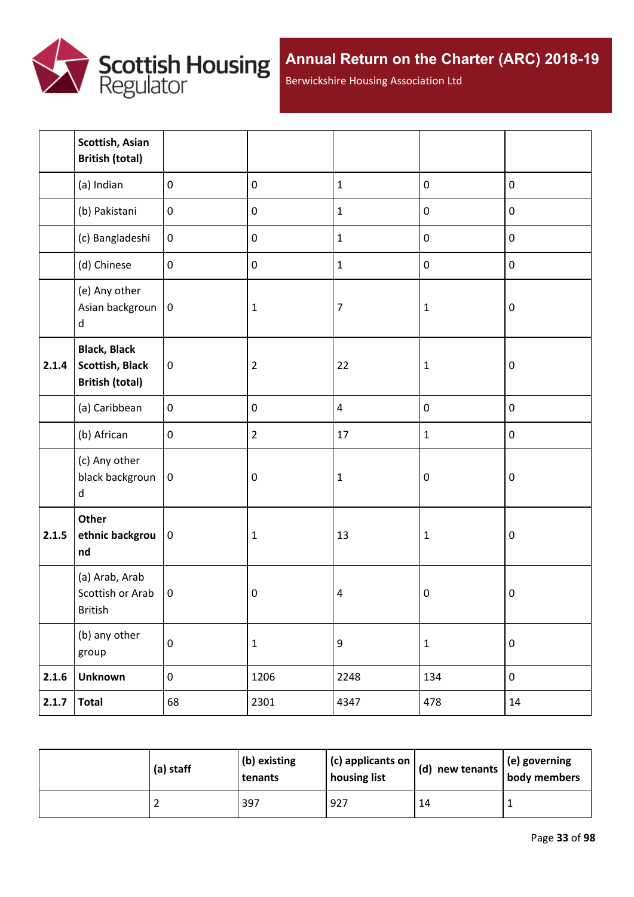|  | **Scottish, Asian British (total)** |  |  |  |  |  |
|---|---|---|---|---|---|---|
|  | (a) Indian | 0 | 0 | 1 | 0 | 0 |
|  | (b) Pakistani | 0 | 0 | 1 | 0 | 0 |
|  | (c) Bangladeshi | 0 | 0 | 1 | 0 | 0 |
|  | (d) Chinese | 0 | 0 | 1 | 0 | 0 |
|  | (e) Any other Asian background | 0 | 1 | 7 | 1 | 0 |
| **2.1.4** | **Black, Black Scottish, Black British (total)** | 0 | 2 | 22 | 1 | 0 |
|  | (a) Caribbean | 0 | 0 | 4 | 0 | 0 |
|  | (b) African | 0 | 2 | 17 | 1 | 0 |
|  | (c) Any other black background | 0 | 0 | 1 | 0 | 0 |
| **2.1.5** | **Other ethnic background** | 0 | 1 | 13 | 1 | 0 |
|  | (a) Arab, Arab Scottish or Arab British | 0 | 0 | 4 | 0 | 0 |
|  | (b) any other group | 0 | 1 | 9 | 1 | 0 |
| **2.1.6** | **Unknown** | 0 | 1206 | 2248 | 134 | 0 |
| **2.1.7** | **Total** | 68 | 2301 | 4347 | 478 | 14 |

|  | **(a) staff** | **(b) existing tenants** | **(c) applicants on housing list** | **(d) new tenants** | **(e) governing body members** |
|---|---|---|---|---|---|
|  | 2 | 397 | 927 | 14 | 1 |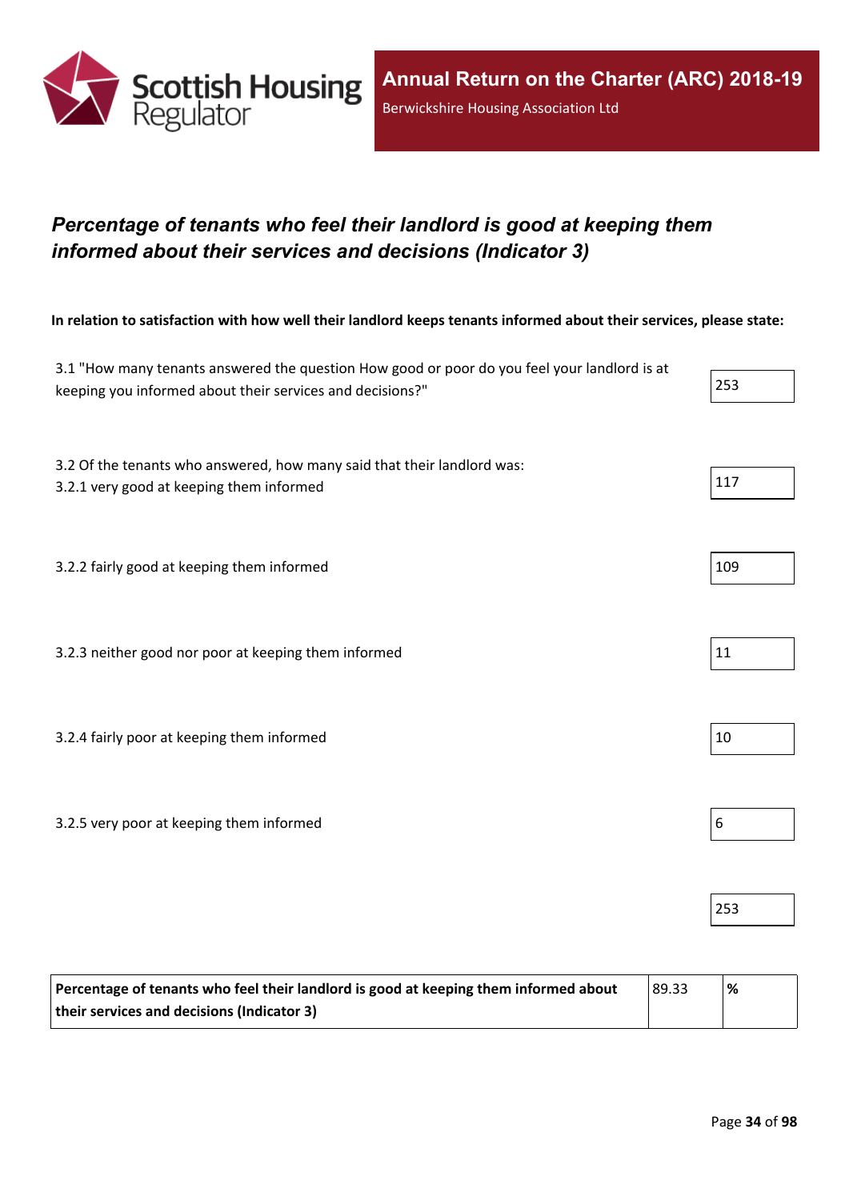## *Percentage of tenants who feel their landlord is good at keeping them informed about their services and decisions (Indicator 3)*

**In relation to satisfaction with how well their landlord keeps tenants informed about their services, please state:**

| | |
|---|---|
| 3.1 "How many tenants answered the question How good or poor do you feel your landlord is at keeping you informed about their services and decisions?" | 253 |
| 3.2 Of the tenants who answered, how many said that their landlord was: 3.2.1 very good at keeping them informed | 117 |
| 3.2.2 fairly good at keeping them informed | 109 |
| 3.2.3 neither good nor poor at keeping them informed | 11 |
| 3.2.4 fairly poor at keeping them informed | 10 |
| 3.2.5 very poor at keeping them informed | 6 |
| | 253 |

| | | |
|---|---|---|
| **Percentage of tenants who feel their landlord is good at keeping them informed about their services and decisions (Indicator 3)** | 89.33 | **%** |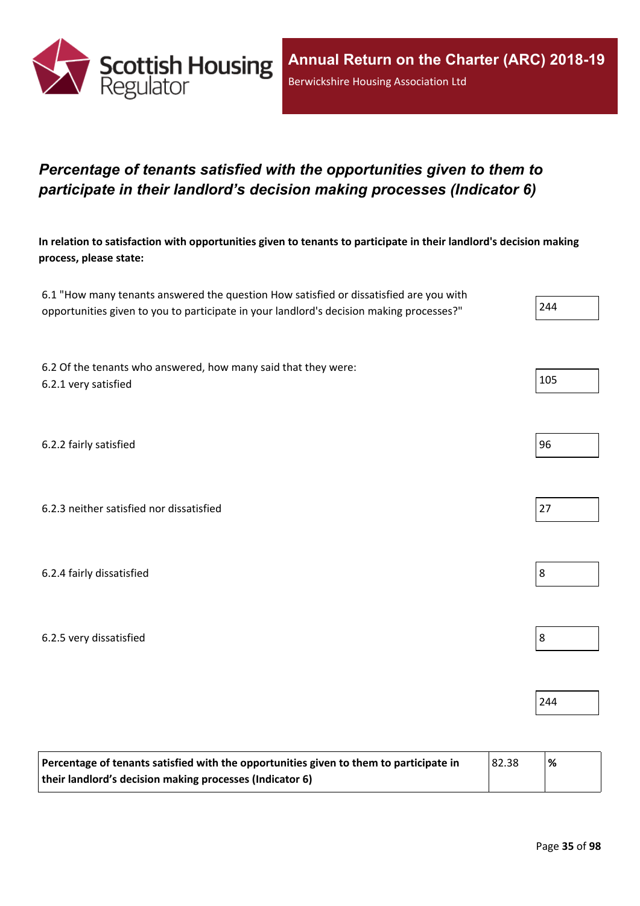## *Percentage of tenants satisfied with the opportunities given to them to participate in their landlord's decision making processes (Indicator 6)*

**In relation to satisfaction with opportunities given to tenants to participate in their landlord's decision making process, please state:**

| | |
|---|---|
| 6.1 "How many tenants answered the question How satisfied or dissatisfied are you with opportunities given to you to participate in your landlord's decision making processes?" | 244 |
| 6.2 Of the tenants who answered, how many said that they were:<br>6.2.1 very satisfied | 105 |
| 6.2.2 fairly satisfied | 96 |
| 6.2.3 neither satisfied nor dissatisfied | 27 |
| 6.2.4 fairly dissatisfied | 8 |
| 6.2.5 very dissatisfied | 8 |
| | 244 |

| | | |
|---|---|---|
| **Percentage of tenants satisfied with the opportunities given to them to participate in their landlord's decision making processes (Indicator 6)** | 82.38 | **%** |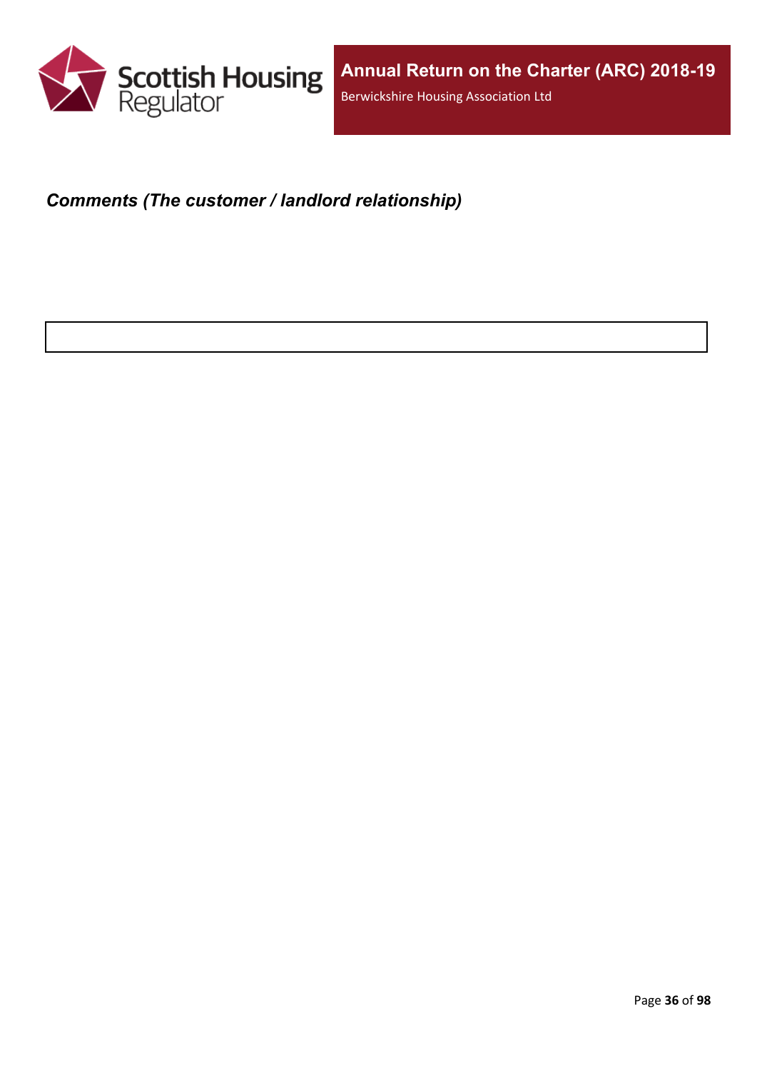***Comments (The customer / landlord relationship)***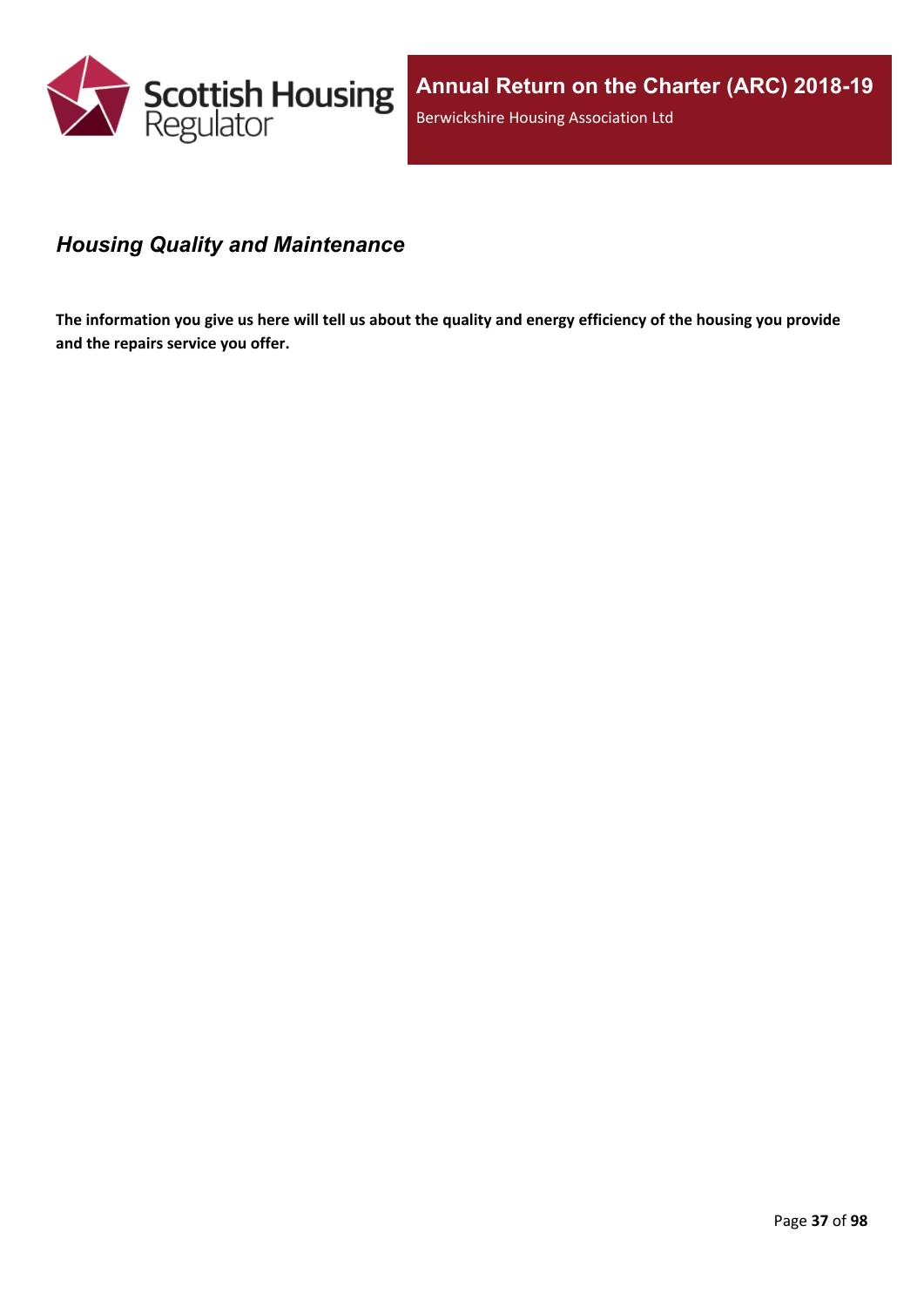## *Housing Quality and Maintenance*

**The information you give us here will tell us about the quality and energy efficiency of the housing you provide and the repairs service you offer.**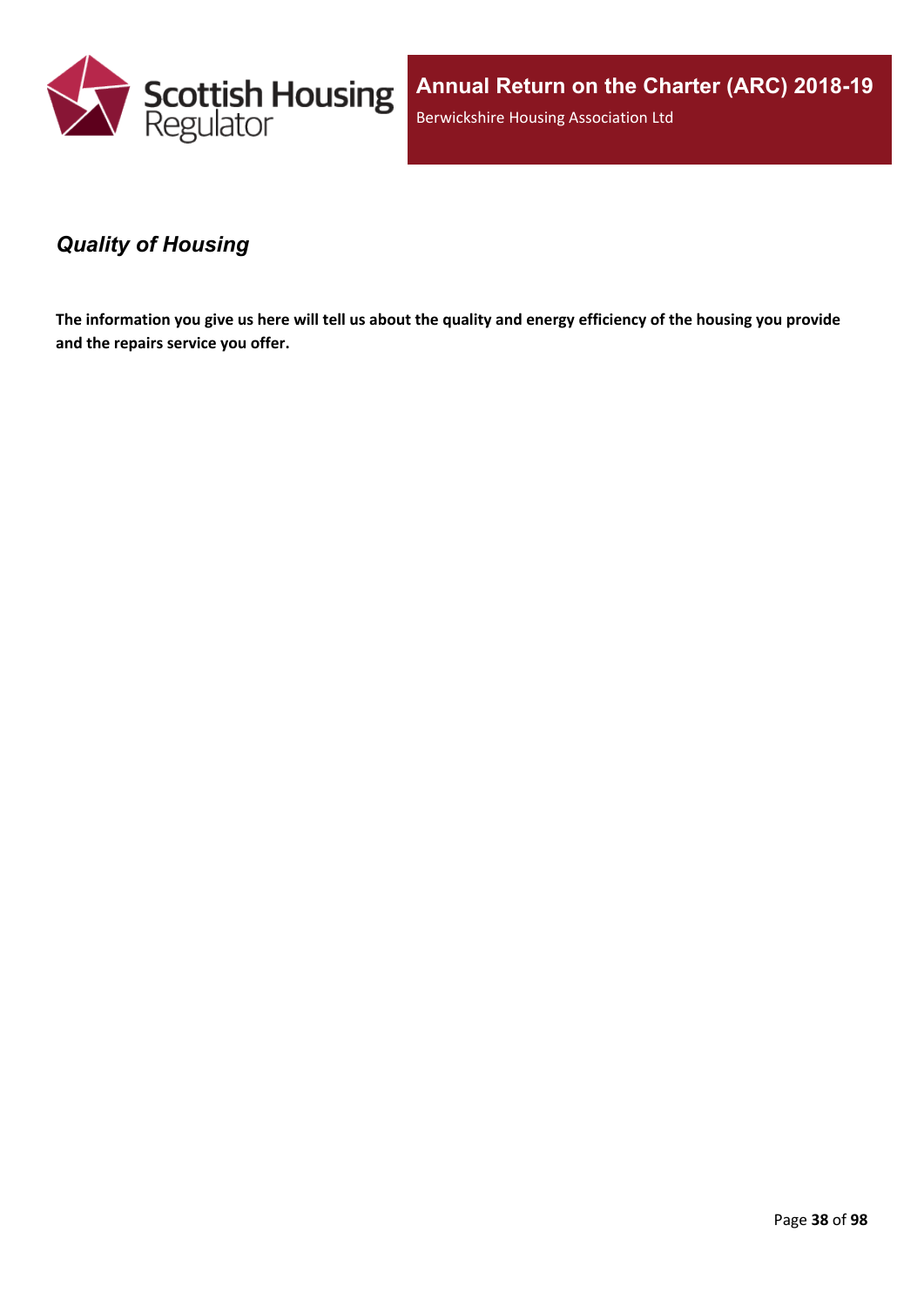## *Quality of Housing*

**The information you give us here will tell us about the quality and energy efficiency of the housing you provide and the repairs service you offer.**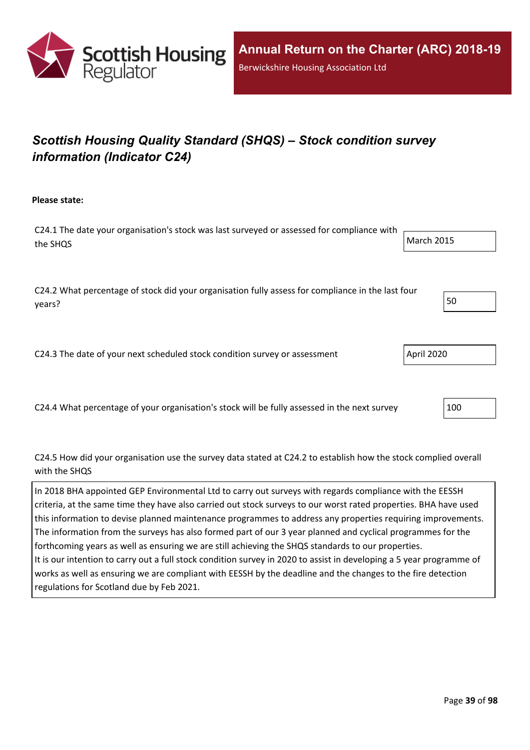# *Scottish Housing Quality Standard (SHQS) – Stock condition survey information (Indicator C24)*

**Please state:**

C24.1 The date your organisation's stock was last surveyed or assessed for compliance with the SHQS

March 2015

C24.2 What percentage of stock did your organisation fully assess for compliance in the last four years?

50

C24.3 The date of your next scheduled stock condition survey or assessment

April 2020

C24.4 What percentage of your organisation's stock will be fully assessed in the next survey

100

C24.5 How did your organisation use the survey data stated at C24.2 to establish how the stock complied overall with the SHQS

In 2018 BHA appointed GEP Environmental Ltd to carry out surveys with regards compliance with the EESSH criteria, at the same time they have also carried out stock surveys to our worst rated properties. BHA have used this information to devise planned maintenance programmes to address any properties requiring improvements. The information from the surveys has also formed part of our 3 year planned and cyclical programmes for the forthcoming years as well as ensuring we are still achieving the SHQS standards to our properties.
It is our intention to carry out a full stock condition survey in 2020 to assist in developing a 5 year programme of works as well as ensuring we are compliant with EESSH by the deadline and the changes to the fire detection regulations for Scotland due by Feb 2021.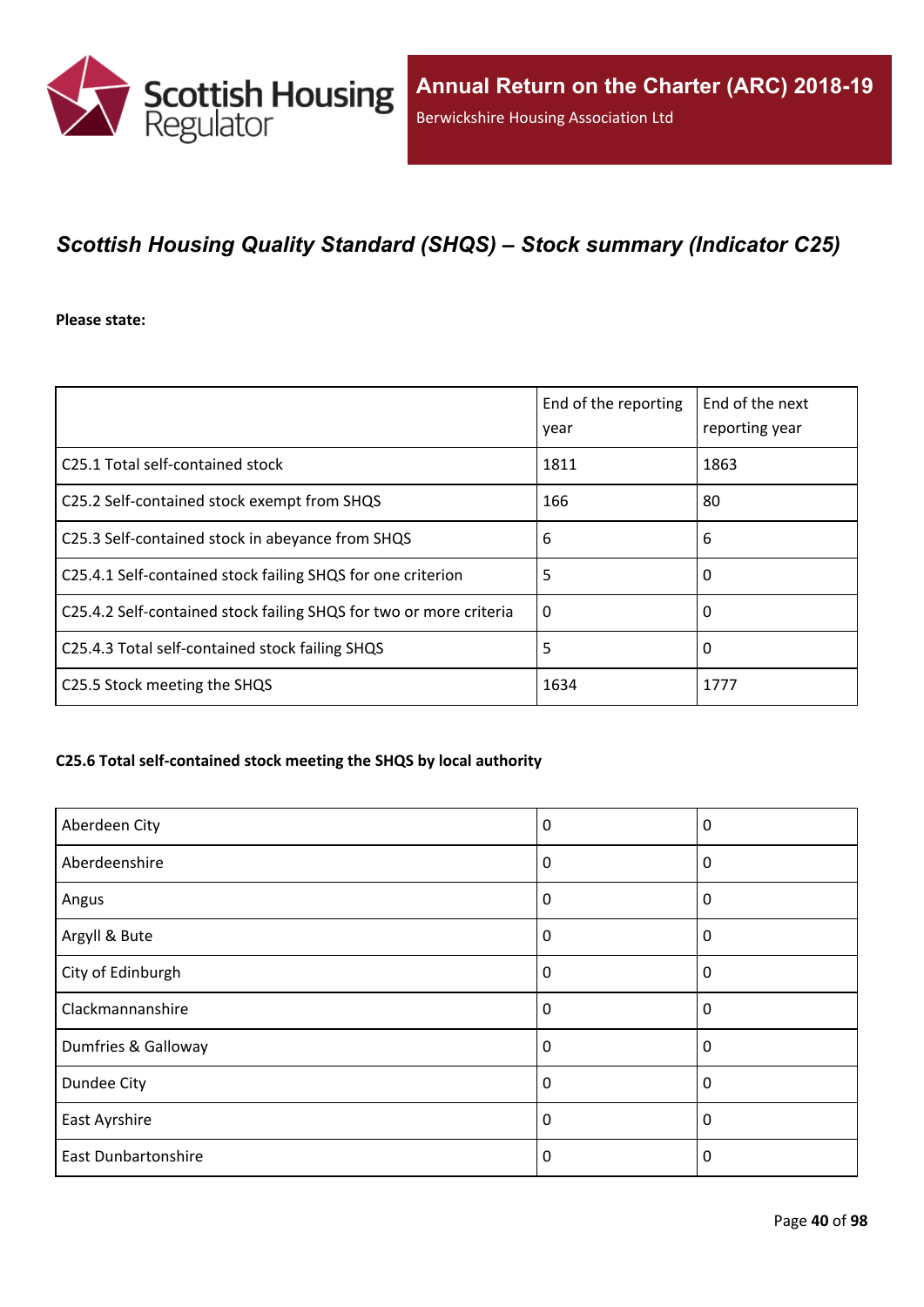## *Scottish Housing Quality Standard (SHQS) – Stock summary (Indicator C25)*

**Please state:**

| | End of the reporting year | End of the next reporting year |
|---|---|---|
| C25.1 Total self-contained stock | 1811 | 1863 |
| C25.2 Self-contained stock exempt from SHQS | 166 | 80 |
| C25.3 Self-contained stock in abeyance from SHQS | 6 | 6 |
| C25.4.1 Self-contained stock failing SHQS for one criterion | 5 | 0 |
| C25.4.2 Self-contained stock failing SHQS for two or more criteria | 0 | 0 |
| C25.4.3 Total self-contained stock failing SHQS | 5 | 0 |
| C25.5 Stock meeting the SHQS | 1634 | 1777 |

**C25.6 Total self-contained stock meeting the SHQS by local authority**

| | | |
|---|---|---|
| Aberdeen City | 0 | 0 |
| Aberdeenshire | 0 | 0 |
| Angus | 0 | 0 |
| Argyll & Bute | 0 | 0 |
| City of Edinburgh | 0 | 0 |
| Clackmannanshire | 0 | 0 |
| Dumfries & Galloway | 0 | 0 |
| Dundee City | 0 | 0 |
| East Ayrshire | 0 | 0 |
| East Dunbartonshire | 0 | 0 |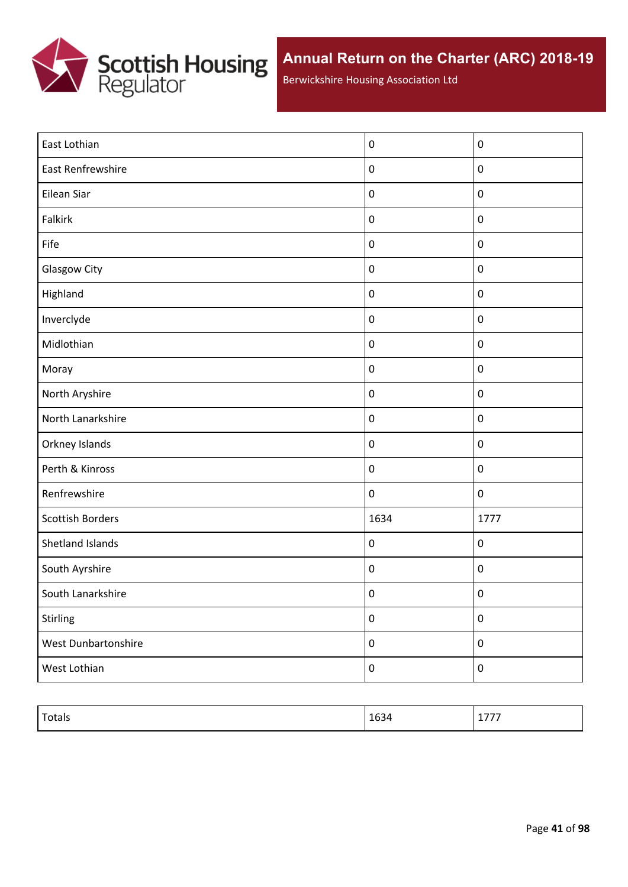| | | |
|---|---|---|
| East Lothian | 0 | 0 |
| East Renfrewshire | 0 | 0 |
| Eilean Siar | 0 | 0 |
| Falkirk | 0 | 0 |
| Fife | 0 | 0 |
| Glasgow City | 0 | 0 |
| Highland | 0 | 0 |
| Inverclyde | 0 | 0 |
| Midlothian | 0 | 0 |
| Moray | 0 | 0 |
| North Aryshire | 0 | 0 |
| North Lanarkshire | 0 | 0 |
| Orkney Islands | 0 | 0 |
| Perth & Kinross | 0 | 0 |
| Renfrewshire | 0 | 0 |
| Scottish Borders | 1634 | 1777 |
| Shetland Islands | 0 | 0 |
| South Ayrshire | 0 | 0 |
| South Lanarkshire | 0 | 0 |
| Stirling | 0 | 0 |
| West Dunbartonshire | 0 | 0 |
| West Lothian | 0 | 0 |

| | | |
|---|---|---|
| Totals | 1634 | 1777 |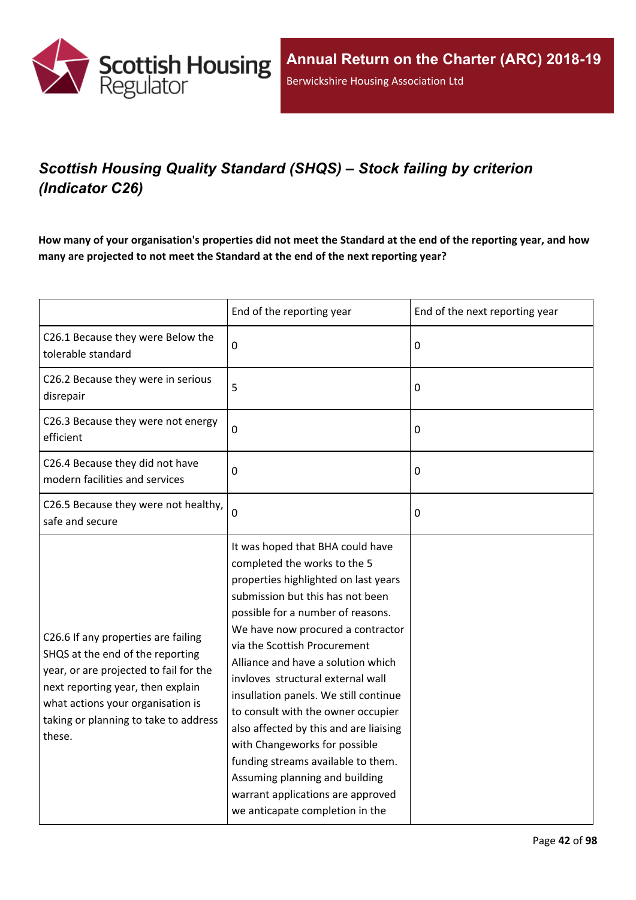## *Scottish Housing Quality Standard (SHQS) – Stock failing by criterion (Indicator C26)*

**How many of your organisation's properties did not meet the Standard at the end of the reporting year, and how many are projected to not meet the Standard at the end of the next reporting year?**

| | End of the reporting year | End of the next reporting year |
|---|---|---|
| C26.1 Because they were Below the tolerable standard | 0 | 0 |
| C26.2 Because they were in serious disrepair | 5 | 0 |
| C26.3 Because they were not energy efficient | 0 | 0 |
| C26.4 Because they did not have modern facilities and services | 0 | 0 |
| C26.5 Because they were not healthy, safe and secure | 0 | 0 |
| C26.6 If any properties are failing SHQS at the end of the reporting year, or are projected to fail for the next reporting year, then explain what actions your organisation is taking or planning to take to address these. | It was hoped that BHA could have completed the works to the 5 properties highlighted on last years submission but this has not been possible for a number of reasons. We have now procured a contractor via the Scottish Procurement Alliance and have a solution which invloves structural external wall insullation panels. We still continue to consult with the owner occupier also affected by this and are liaising with Changeworks for possible funding streams available to them. Assuming planning and building warrant applications are approved we anticapate completion in the | |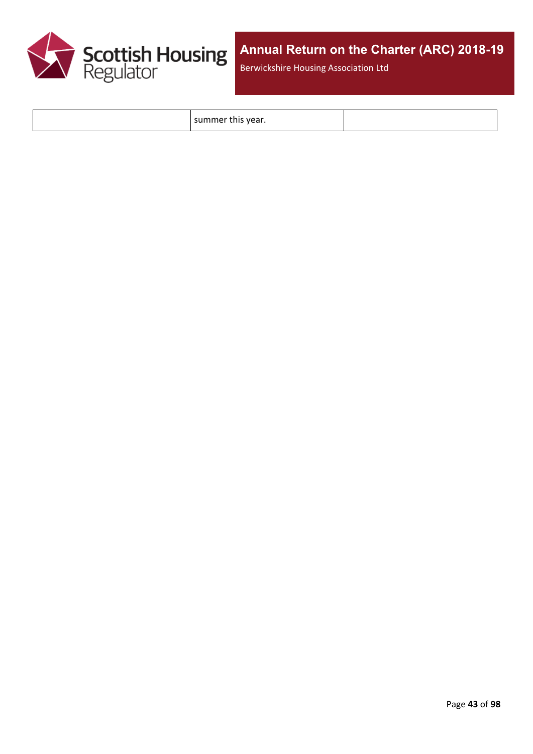|  | summer this year. |  |
| --- | --- | --- |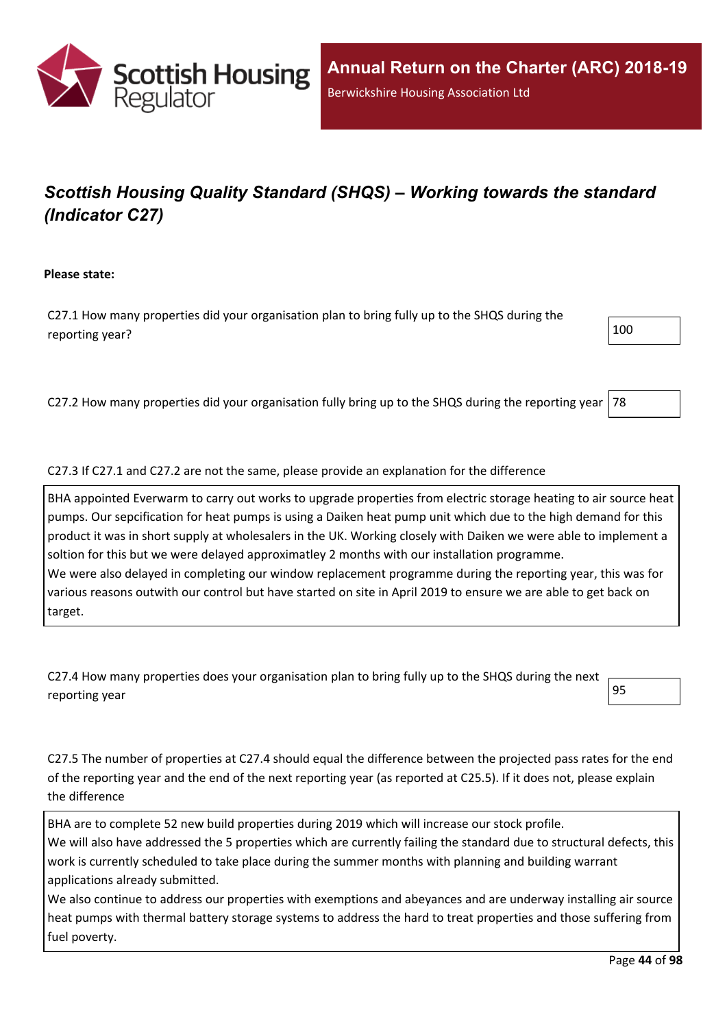# *Scottish Housing Quality Standard (SHQS) – Working towards the standard (Indicator C27)*

**Please state:**

C27.1 How many properties did your organisation plan to bring fully up to the SHQS during the reporting year?

100

C27.2 How many properties did your organisation fully bring up to the SHQS during the reporting year

78

C27.3 If C27.1 and C27.2 are not the same, please provide an explanation for the difference

BHA appointed Everwarm to carry out works to upgrade properties from electric storage heating to air source heat pumps. Our sepcification for heat pumps is using a Daiken heat pump unit which due to the high demand for this product it was in short supply at wholesalers in the UK. Working closely with Daiken we were able to implement a soltion for this but we were delayed approximatley 2 months with our installation programme.
We were also delayed in completing our window replacement programme during the reporting year, this was for various reasons outwith our control but have started on site in April 2019 to ensure we are able to get back on target.

C27.4 How many properties does your organisation plan to bring fully up to the SHQS during the next reporting year

95

C27.5 The number of properties at C27.4 should equal the difference between the projected pass rates for the end of the reporting year and the end of the next reporting year (as reported at C25.5). If it does not, please explain the difference

BHA are to complete 52 new build properties during 2019 which will increase our stock profile.
We will also have addressed the 5 properties which are currently failing the standard due to structural defects, this work is currently scheduled to take place during the summer months with planning and building warrant applications already submitted.
We also continue to address our properties with exemptions and abeyances and are underway installing air source heat pumps with thermal battery storage systems to address the hard to treat properties and those suffering from fuel poverty.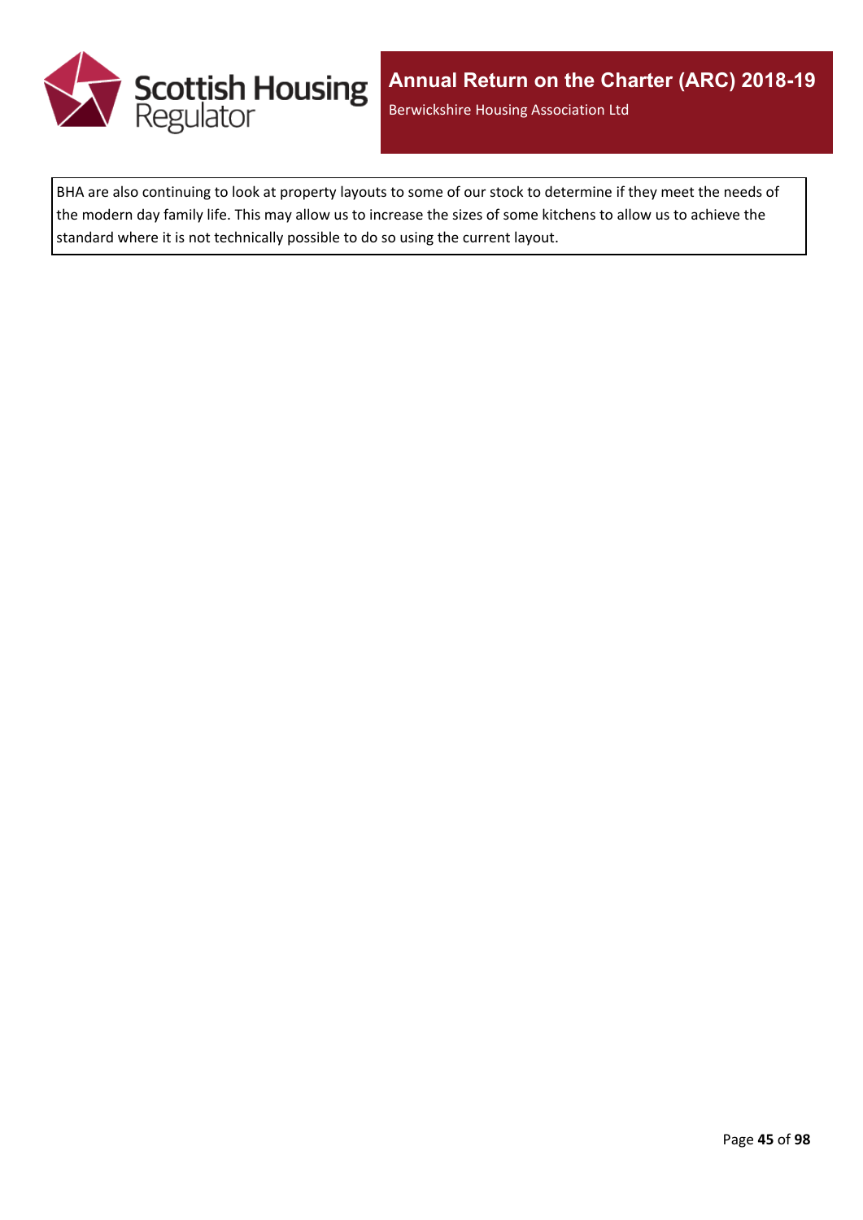BHA are also continuing to look at property layouts to some of our stock to determine if they meet the needs of the modern day family life. This may allow us to increase the sizes of some kitchens to allow us to achieve the standard where it is not technically possible to do so using the current layout.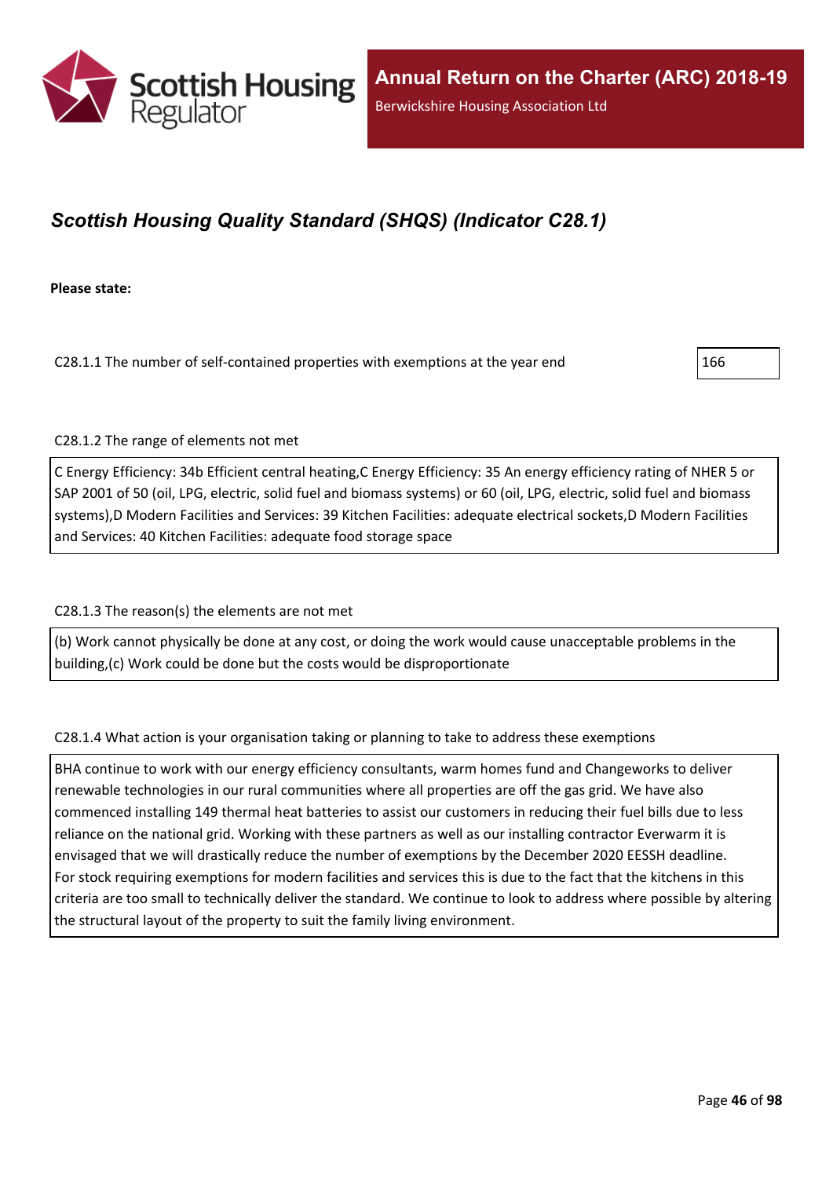## *Scottish Housing Quality Standard (SHQS) (Indicator C28.1)*

**Please state:**

C28.1.1 The number of self-contained properties with exemptions at the year end

166

C28.1.2 The range of elements not met

C Energy Efficiency: 34b Efficient central heating,C Energy Efficiency: 35 An energy efficiency rating of NHER 5 or SAP 2001 of 50 (oil, LPG, electric, solid fuel and biomass systems) or 60 (oil, LPG, electric, solid fuel and biomass systems),D Modern Facilities and Services: 39 Kitchen Facilities: adequate electrical sockets,D Modern Facilities and Services: 40 Kitchen Facilities: adequate food storage space

C28.1.3 The reason(s) the elements are not met

(b) Work cannot physically be done at any cost, or doing the work would cause unacceptable problems in the building,(c) Work could be done but the costs would be disproportionate

C28.1.4 What action is your organisation taking or planning to take to address these exemptions

BHA continue to work with our energy efficiency consultants, warm homes fund and Changeworks to deliver renewable technologies in our rural communities where all properties are off the gas grid. We have also commenced installing 149 thermal heat batteries to assist our customers in reducing their fuel bills due to less reliance on the national grid. Working with these partners as well as our installing contractor Everwarm it is envisaged that we will drastically reduce the number of exemptions by the December 2020 EESSH deadline.
For stock requiring exemptions for modern facilities and services this is due to the fact that the kitchens in this criteria are too small to technically deliver the standard. We continue to look to address where possible by altering the structural layout of the property to suit the family living environment.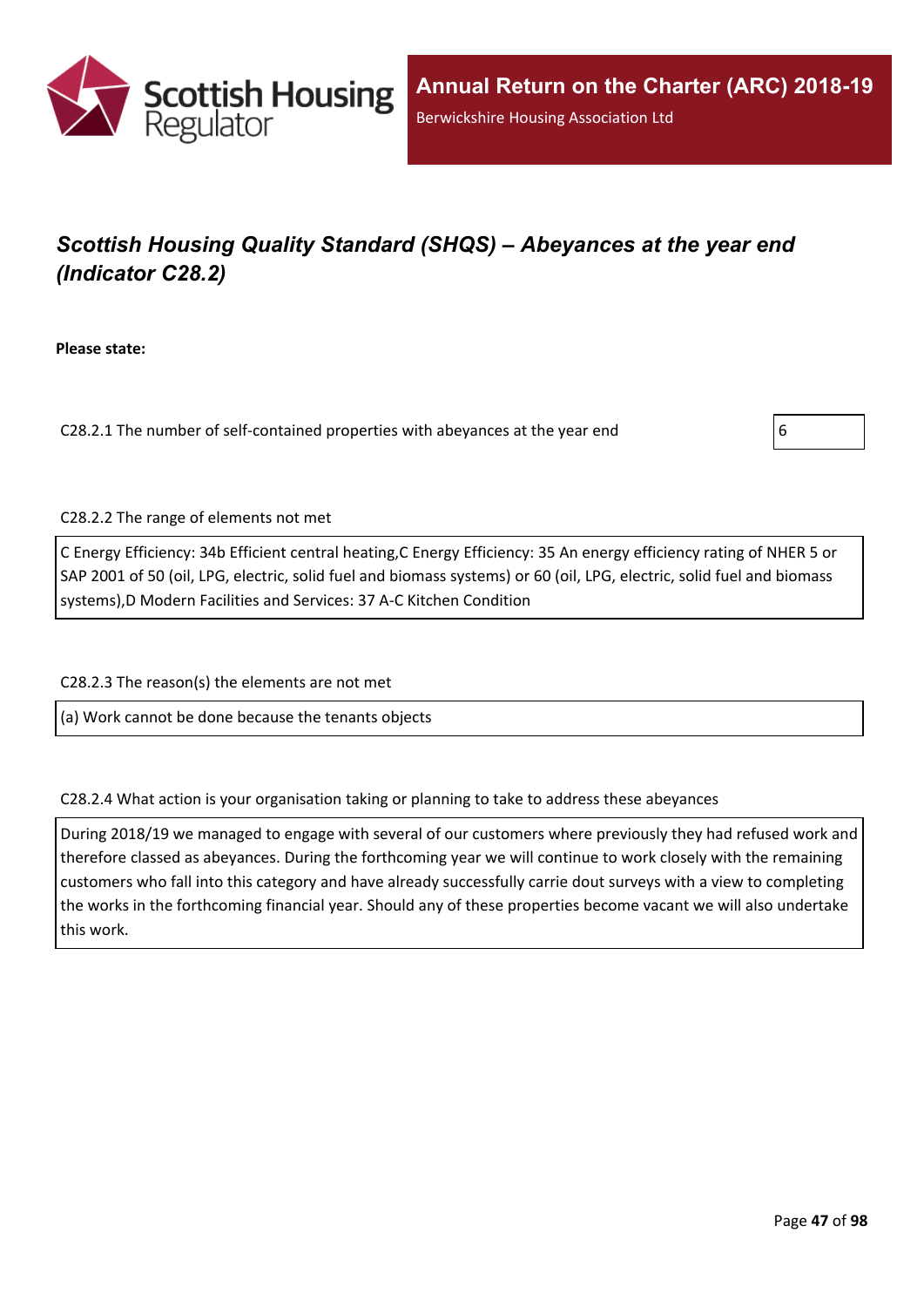## *Scottish Housing Quality Standard (SHQS) – Abeyances at the year end (Indicator C28.2)*

**Please state:**

C28.2.1 The number of self-contained properties with abeyances at the year end

6

C28.2.2 The range of elements not met

C Energy Efficiency: 34b Efficient central heating,C Energy Efficiency: 35 An energy efficiency rating of NHER 5 or SAP 2001 of 50 (oil, LPG, electric, solid fuel and biomass systems) or 60 (oil, LPG, electric, solid fuel and biomass systems),D Modern Facilities and Services: 37 A-C Kitchen Condition

C28.2.3 The reason(s) the elements are not met

(a) Work cannot be done because the tenants objects

C28.2.4 What action is your organisation taking or planning to take to address these abeyances

During 2018/19 we managed to engage with several of our customers where previously they had refused work and therefore classed as abeyances. During the forthcoming year we will continue to work closely with the remaining customers who fall into this category and have already successfully carrie dout surveys with a view to completing the works in the forthcoming financial year. Should any of these properties become vacant we will also undertake this work.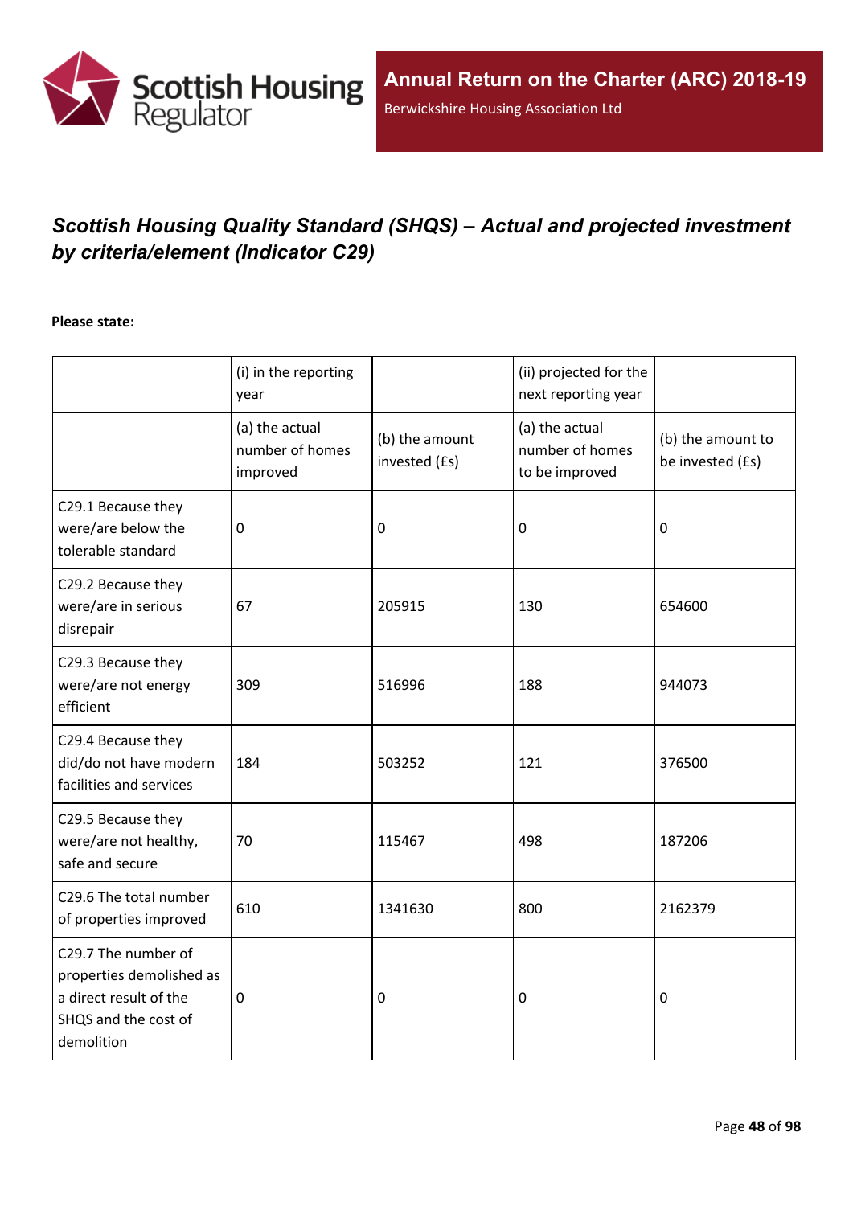# Scottish Housing Quality Standard (SHQS) – Actual and projected investment by criteria/element (Indicator C29)

**Please state:**

| | (i) in the reporting year | | (ii) projected for the next reporting year | |
|---|---|---|---|---|
| | (a) the actual number of homes improved | (b) the amount invested (£s) | (a) the actual number of homes to be improved | (b) the amount to be invested (£s) |
| C29.1 Because they were/are below the tolerable standard | 0 | 0 | 0 | 0 |
| C29.2 Because they were/are in serious disrepair | 67 | 205915 | 130 | 654600 |
| C29.3 Because they were/are not energy efficient | 309 | 516996 | 188 | 944073 |
| C29.4 Because they did/do not have modern facilities and services | 184 | 503252 | 121 | 376500 |
| C29.5 Because they were/are not healthy, safe and secure | 70 | 115467 | 498 | 187206 |
| C29.6 The total number of properties improved | 610 | 1341630 | 800 | 2162379 |
| C29.7 The number of properties demolished as a direct result of the SHQS and the cost of demolition | 0 | 0 | 0 | 0 |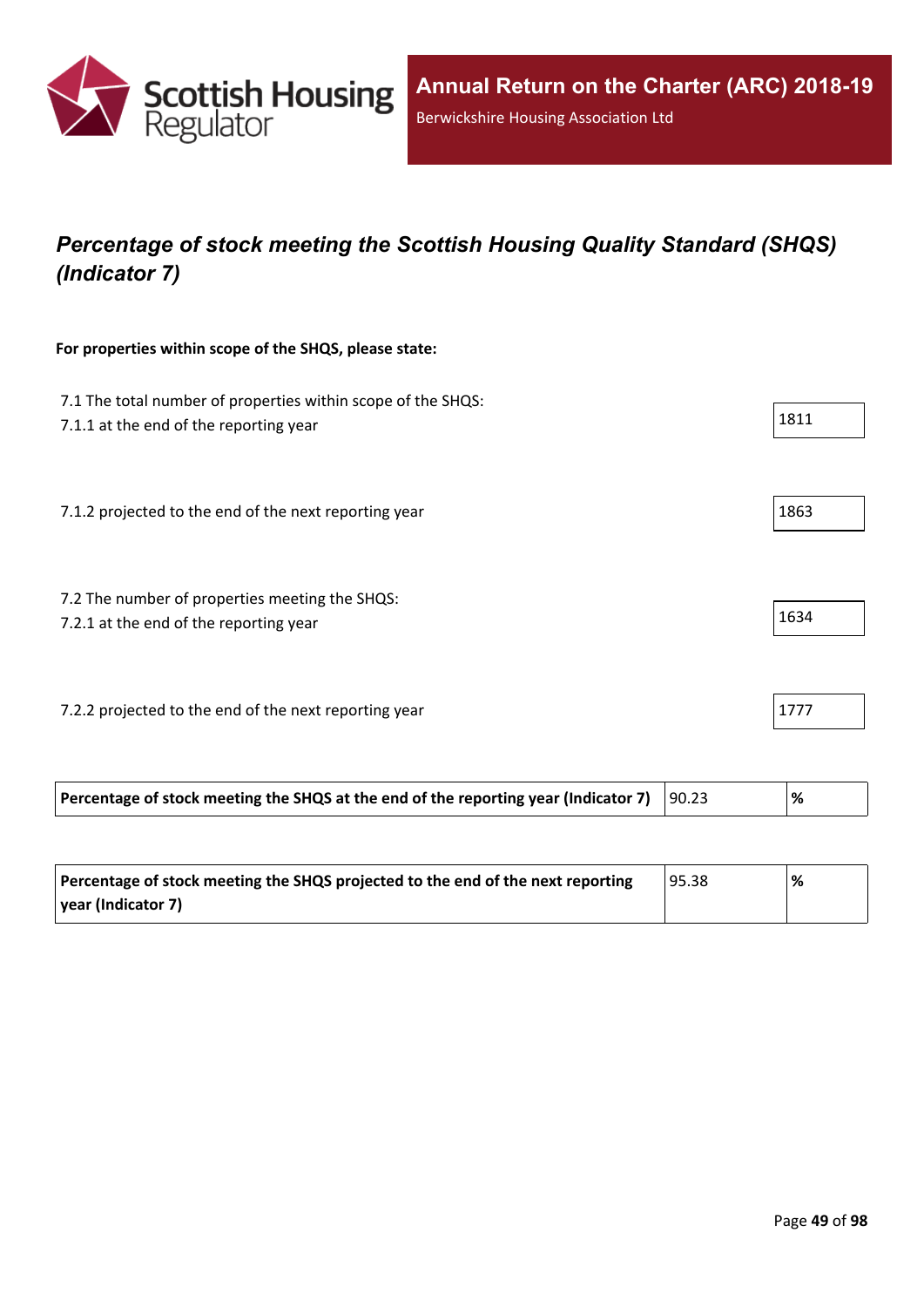# *Percentage of stock meeting the Scottish Housing Quality Standard (SHQS) (Indicator 7)*

**For properties within scope of the SHQS, please state:**

7.1 The total number of properties within scope of the SHQS:

7.1.1 at the end of the reporting year: 1811

7.1.2 projected to the end of the next reporting year: 1863

7.2 The number of properties meeting the SHQS:

7.2.1 at the end of the reporting year: 1634

7.2.2 projected to the end of the next reporting year: 1777

| **Percentage of stock meeting the SHQS at the end of the reporting year (Indicator 7)** | 90.23 | **%** |
|---|---|---|

| **Percentage of stock meeting the SHQS projected to the end of the next reporting year (Indicator 7)** | 95.38 | **%** |
|---|---|---|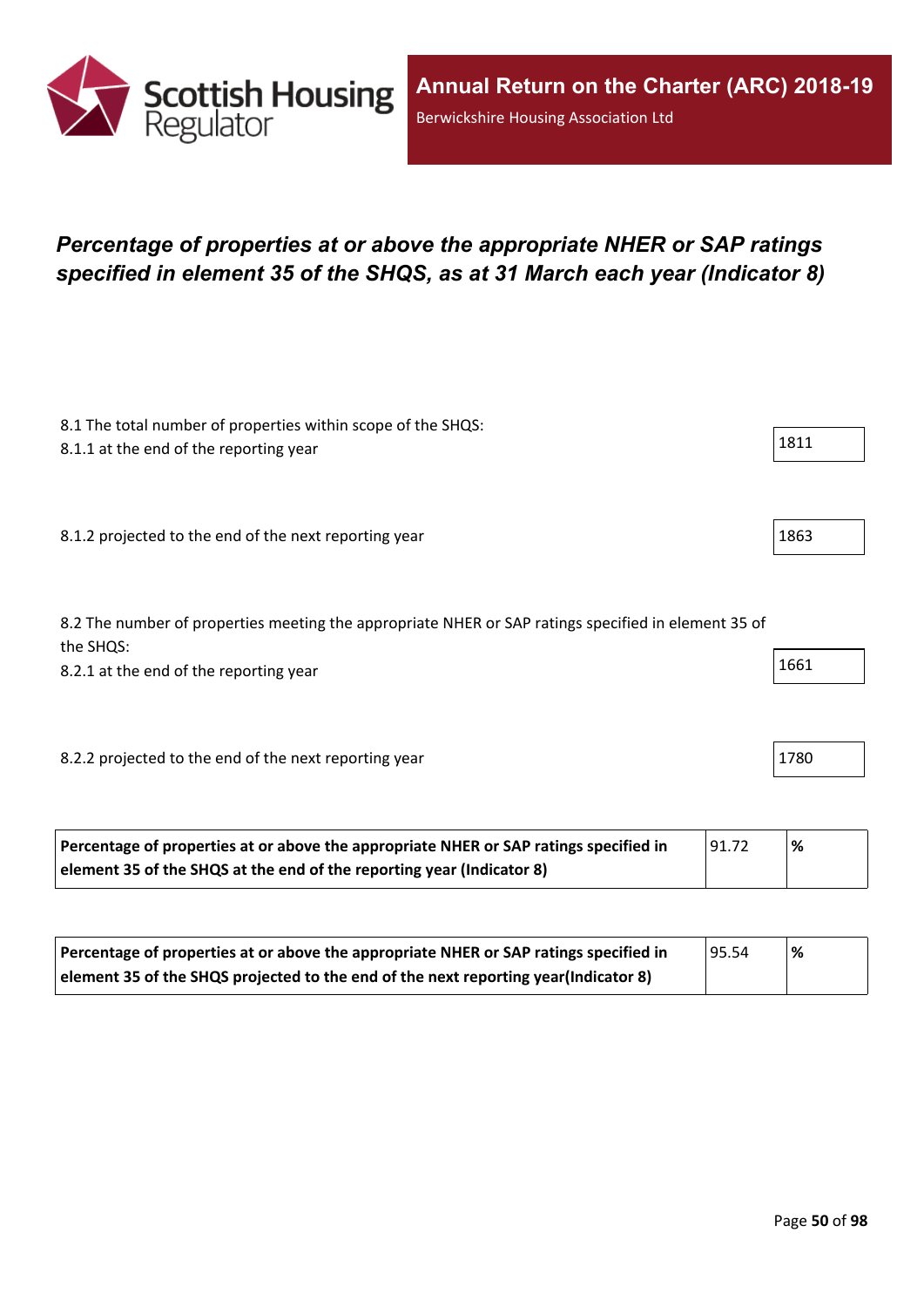## *Percentage of properties at or above the appropriate NHER or SAP ratings specified in element 35 of the SHQS, as at 31 March each year (Indicator 8)*

8.1 The total number of properties within scope of the SHQS:
8.1.1 at the end of the reporting year

1811

8.1.2 projected to the end of the next reporting year

1863

8.2 The number of properties meeting the appropriate NHER or SAP ratings specified in element 35 of the SHQS:
8.2.1 at the end of the reporting year

1661

8.2.2 projected to the end of the next reporting year

1780

| **Percentage of properties at or above the appropriate NHER or SAP ratings specified in element 35 of the SHQS at the end of the reporting year (Indicator 8)** | 91.72 | **%** |
|---|---|---|

| **Percentage of properties at or above the appropriate NHER or SAP ratings specified in element 35 of the SHQS projected to the end of the next reporting year(Indicator 8)** | 95.54 | **%** |
|---|---|---|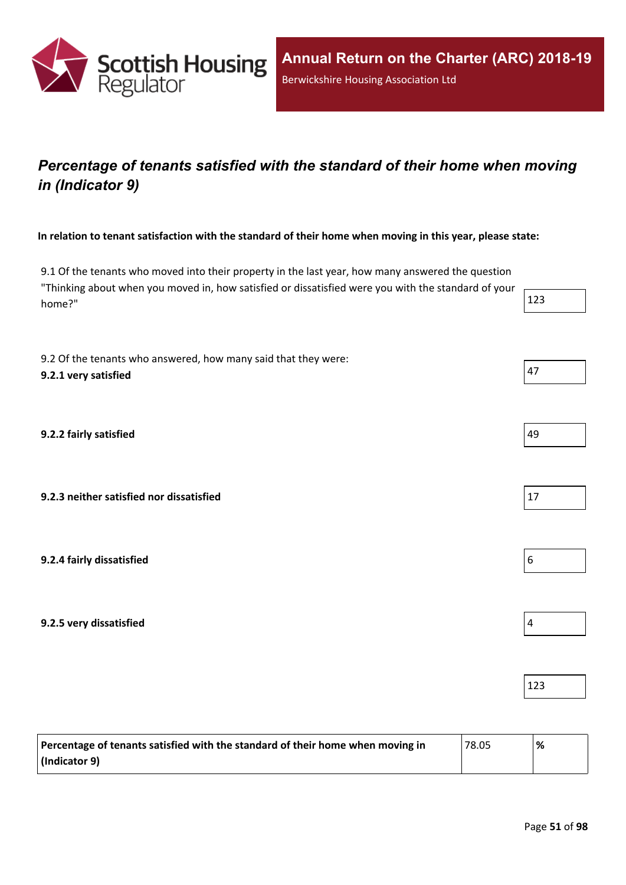## *Percentage of tenants satisfied with the standard of their home when moving in (Indicator 9)*

**In relation to tenant satisfaction with the standard of their home when moving in this year, please state:**

| | |
|---|---|
| 9.1 Of the tenants who moved into their property in the last year, how many answered the question "Thinking about when you moved in, how satisfied or dissatisfied were you with the standard of your home?" | 123 |
| 9.2 Of the tenants who answered, how many said that they were: **9.2.1 very satisfied** | 47 |
| **9.2.2 fairly satisfied** | 49 |
| **9.2.3 neither satisfied nor dissatisfied** | 17 |
| **9.2.4 fairly dissatisfied** | 6 |
| **9.2.5 very dissatisfied** | 4 |
| | 123 |

| | | |
|---|---|---|
| **Percentage of tenants satisfied with the standard of their home when moving in (Indicator 9)** | 78.05 | **%** |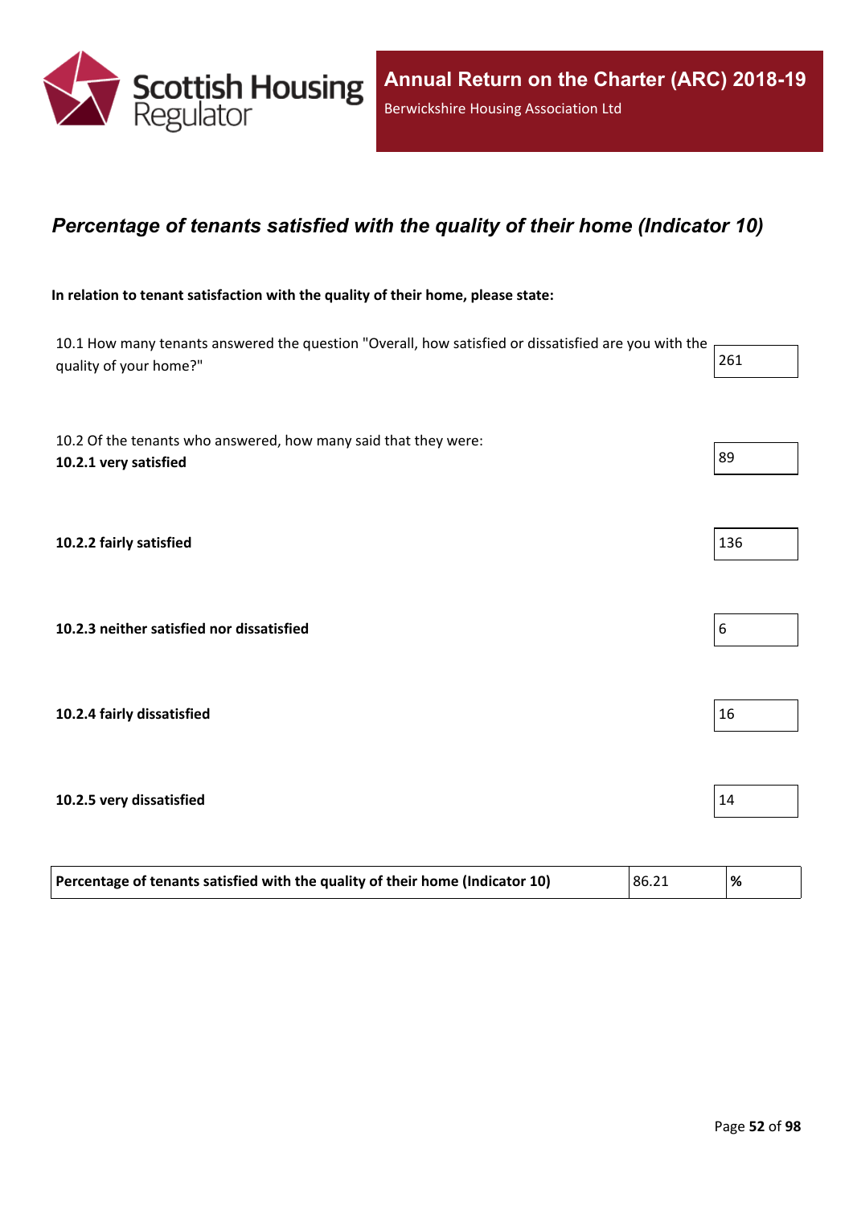## *Percentage of tenants satisfied with the quality of their home (Indicator 10)*

**In relation to tenant satisfaction with the quality of their home, please state:**

| | |
|---|---|
| 10.1 How many tenants answered the question "Overall, how satisfied or dissatisfied are you with the quality of your home?" | 261 |
| 10.2 Of the tenants who answered, how many said that they were: **10.2.1 very satisfied** | 89 |
| **10.2.2 fairly satisfied** | 136 |
| **10.2.3 neither satisfied nor dissatisfied** | 6 |
| **10.2.4 fairly dissatisfied** | 16 |
| **10.2.5 very dissatisfied** | 14 |

| | | |
|---|---|---|
| **Percentage of tenants satisfied with the quality of their home (Indicator 10)** | 86.21 | **%** |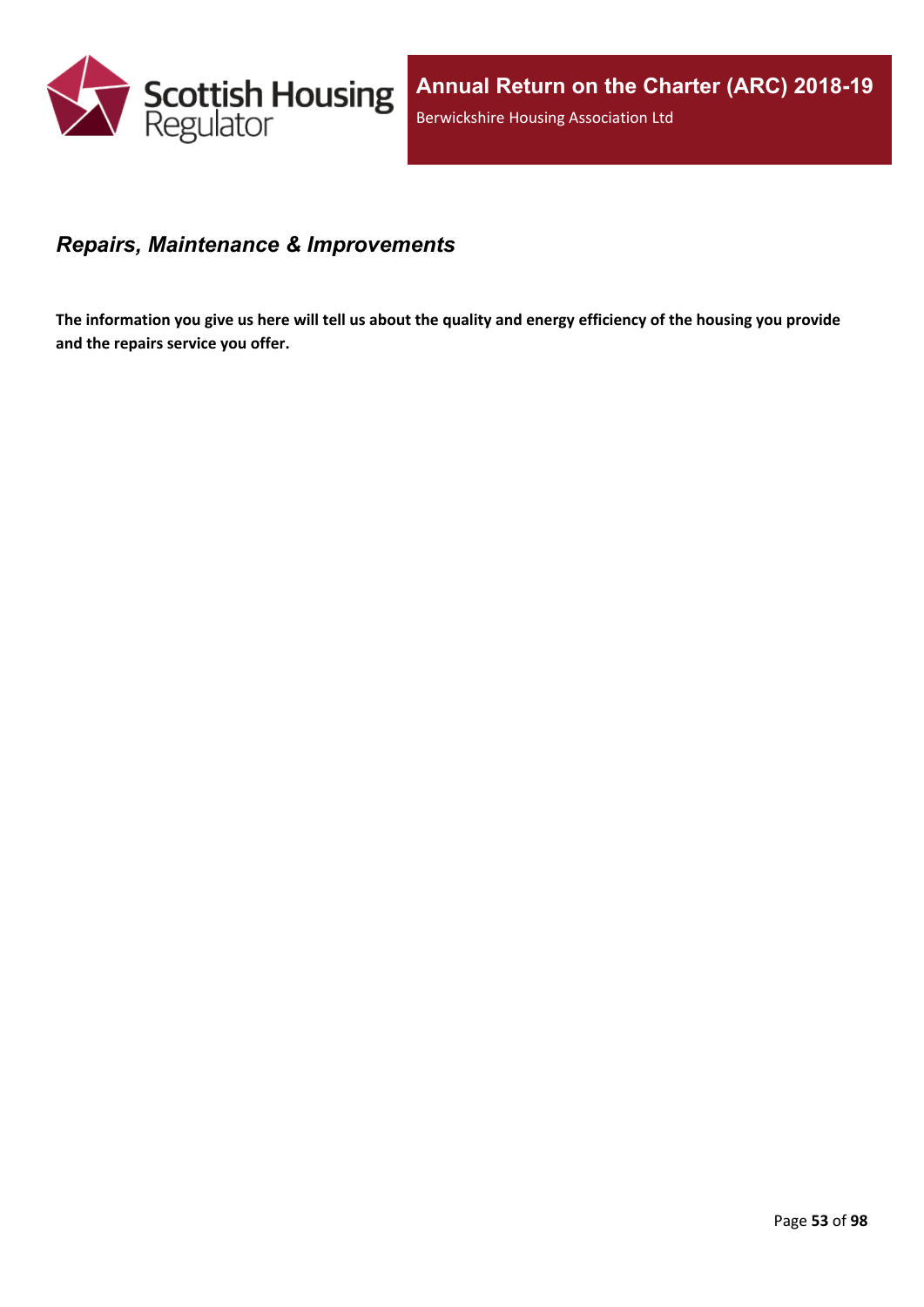## *Repairs, Maintenance & Improvements*

**The information you give us here will tell us about the quality and energy efficiency of the housing you provide and the repairs service you offer.**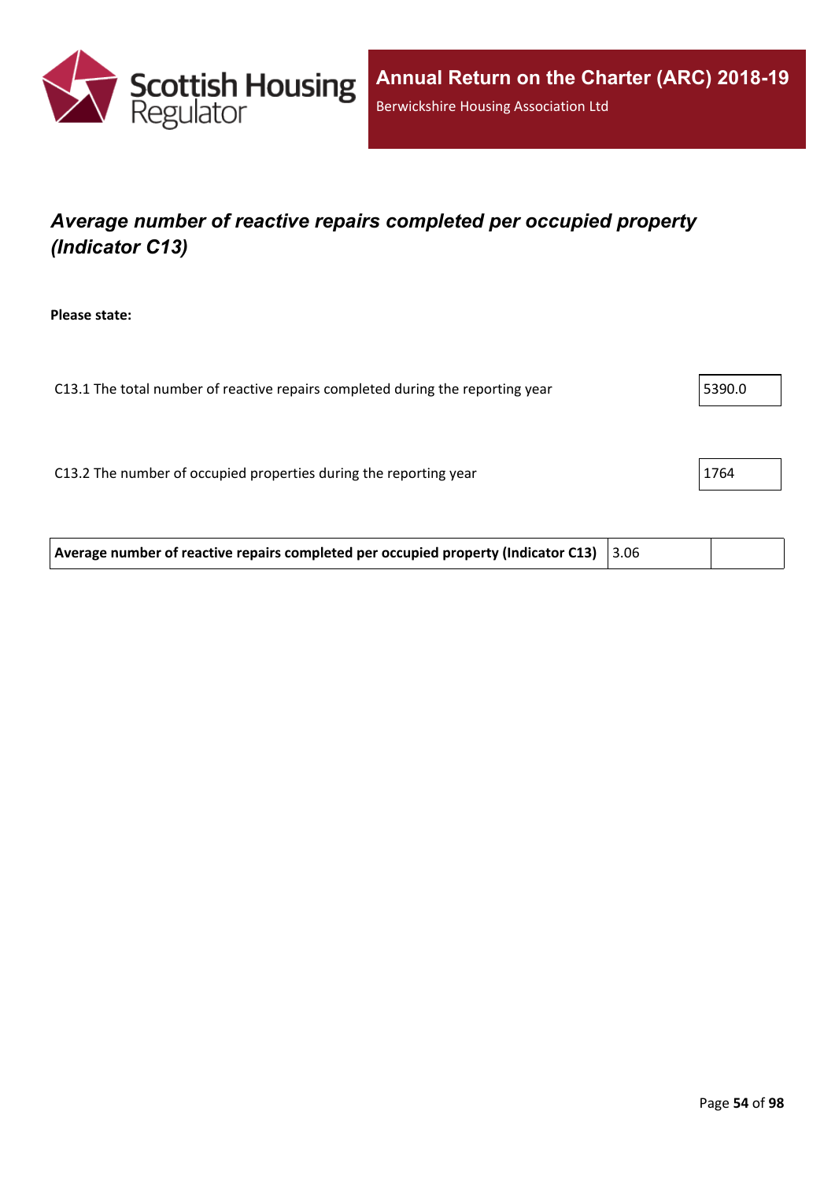## *Average number of reactive repairs completed per occupied property (Indicator C13)*

**Please state:**

| | |
|---|---|
| C13.1 The total number of reactive repairs completed during the reporting year | 5390.0 |
| C13.2 The number of occupied properties during the reporting year | 1764 |

| | | |
|---|---|---|
| **Average number of reactive repairs completed per occupied property (Indicator C13)** | 3.06 | |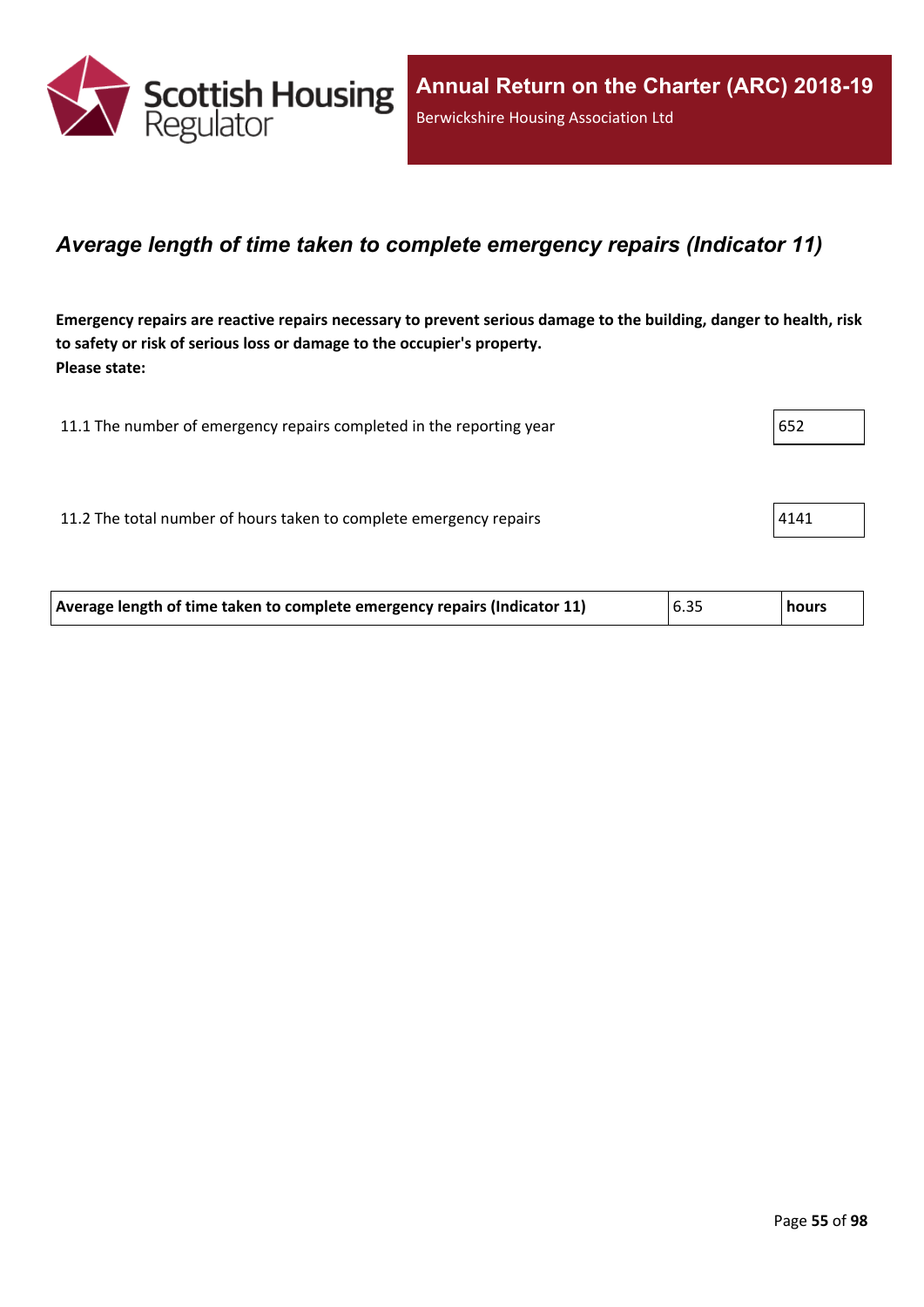## *Average length of time taken to complete emergency repairs (Indicator 11)*

**Emergency repairs are reactive repairs necessary to prevent serious damage to the building, danger to health, risk to safety or risk of serious loss or damage to the occupier's property.**
**Please state:**

| | |
|---|---|
| 11.1 The number of emergency repairs completed in the reporting year | 652 |
| 11.2 The total number of hours taken to complete emergency repairs | 4141 |

| | | |
|---|---|---|
| **Average length of time taken to complete emergency repairs (Indicator 11)** | 6.35 | **hours** |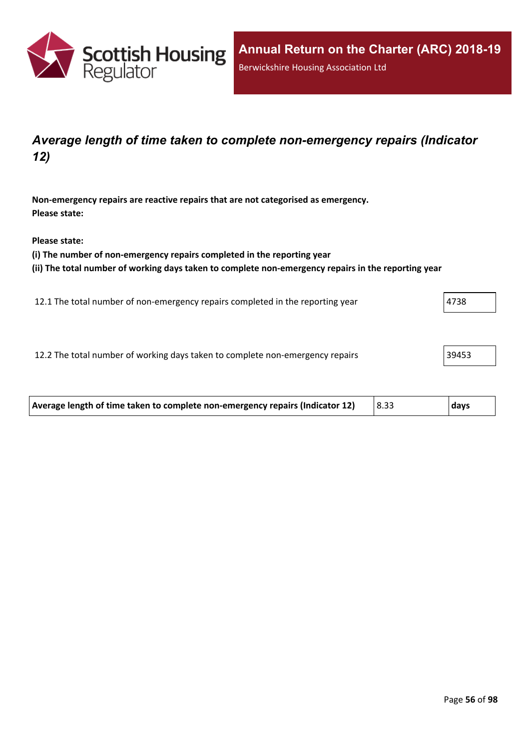## *Average length of time taken to complete non-emergency repairs (Indicator 12)*

**Non-emergency repairs are reactive repairs that are not categorised as emergency.**
**Please state:**

**Please state:**
**(i) The number of non-emergency repairs completed in the reporting year**
**(ii) The total number of working days taken to complete non-emergency repairs in the reporting year**

| | |
|---|---|
| 12.1 The total number of non-emergency repairs completed in the reporting year | 4738 |
| 12.2 The total number of working days taken to complete non-emergency repairs | 39453 |

| | | |
|---|---|---|
| **Average length of time taken to complete non-emergency repairs (Indicator 12)** | 8.33 | **days** |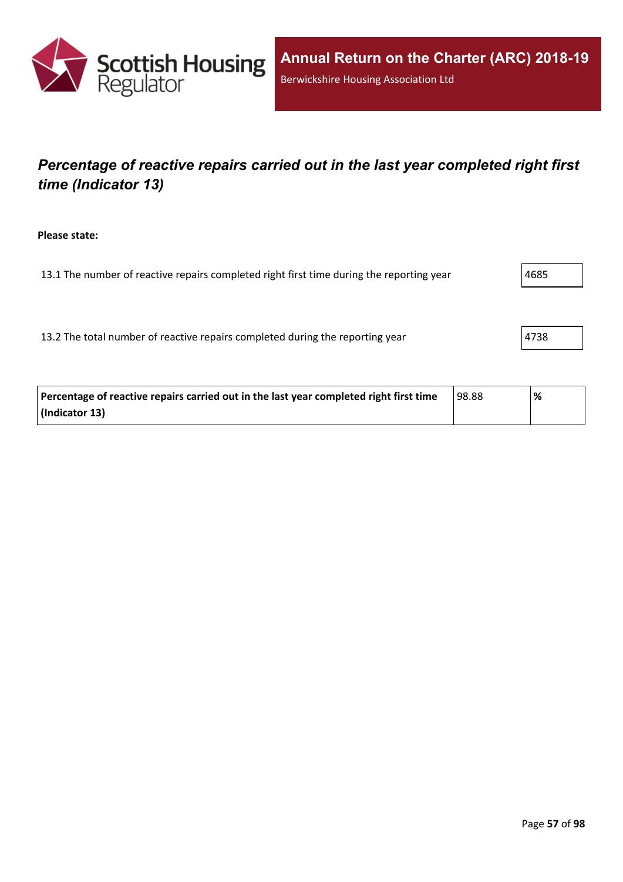## *Percentage of reactive repairs carried out in the last year completed right first time (Indicator 13)*

**Please state:**

| | |
|---|---|
| 13.1 The number of reactive repairs completed right first time during the reporting year | 4685 |
| 13.2 The total number of reactive repairs completed during the reporting year | 4738 |

| | | |
|---|---|---|
| **Percentage of reactive repairs carried out in the last year completed right first time (Indicator 13)** | 98.88 | **%** |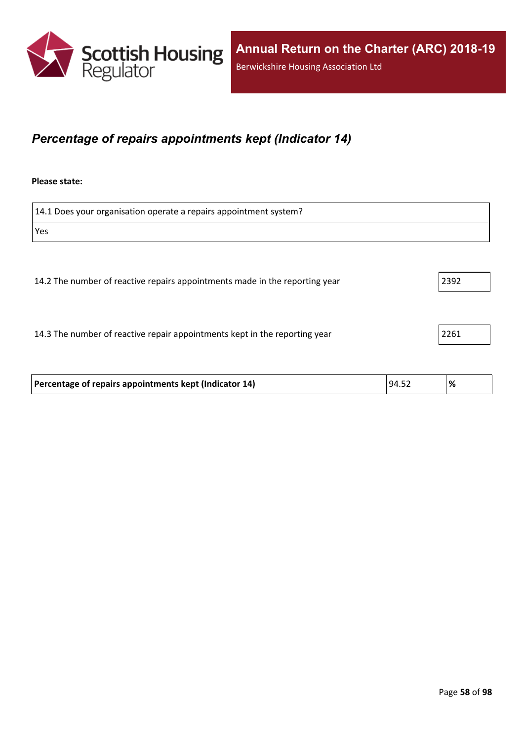## *Percentage of repairs appointments kept (Indicator 14)*

**Please state:**

| 14.1 Does your organisation operate a repairs appointment system? |
|---|
| Yes |

| | |
|---|---|
| 14.2 The number of reactive repairs appointments made in the reporting year | 2392 |
| 14.3 The number of reactive repair appointments kept in the reporting year | 2261 |

| | | |
|---|---|---|
| **Percentage of repairs appointments kept (Indicator 14)** | 94.52 | **%** |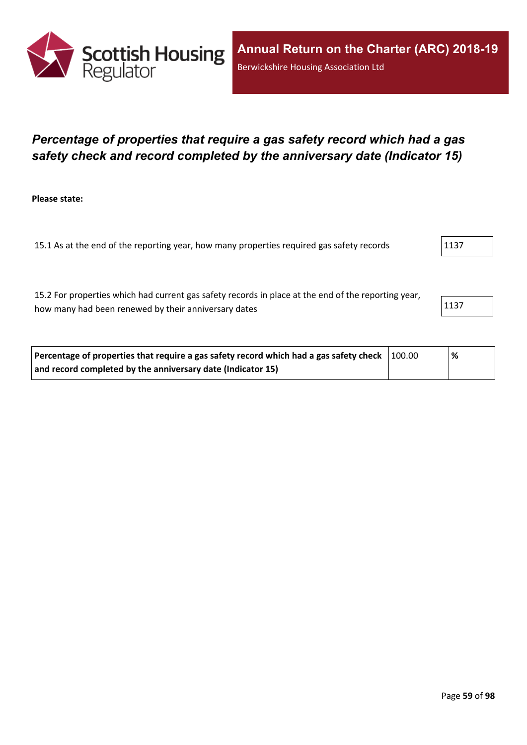## *Percentage of properties that require a gas safety record which had a gas safety check and record completed by the anniversary date (Indicator 15)*

**Please state:**

| | |
|---|---|
| 15.1 As at the end of the reporting year, how many properties required gas safety records | 1137 |
| 15.2 For properties which had current gas safety records in place at the end of the reporting year, how many had been renewed by their anniversary dates | 1137 |

| | | |
|---|---|---|
| **Percentage of properties that require a gas safety record which had a gas safety check and record completed by the anniversary date (Indicator 15)** | 100.00 | **%** |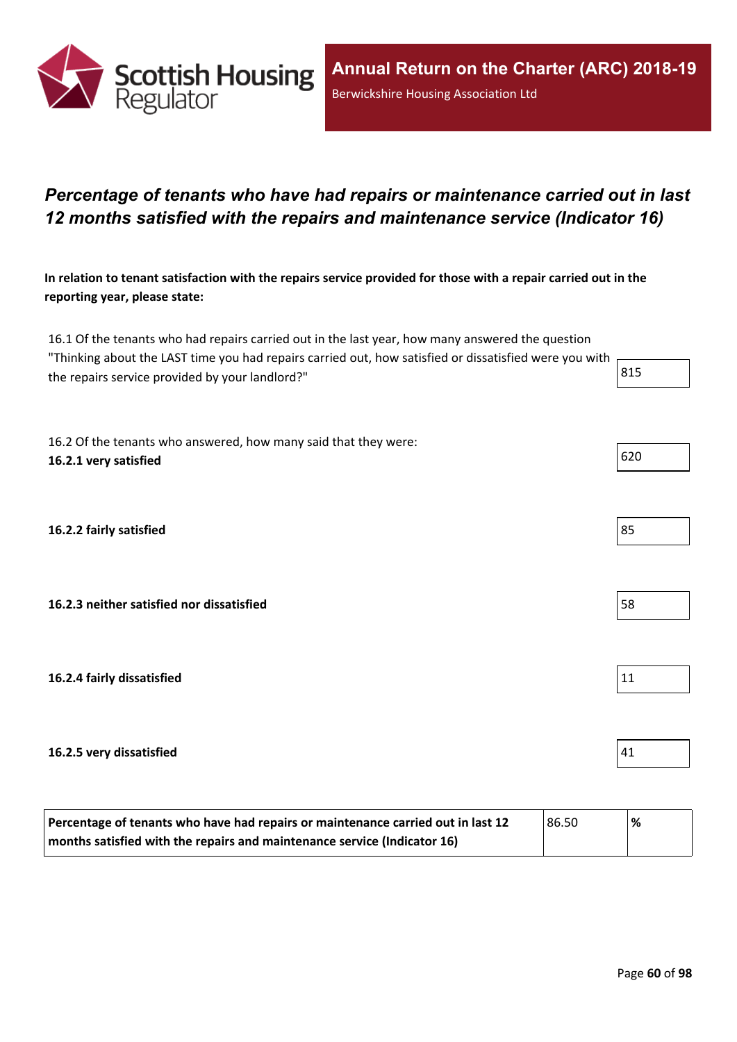## *Percentage of tenants who have had repairs or maintenance carried out in last 12 months satisfied with the repairs and maintenance service (Indicator 16)*

**In relation to tenant satisfaction with the repairs service provided for those with a repair carried out in the reporting year, please state:**

| | |
|---|---|
| 16.1 Of the tenants who had repairs carried out in the last year, how many answered the question "Thinking about the LAST time you had repairs carried out, how satisfied or dissatisfied were you with the repairs service provided by your landlord?" | 815 |
| 16.2 Of the tenants who answered, how many said that they were: **16.2.1 very satisfied** | 620 |
| **16.2.2 fairly satisfied** | 85 |
| **16.2.3 neither satisfied nor dissatisfied** | 58 |
| **16.2.4 fairly dissatisfied** | 11 |
| **16.2.5 very dissatisfied** | 41 |

| | | |
|---|---|---|
| **Percentage of tenants who have had repairs or maintenance carried out in last 12 months satisfied with the repairs and maintenance service (Indicator 16)** | 86.50 | **%** |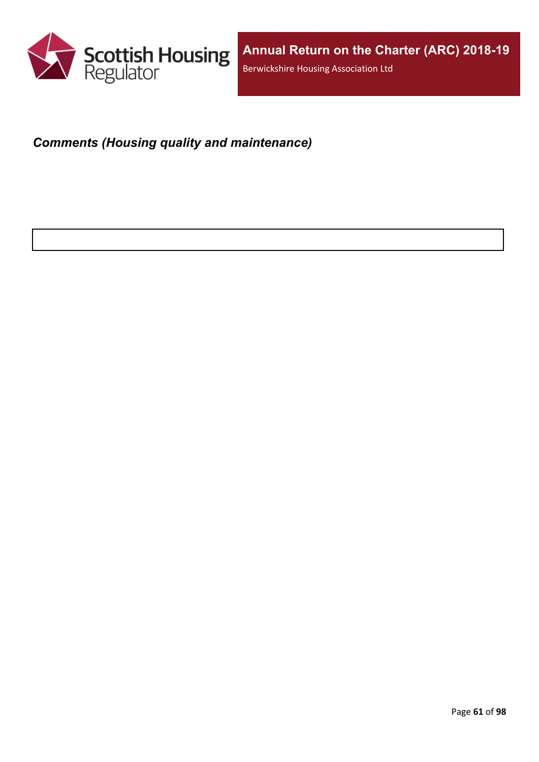***Comments (Housing quality and maintenance)***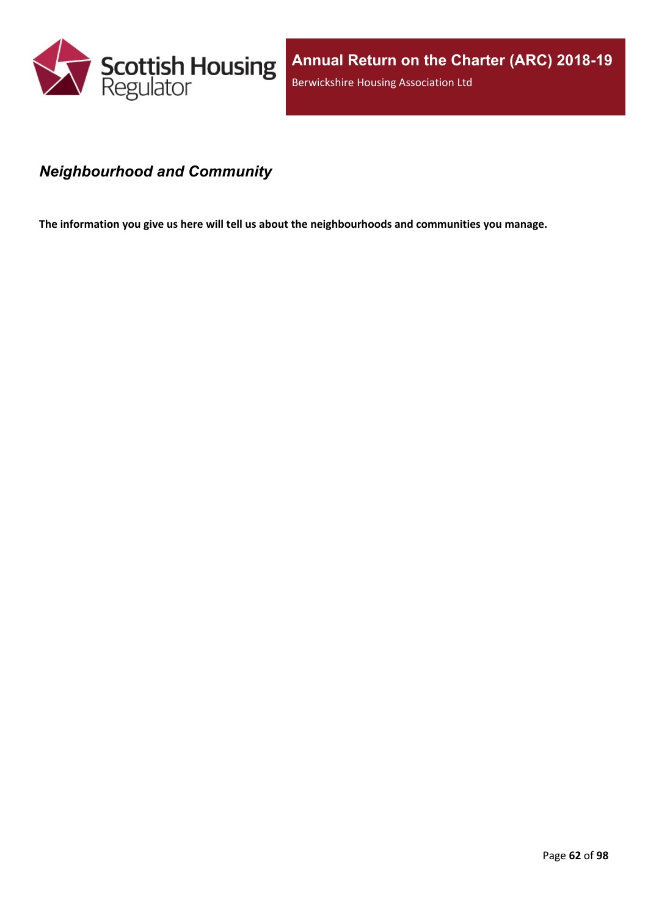## *Neighbourhood and Community*

**The information you give us here will tell us about the neighbourhoods and communities you manage.**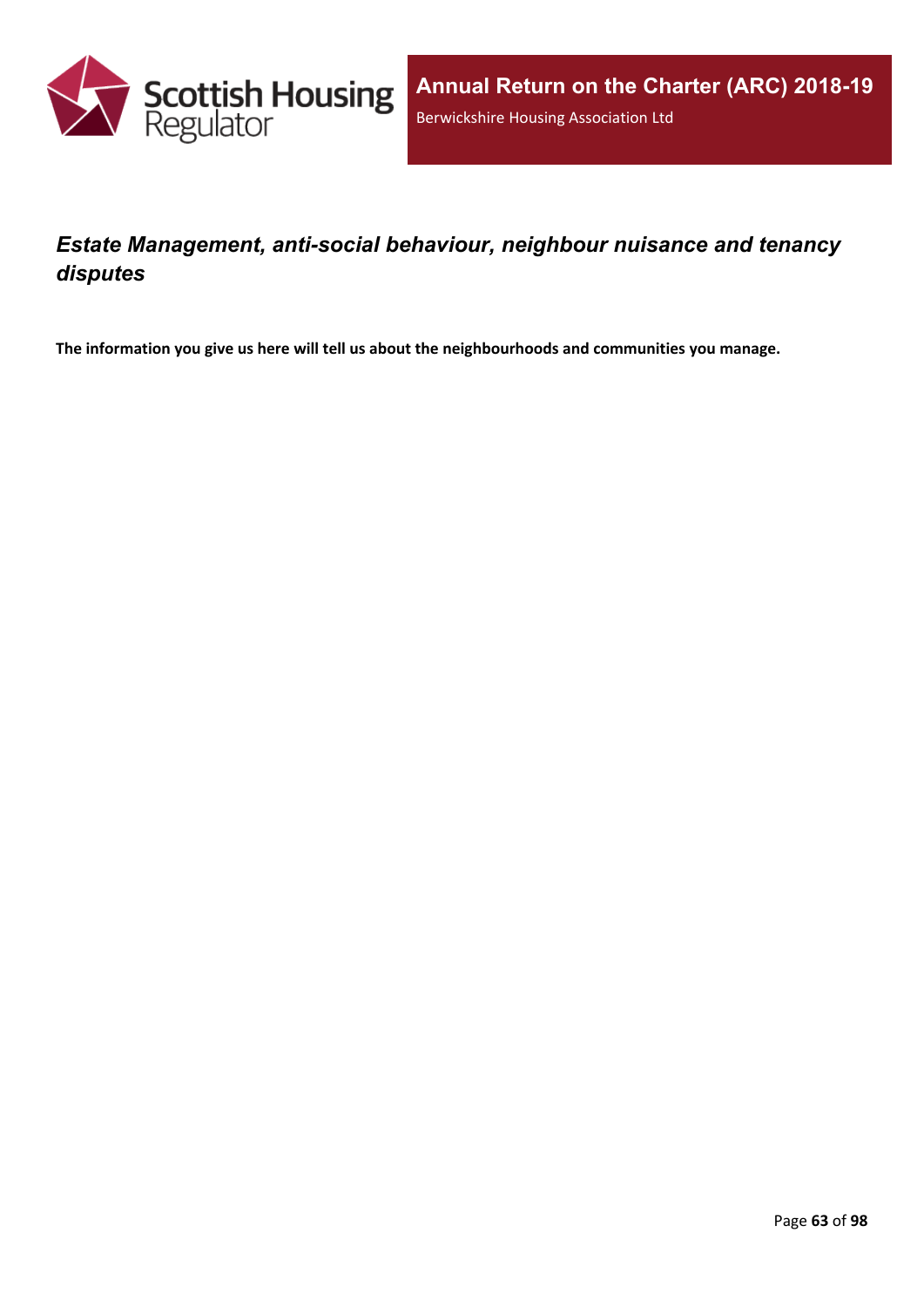## *Estate Management, anti-social behaviour, neighbour nuisance and tenancy disputes*

**The information you give us here will tell us about the neighbourhoods and communities you manage.**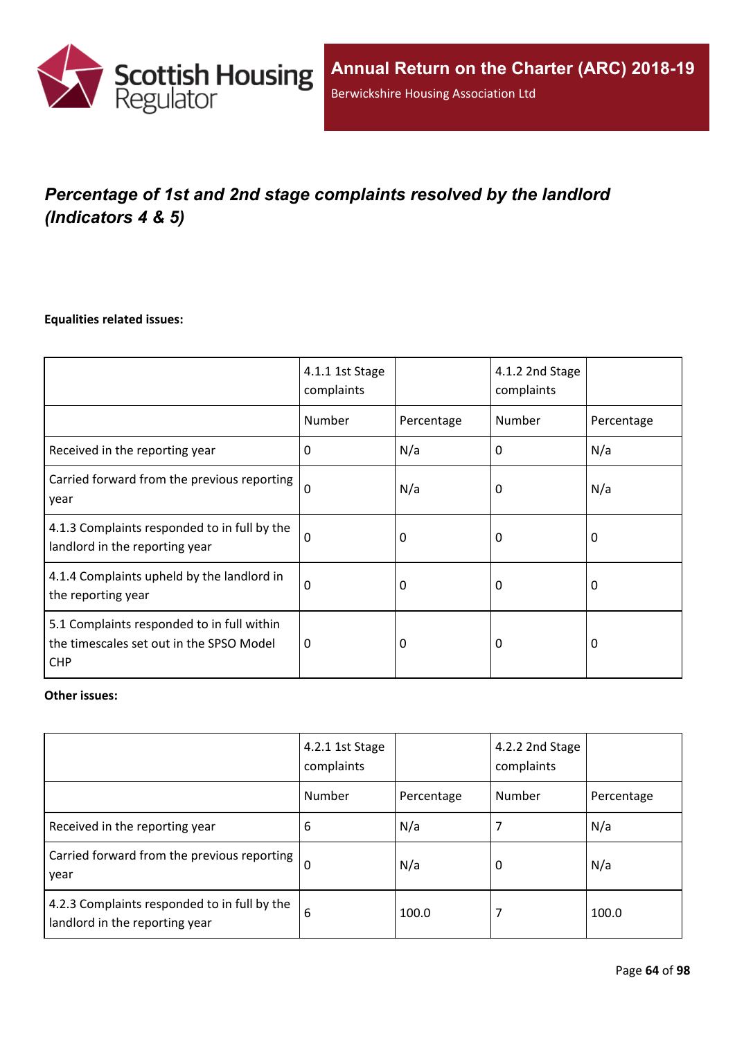## *Percentage of 1st and 2nd stage complaints resolved by the landlord (Indicators 4 & 5)*

**Equalities related issues:**

| | 4.1.1 1st Stage complaints | | 4.1.2 2nd Stage complaints | |
|---|---|---|---|---|
| | Number | Percentage | Number | Percentage |
| Received in the reporting year | 0 | N/a | 0 | N/a |
| Carried forward from the previous reporting year | 0 | N/a | 0 | N/a |
| 4.1.3 Complaints responded to in full by the landlord in the reporting year | 0 | 0 | 0 | 0 |
| 4.1.4 Complaints upheld by the landlord in the reporting year | 0 | 0 | 0 | 0 |
| 5.1 Complaints responded to in full within the timescales set out in the SPSO Model CHP | 0 | 0 | 0 | 0 |

**Other issues:**

| | 4.2.1 1st Stage complaints | | 4.2.2 2nd Stage complaints | |
|---|---|---|---|---|
| | Number | Percentage | Number | Percentage |
| Received in the reporting year | 6 | N/a | 7 | N/a |
| Carried forward from the previous reporting year | 0 | N/a | 0 | N/a |
| 4.2.3 Complaints responded to in full by the landlord in the reporting year | 6 | 100.0 | 7 | 100.0 |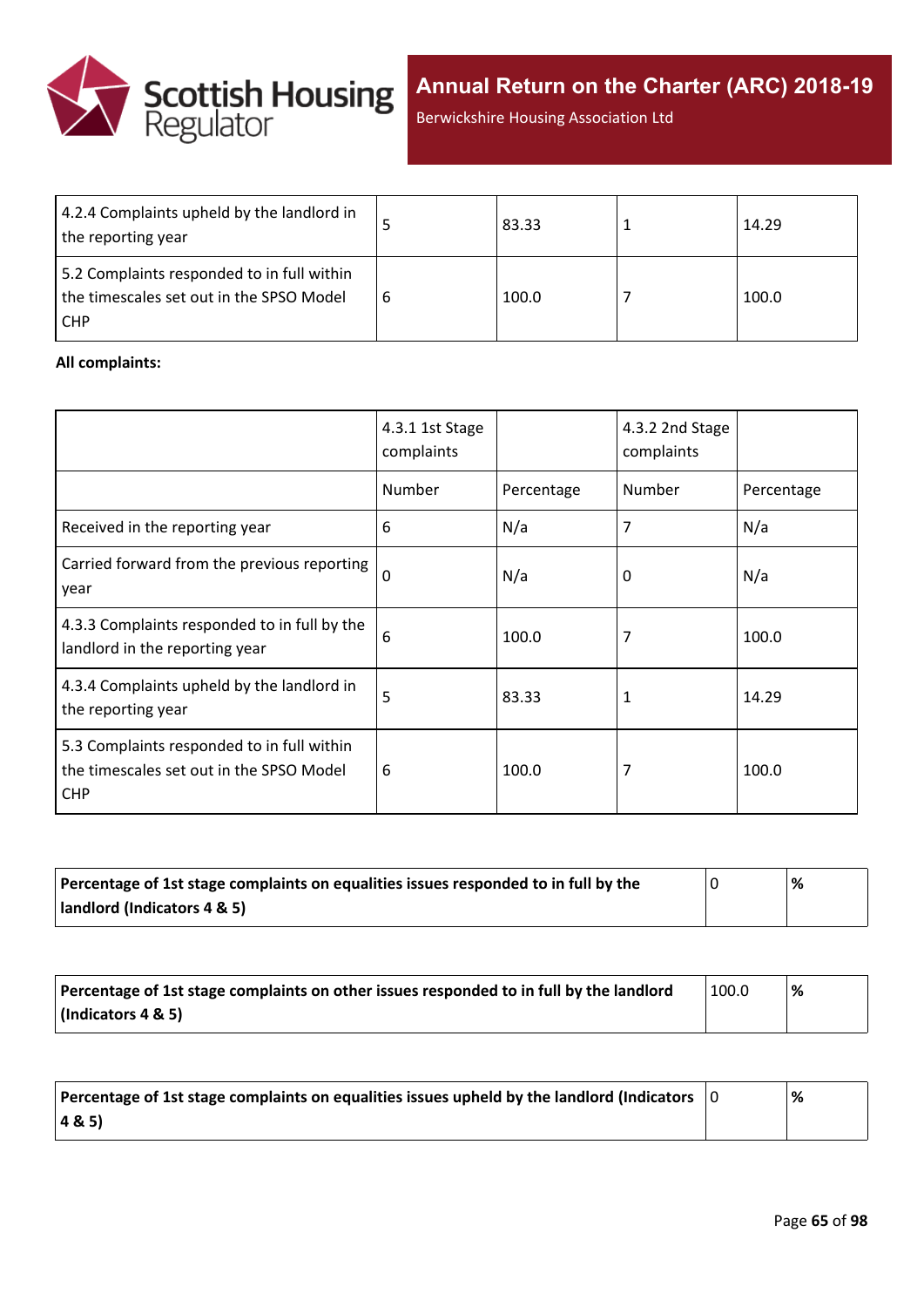| | | | | |
|---|---|---|---|---|
| 4.2.4 Complaints upheld by the landlord in the reporting year | 5 | 83.33 | 1 | 14.29 |
| 5.2 Complaints responded to in full within the timescales set out in the SPSO Model CHP | 6 | 100.0 | 7 | 100.0 |

**All complaints:**

| | 4.3.1 1st Stage complaints | | 4.3.2 2nd Stage complaints | |
|---|---|---|---|---|
| | Number | Percentage | Number | Percentage |
| Received in the reporting year | 6 | N/a | 7 | N/a |
| Carried forward from the previous reporting year | 0 | N/a | 0 | N/a |
| 4.3.3 Complaints responded to in full by the landlord in the reporting year | 6 | 100.0 | 7 | 100.0 |
| 4.3.4 Complaints upheld by the landlord in the reporting year | 5 | 83.33 | 1 | 14.29 |
| 5.3 Complaints responded to in full within the timescales set out in the SPSO Model CHP | 6 | 100.0 | 7 | 100.0 |

| | | |
|---|---|---|
| **Percentage of 1st stage complaints on equalities issues responded to in full by the landlord (Indicators 4 & 5)** | 0 | **%** |

| | | |
|---|---|---|
| **Percentage of 1st stage complaints on other issues responded to in full by the landlord (Indicators 4 & 5)** | 100.0 | **%** |

| | | |
|---|---|---|
| **Percentage of 1st stage complaints on equalities issues upheld by the landlord (Indicators 4 & 5)** | 0 | **%** |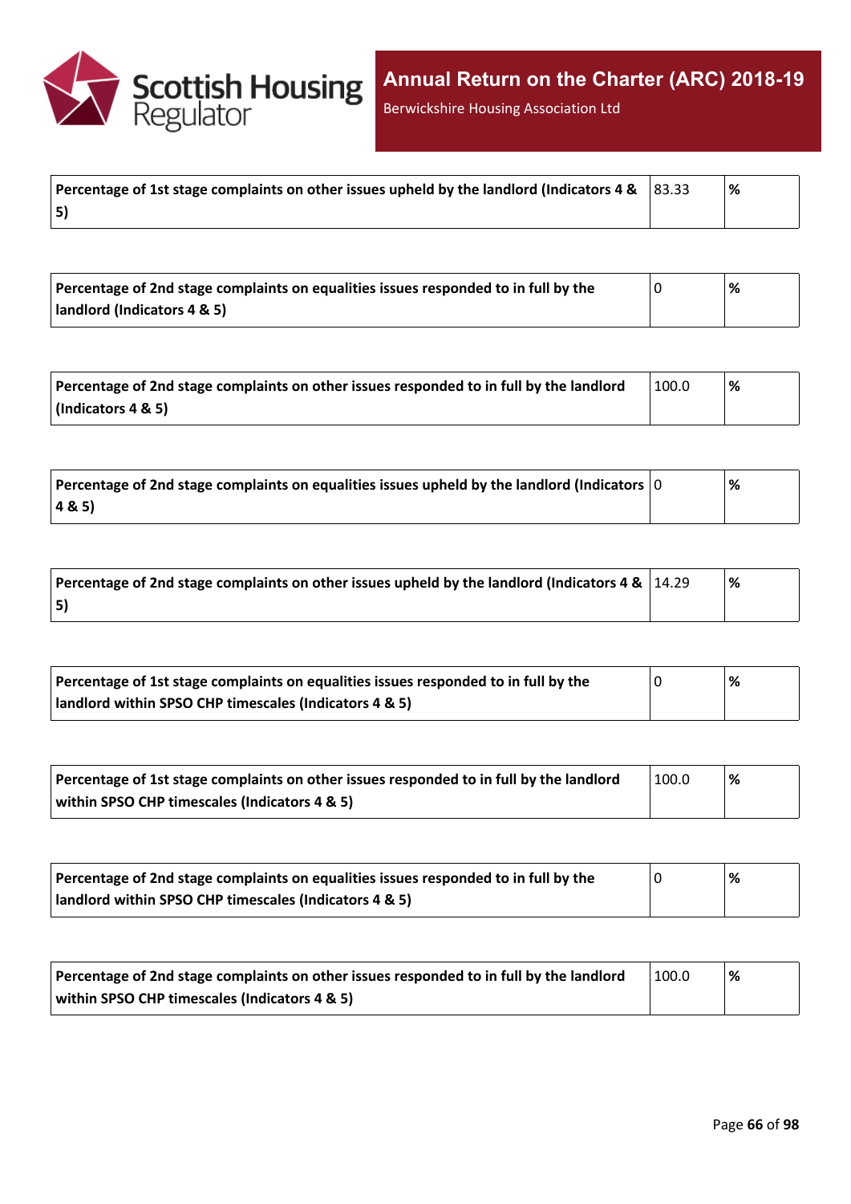| Percentage of 1st stage complaints on other issues upheld by the landlord (Indicators 4 & 5) | 83.33 | % |
|---|---|---|

| Percentage of 2nd stage complaints on equalities issues responded to in full by the landlord (Indicators 4 & 5) | 0 | % |
|---|---|---|

| Percentage of 2nd stage complaints on other issues responded to in full by the landlord (Indicators 4 & 5) | 100.0 | % |
|---|---|---|

| Percentage of 2nd stage complaints on equalities issues upheld by the landlord (Indicators 4 & 5) | 0 | % |
|---|---|---|

| Percentage of 2nd stage complaints on other issues upheld by the landlord (Indicators 4 & 5) | 14.29 | % |
|---|---|---|

| Percentage of 1st stage complaints on equalities issues responded to in full by the landlord within SPSO CHP timescales (Indicators 4 & 5) | 0 | % |
|---|---|---|

| Percentage of 1st stage complaints on other issues responded to in full by the landlord within SPSO CHP timescales (Indicators 4 & 5) | 100.0 | % |
|---|---|---|

| Percentage of 2nd stage complaints on equalities issues responded to in full by the landlord within SPSO CHP timescales (Indicators 4 & 5) | 0 | % |
|---|---|---|

| Percentage of 2nd stage complaints on other issues responded to in full by the landlord within SPSO CHP timescales (Indicators 4 & 5) | 100.0 | % |
|---|---|---|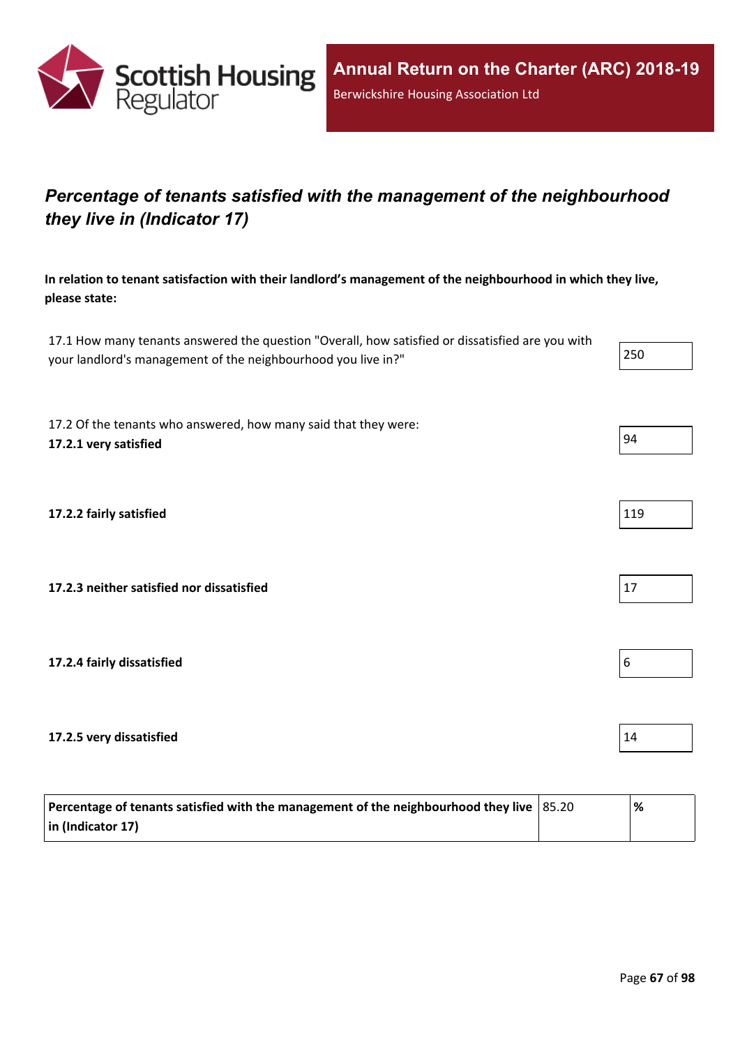## *Percentage of tenants satisfied with the management of the neighbourhood they live in (Indicator 17)*

**In relation to tenant satisfaction with their landlord's management of the neighbourhood in which they live, please state:**

| | |
|---|---|
| 17.1 How many tenants answered the question "Overall, how satisfied or dissatisfied are you with your landlord's management of the neighbourhood you live in?" | 250 |
| 17.2 Of the tenants who answered, how many said that they were: **17.2.1 very satisfied** | 94 |
| **17.2.2 fairly satisfied** | 119 |
| **17.2.3 neither satisfied nor dissatisfied** | 17 |
| **17.2.4 fairly dissatisfied** | 6 |
| **17.2.5 very dissatisfied** | 14 |

| | | |
|---|---|---|
| **Percentage of tenants satisfied with the management of the neighbourhood they live in (Indicator 17)** | 85.20 | **%** |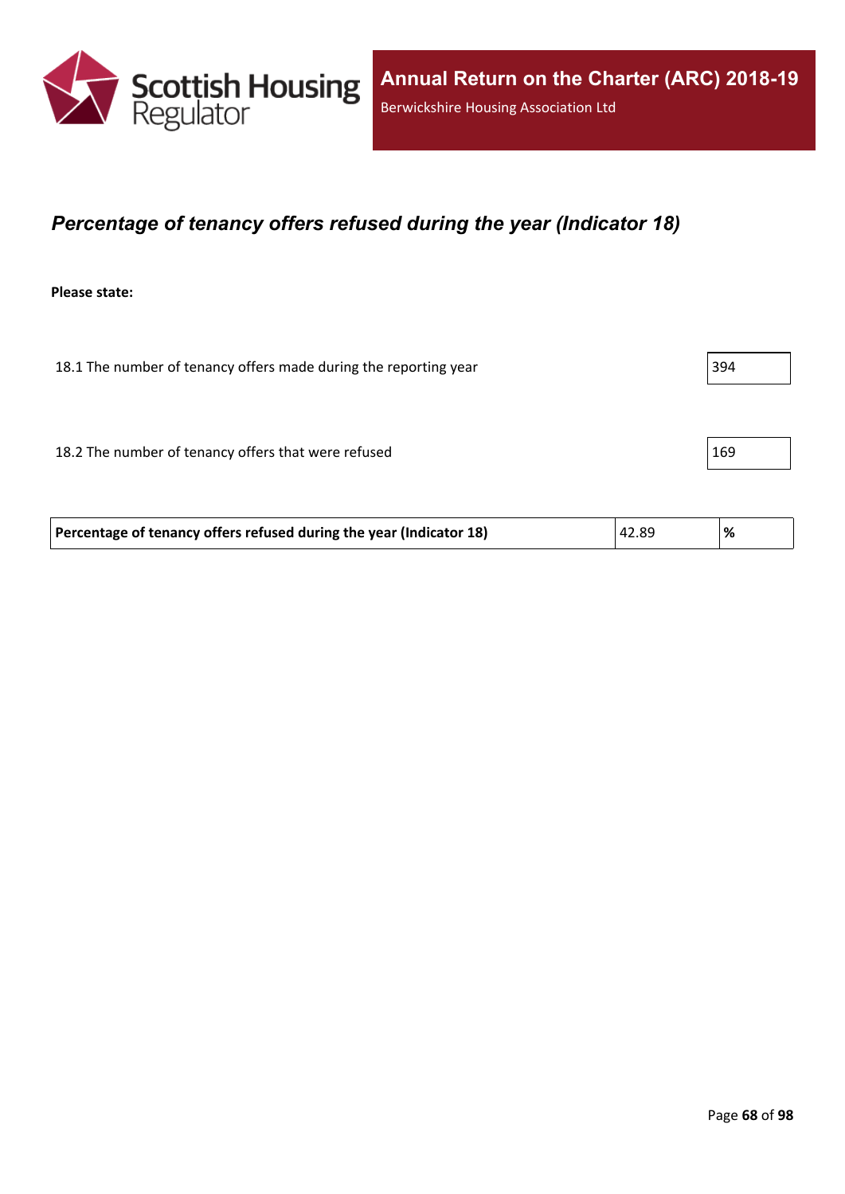## *Percentage of tenancy offers refused during the year (Indicator 18)*

**Please state:**

| | |
|---|---|
| 18.1 The number of tenancy offers made during the reporting year | 394 |
| 18.2 The number of tenancy offers that were refused | 169 |

| | | |
|---|---|---|
| **Percentage of tenancy offers refused during the year (Indicator 18)** | 42.89 | **%** |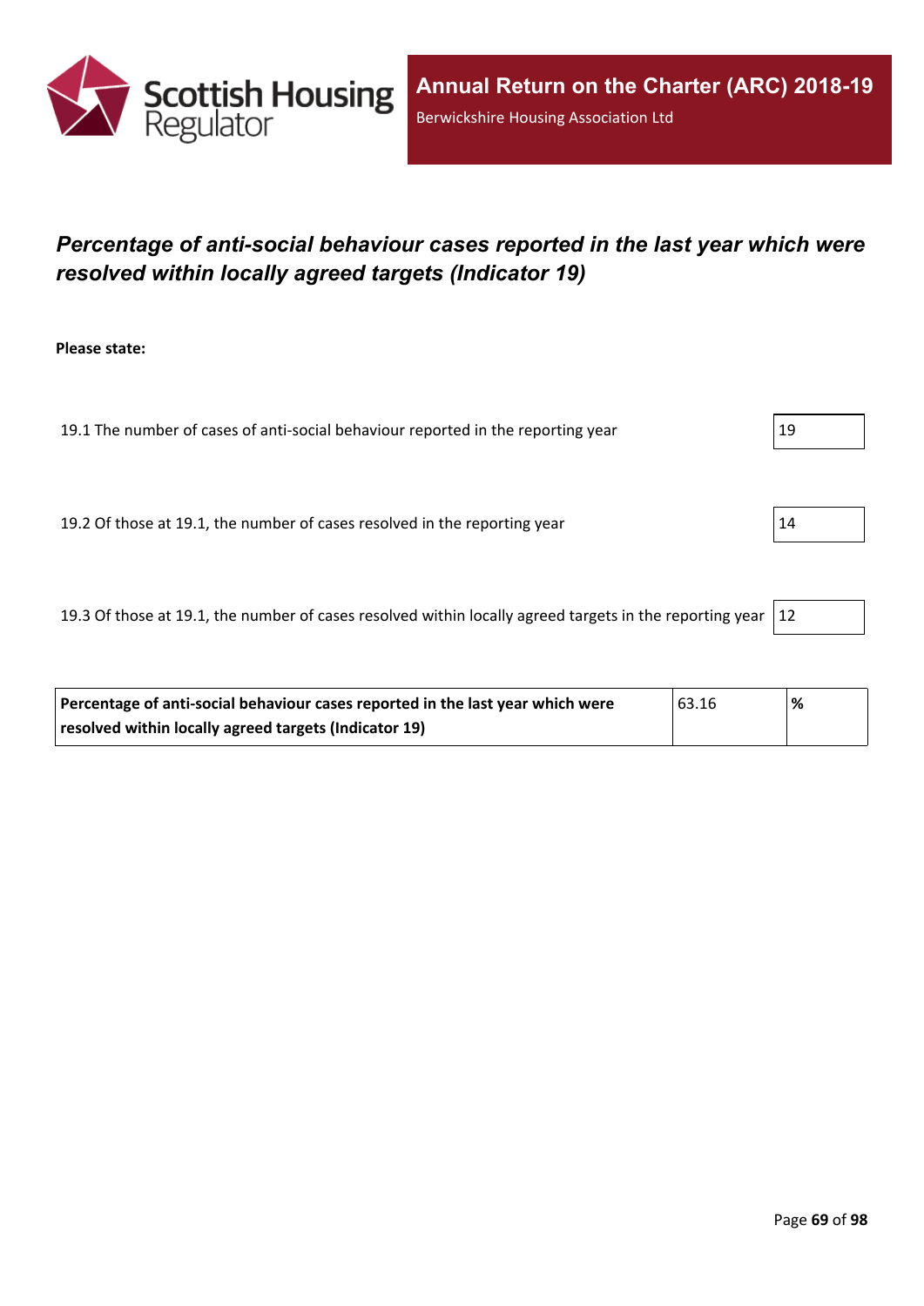## *Percentage of anti-social behaviour cases reported in the last year which were resolved within locally agreed targets (Indicator 19)*

**Please state:**

| | |
|---|---|
| 19.1 The number of cases of anti-social behaviour reported in the reporting year | 19 |
| 19.2 Of those at 19.1, the number of cases resolved in the reporting year | 14 |
| 19.3 Of those at 19.1, the number of cases resolved within locally agreed targets in the reporting year | 12 |

| | | |
|---|---|---|
| **Percentage of anti-social behaviour cases reported in the last year which were resolved within locally agreed targets (Indicator 19)** | 63.16 | **%** |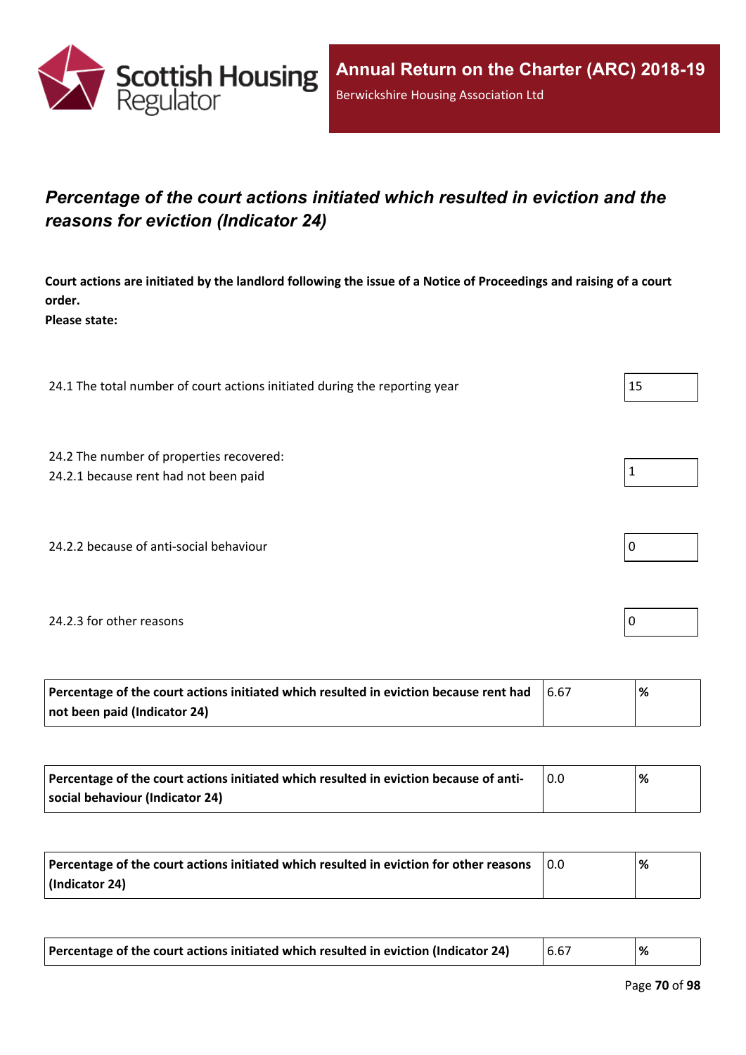## *Percentage of the court actions initiated which resulted in eviction and the reasons for eviction (Indicator 24)*

**Court actions are initiated by the landlord following the issue of a Notice of Proceedings and raising of a court order.**
**Please state:**

| | |
|---|---|
| 24.1 The total number of court actions initiated during the reporting year | 15 |
| 24.2 The number of properties recovered:<br>24.2.1 because rent had not been paid | 1 |
| 24.2.2 because of anti-social behaviour | 0 |
| 24.2.3 for other reasons | 0 |

| | | |
|---|---|---|
| **Percentage of the court actions initiated which resulted in eviction because rent had not been paid (Indicator 24)** | 6.67 | **%** |
| **Percentage of the court actions initiated which resulted in eviction because of anti-social behaviour (Indicator 24)** | 0.0 | **%** |
| **Percentage of the court actions initiated which resulted in eviction for other reasons (Indicator 24)** | 0.0 | **%** |
| **Percentage of the court actions initiated which resulted in eviction (Indicator 24)** | 6.67 | **%** |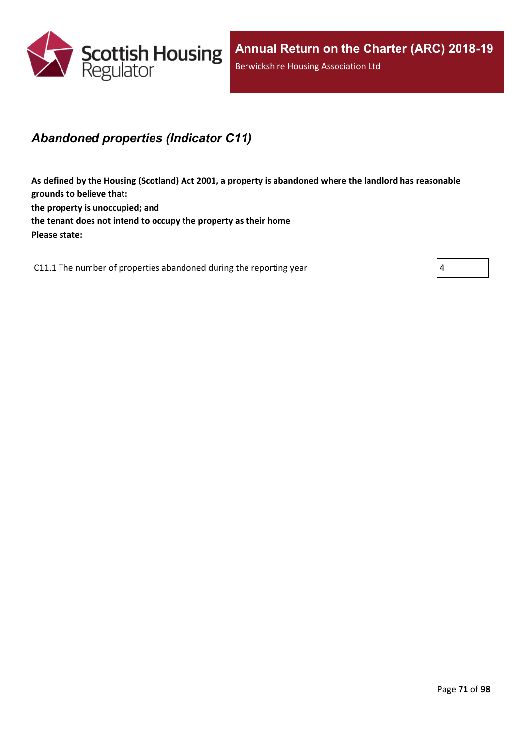## *Abandoned properties (Indicator C11)*

**As defined by the Housing (Scotland) Act 2001, a property is abandoned where the landlord has reasonable grounds to believe that:**
**the property is unoccupied; and**
**the tenant does not intend to occupy the property as their home**
**Please state:**

| | |
|---|---|
| C11.1 The number of properties abandoned during the reporting year | 4 |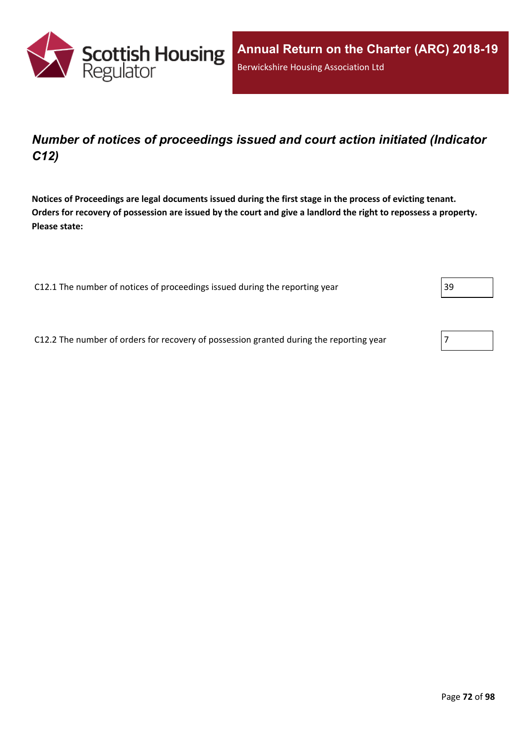## *Number of notices of proceedings issued and court action initiated (Indicator C12)*

**Notices of Proceedings are legal documents issued during the first stage in the process of evicting tenant. Orders for recovery of possession are issued by the court and give a landlord the right to repossess a property. Please state:**

| | |
|---|---|
| C12.1 The number of notices of proceedings issued during the reporting year | 39 |
| C12.2 The number of orders for recovery of possession granted during the reporting year | 7 |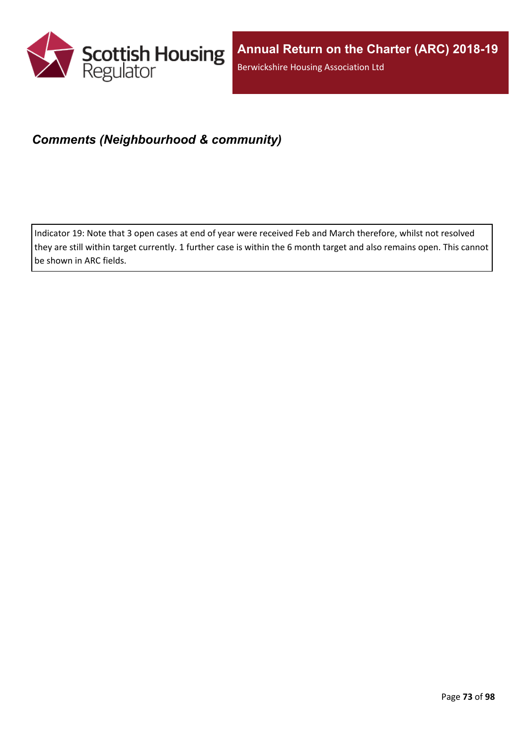### *Comments (Neighbourhood & community)*

Indicator 19: Note that 3 open cases at end of year were received Feb and March therefore, whilst not resolved they are still within target currently. 1 further case is within the 6 month target and also remains open. This cannot be shown in ARC fields.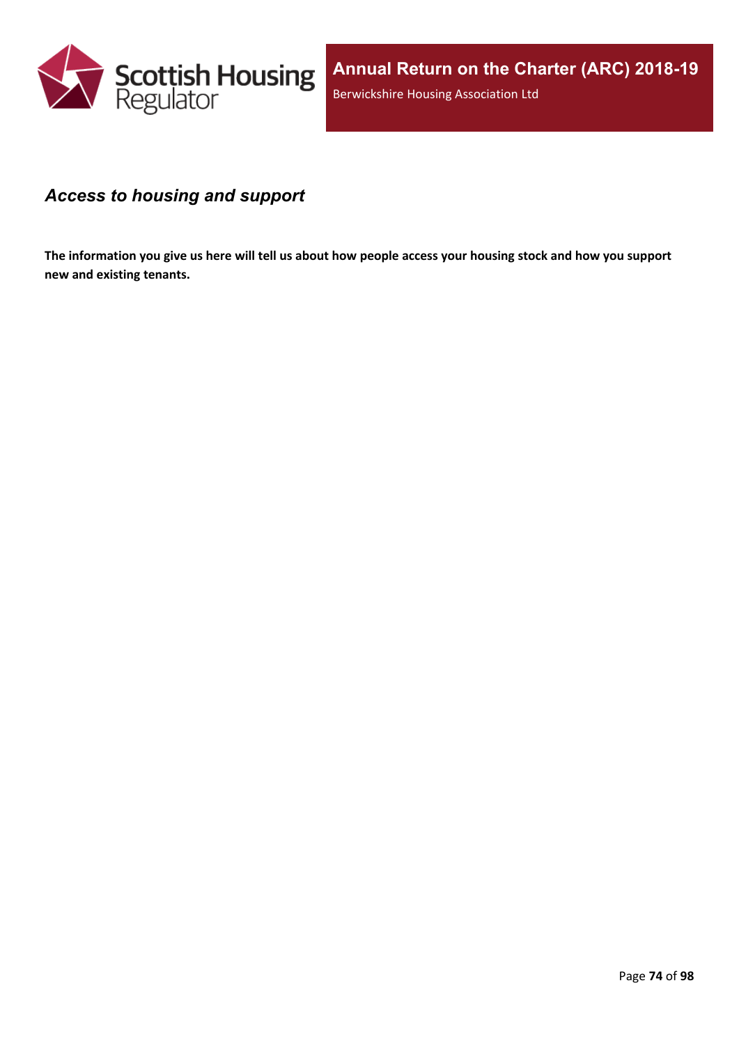## *Access to housing and support*

**The information you give us here will tell us about how people access your housing stock and how you support new and existing tenants.**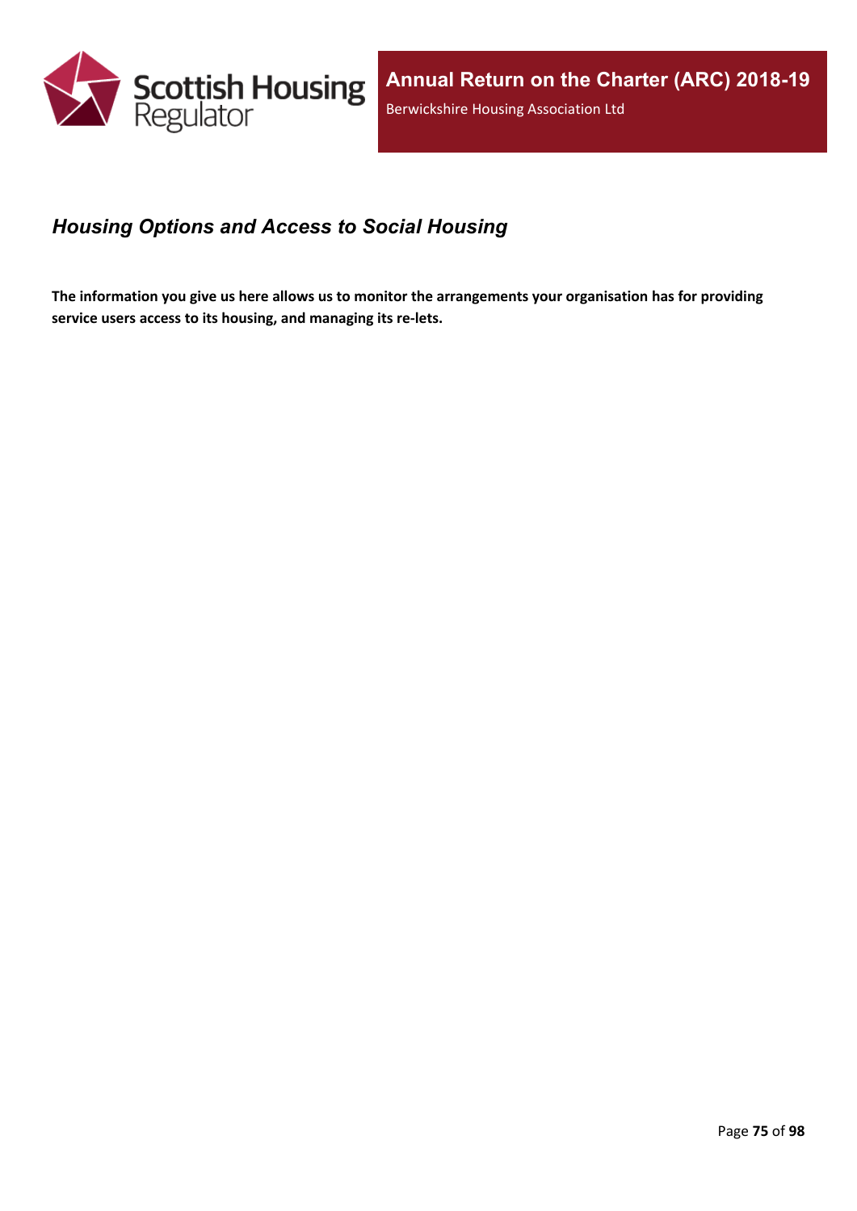## *Housing Options and Access to Social Housing*

**The information you give us here allows us to monitor the arrangements your organisation has for providing service users access to its housing, and managing its re-lets.**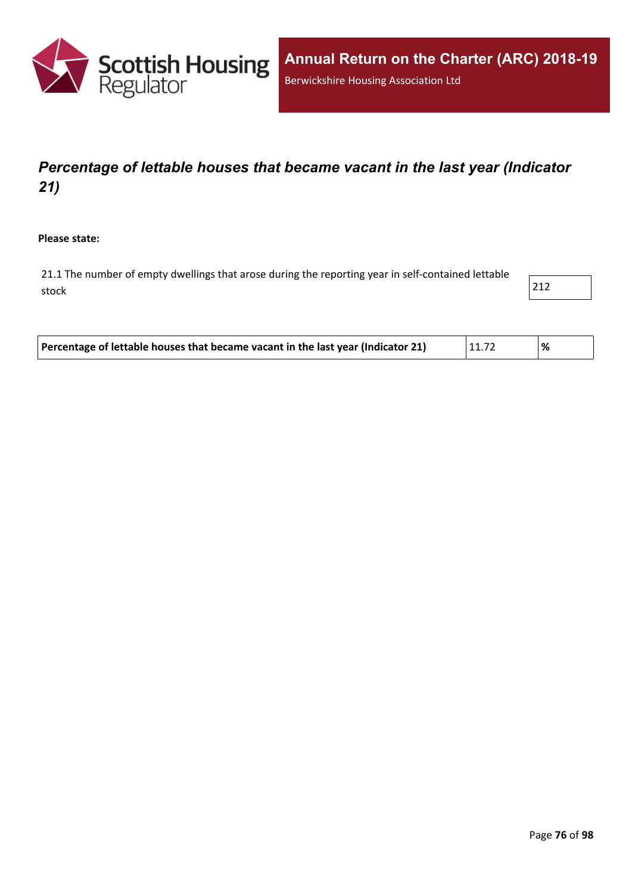## *Percentage of lettable houses that became vacant in the last year (Indicator 21)*

**Please state:**

| 21.1 The number of empty dwellings that arose during the reporting year in self-contained lettable stock | 212 |
|---|---|

| **Percentage of lettable houses that became vacant in the last year (Indicator 21)** | 11.72 | **%** |
|---|---|---|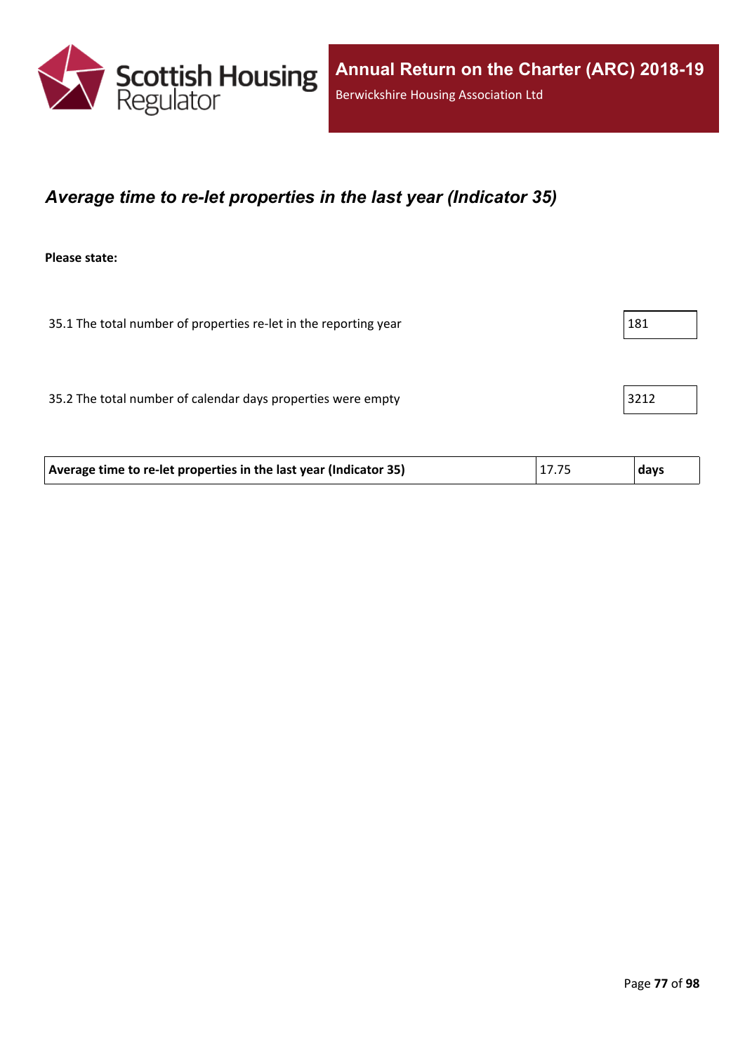## *Average time to re-let properties in the last year (Indicator 35)*

**Please state:**

| | |
|---|---|
| 35.1 The total number of properties re-let in the reporting year | 181 |
| 35.2 The total number of calendar days properties were empty | 3212 |

| | | |
|---|---|---|
| **Average time to re-let properties in the last year (Indicator 35)** | 17.75 | **days** |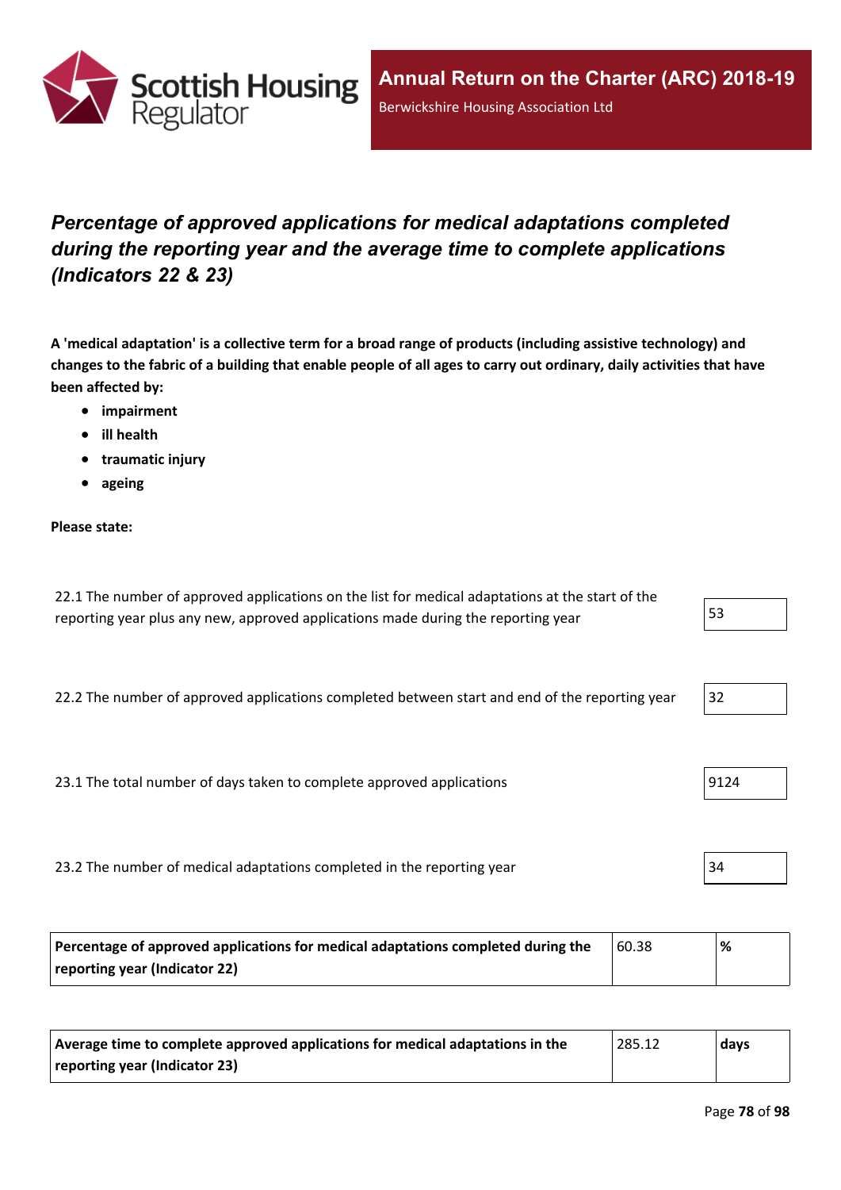## *Percentage of approved applications for medical adaptations completed during the reporting year and the average time to complete applications (Indicators 22 & 23)*

**A 'medical adaptation' is a collective term for a broad range of products (including assistive technology) and changes to the fabric of a building that enable people of all ages to carry out ordinary, daily activities that have been affected by:**

- **impairment**
- **ill health**
- **traumatic injury**
- **ageing**

**Please state:**

| | |
|---|---|
| 22.1 The number of approved applications on the list for medical adaptations at the start of the reporting year plus any new, approved applications made during the reporting year | 53 |
| 22.2 The number of approved applications completed between start and end of the reporting year | 32 |
| 23.1 The total number of days taken to complete approved applications | 9124 |
| 23.2 The number of medical adaptations completed in the reporting year | 34 |

| | | |
|---|---|---|
| **Percentage of approved applications for medical adaptations completed during the reporting year (Indicator 22)** | 60.38 | **%** |

| | | |
|---|---|---|
| **Average time to complete approved applications for medical adaptations in the reporting year (Indicator 23)** | 285.12 | **days** |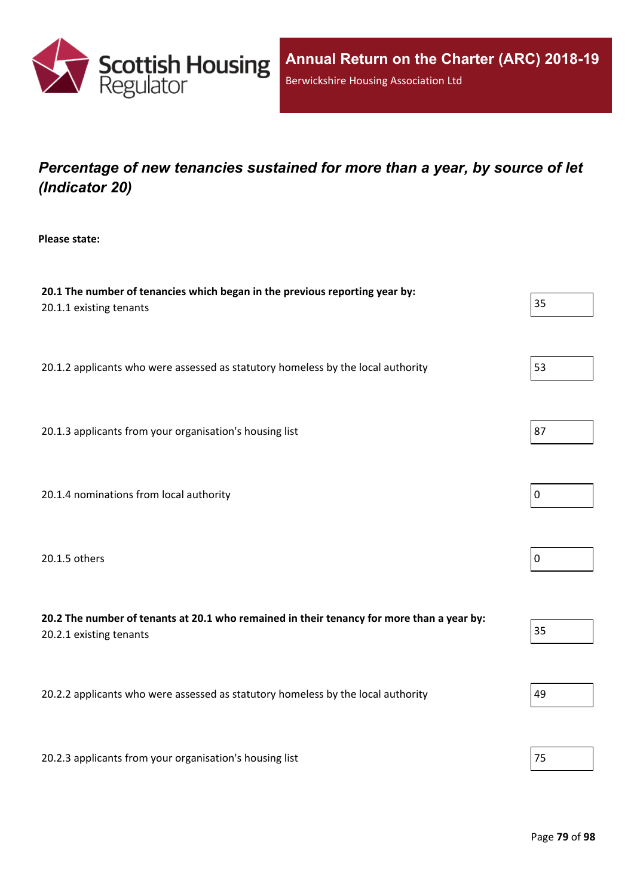## *Percentage of new tenancies sustained for more than a year, by source of let (Indicator 20)*

**Please state:**

**20.1 The number of tenancies which began in the previous reporting year by:**

| | |
|---|---|
| 20.1.1 existing tenants | 35 |
| 20.1.2 applicants who were assessed as statutory homeless by the local authority | 53 |
| 20.1.3 applicants from your organisation's housing list | 87 |
| 20.1.4 nominations from local authority | 0 |
| 20.1.5 others | 0 |

**20.2 The number of tenants at 20.1 who remained in their tenancy for more than a year by:**

| | |
|---|---|
| 20.2.1 existing tenants | 35 |
| 20.2.2 applicants who were assessed as statutory homeless by the local authority | 49 |
| 20.2.3 applicants from your organisation's housing list | 75 |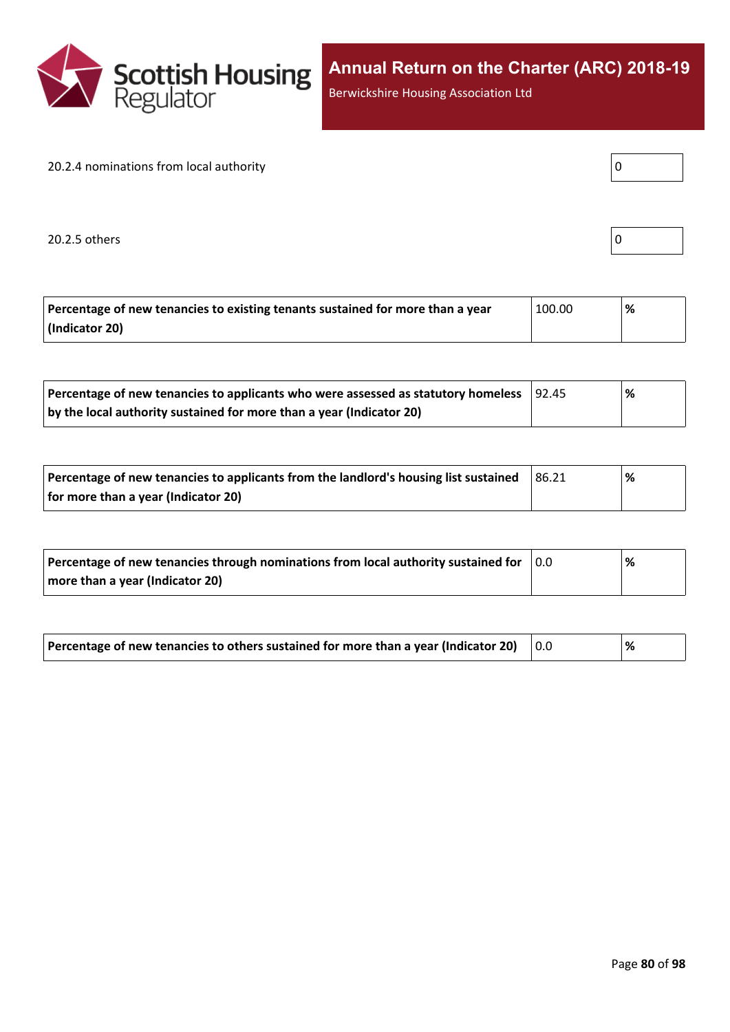20.2.4 nominations from local authority

| 0 |
|---|

20.2.5 others

| 0 |
|---|

| Percentage of new tenancies to existing tenants sustained for more than a year (Indicator 20) | 100.00 | % |
|---|---|---|

| Percentage of new tenancies to applicants who were assessed as statutory homeless by the local authority sustained for more than a year (Indicator 20) | 92.45 | % |
|---|---|---|

| Percentage of new tenancies to applicants from the landlord's housing list sustained for more than a year (Indicator 20) | 86.21 | % |
|---|---|---|

| Percentage of new tenancies through nominations from local authority sustained for more than a year (Indicator 20) | 0.0 | % |
|---|---|---|

| Percentage of new tenancies to others sustained for more than a year (Indicator 20) | 0.0 | % |
|---|---|---|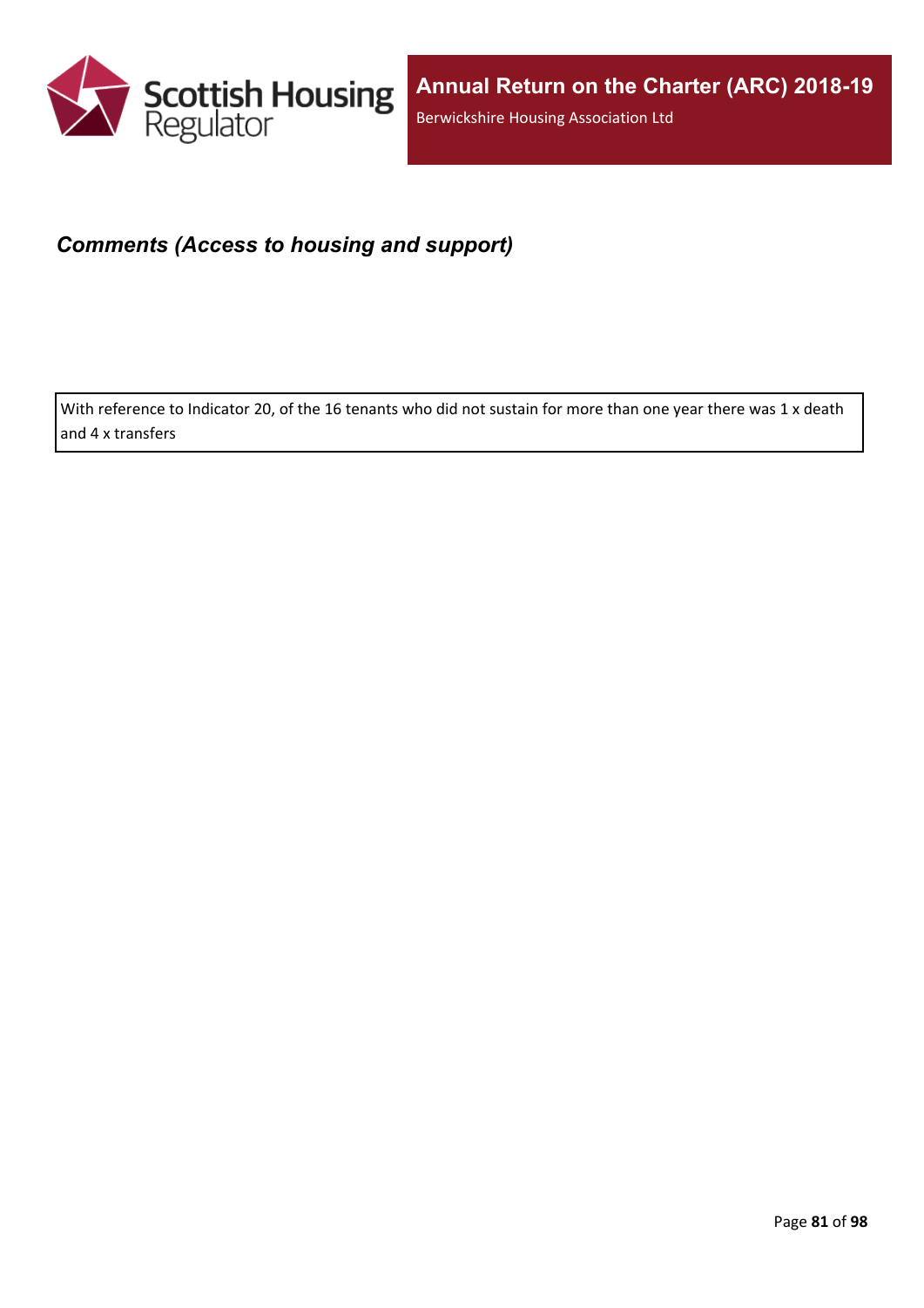### *Comments (Access to housing and support)*

With reference to Indicator 20, of the 16 tenants who did not sustain for more than one year there was 1 x death and 4 x transfers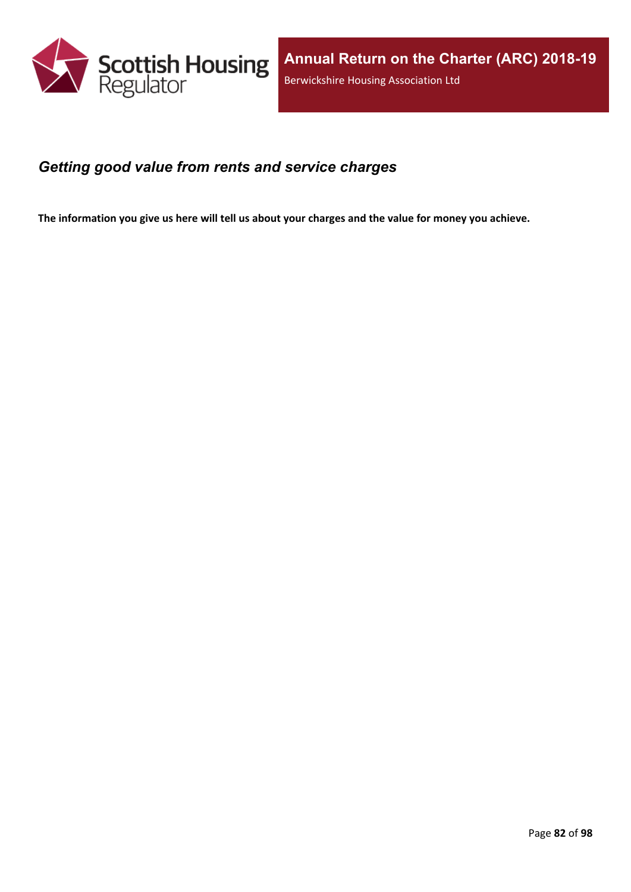## *Getting good value from rents and service charges*

**The information you give us here will tell us about your charges and the value for money you achieve.**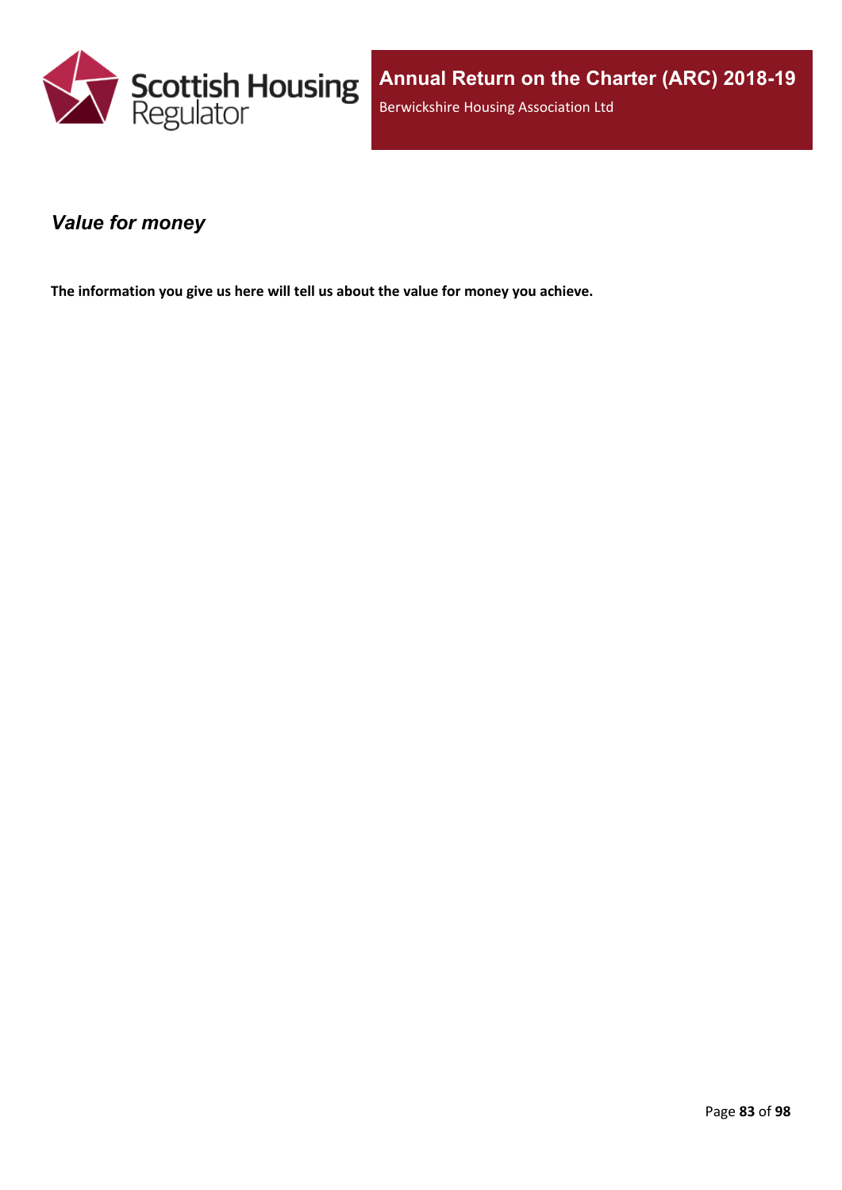## *Value for money*

**The information you give us here will tell us about the value for money you achieve.**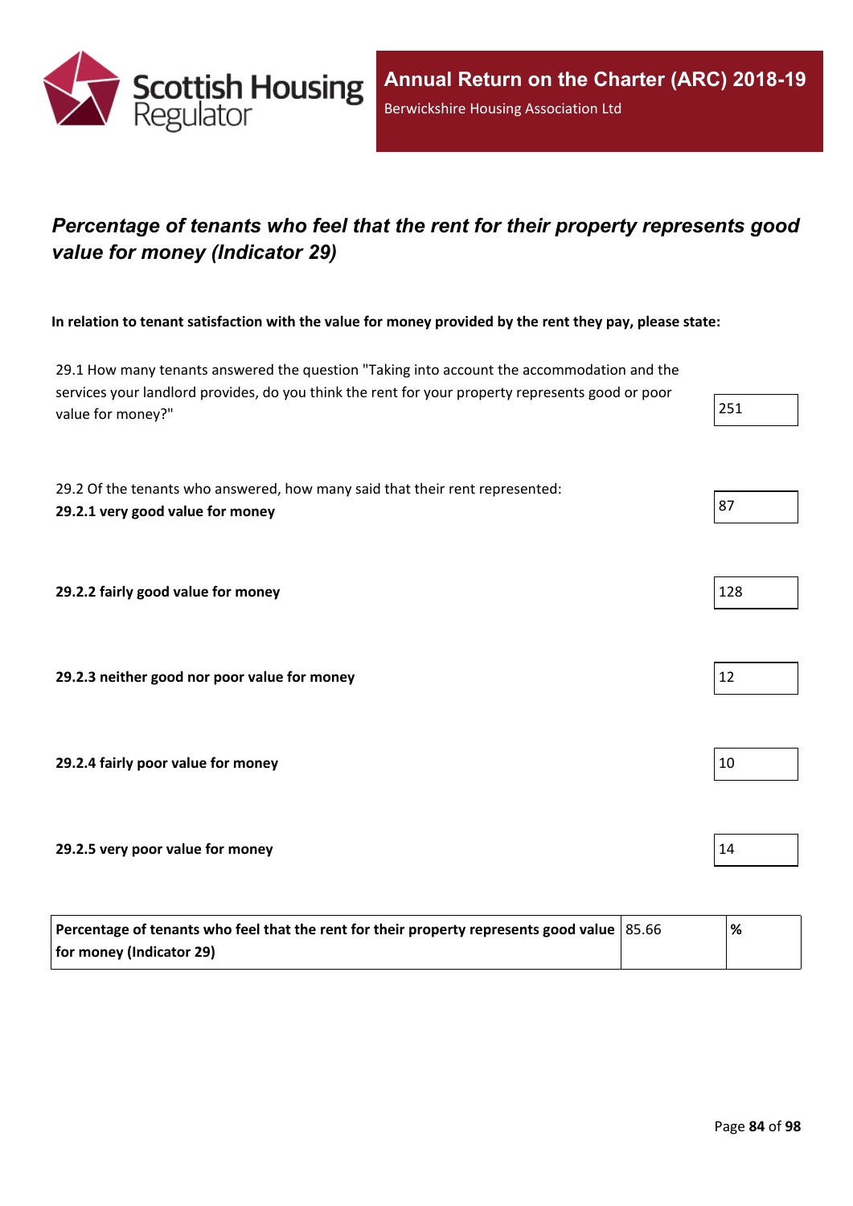## *Percentage of tenants who feel that the rent for their property represents good value for money (Indicator 29)*

**In relation to tenant satisfaction with the value for money provided by the rent they pay, please state:**

| | |
|---|---|
| 29.1 How many tenants answered the question "Taking into account the accommodation and the services your landlord provides, do you think the rent for your property represents good or poor value for money?" | 251 |
| 29.2 Of the tenants who answered, how many said that their rent represented: **29.2.1 very good value for money** | 87 |
| **29.2.2 fairly good value for money** | 128 |
| **29.2.3 neither good nor poor value for money** | 12 |
| **29.2.4 fairly poor value for money** | 10 |
| **29.2.5 very poor value for money** | 14 |

| | | |
|---|---|---|
| **Percentage of tenants who feel that the rent for their property represents good value for money (Indicator 29)** | 85.66 | **%** |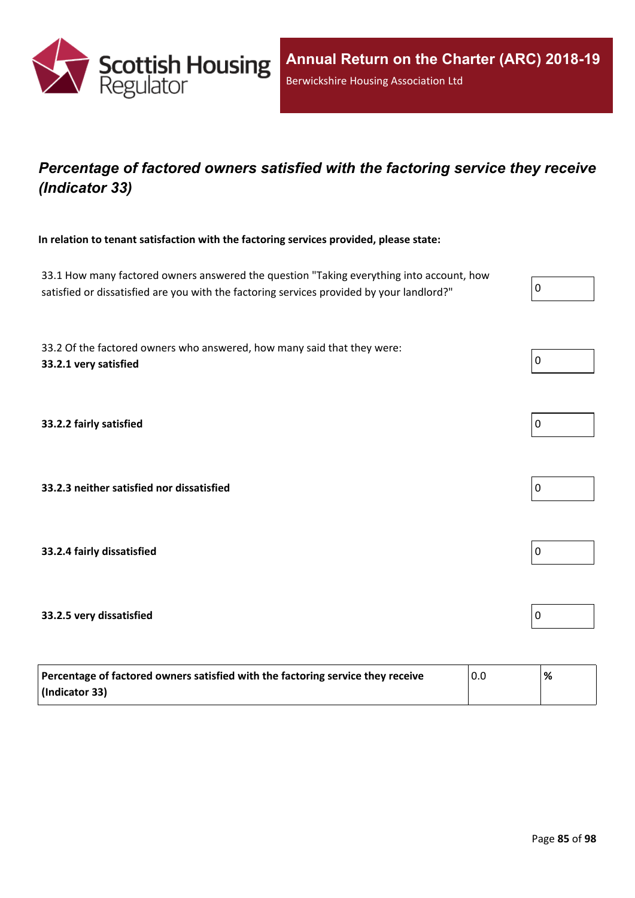## *Percentage of factored owners satisfied with the factoring service they receive (Indicator 33)*

**In relation to tenant satisfaction with the factoring services provided, please state:**

| Question | Value |
|---|---|
| 33.1 How many factored owners answered the question "Taking everything into account, how satisfied or dissatisfied are you with the factoring services provided by your landlord?" | 0 |
| 33.2 Of the factored owners who answered, how many said that they were: **33.2.1 very satisfied** | 0 |
| **33.2.2 fairly satisfied** | 0 |
| **33.2.3 neither satisfied nor dissatisfied** | 0 |
| **33.2.4 fairly dissatisfied** | 0 |
| **33.2.5 very dissatisfied** | 0 |

| Indicator | Value | Unit |
|---|---|---|
| **Percentage of factored owners satisfied with the factoring service they receive (Indicator 33)** | 0.0 | **%** |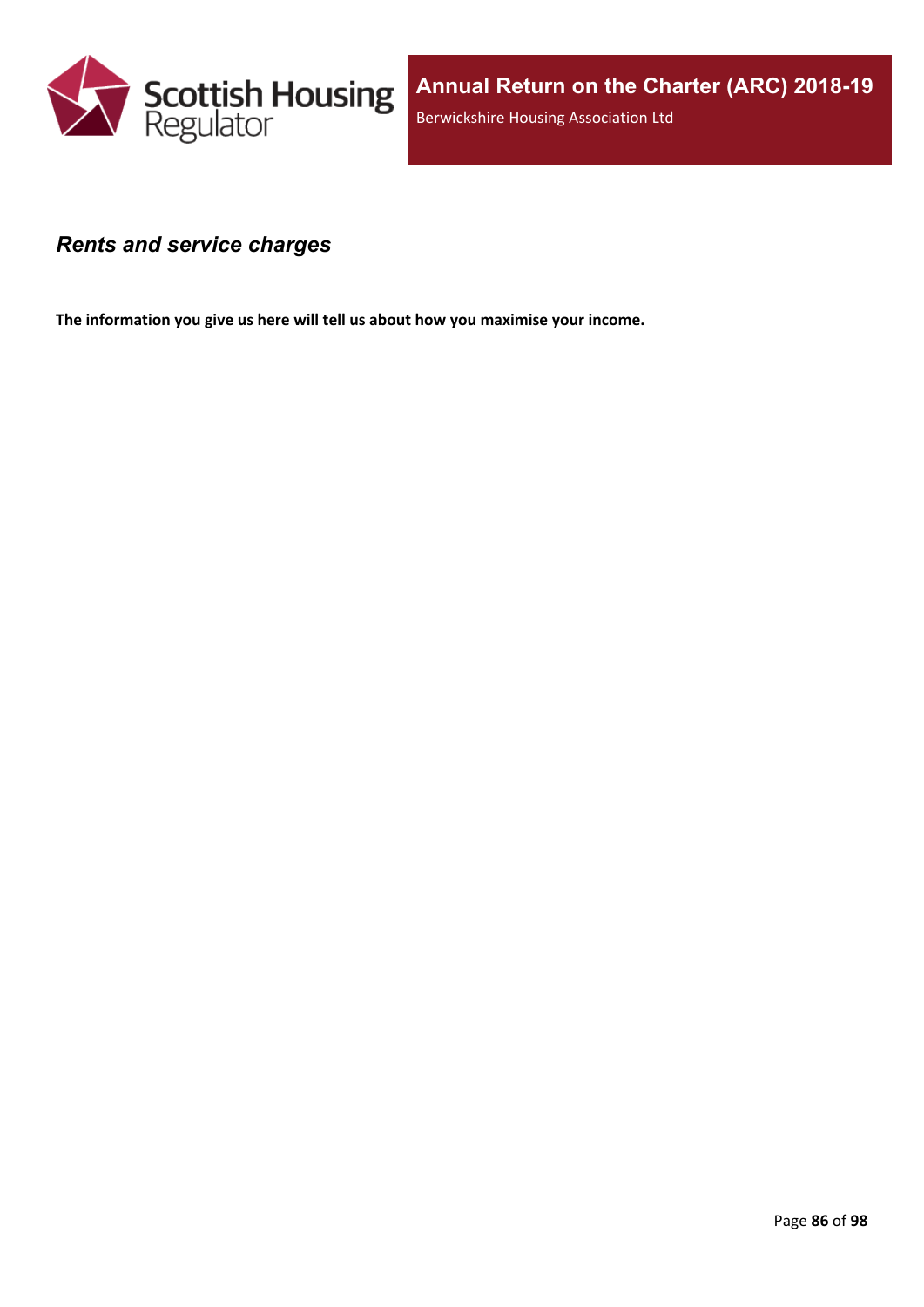## *Rents and service charges*

**The information you give us here will tell us about how you maximise your income.**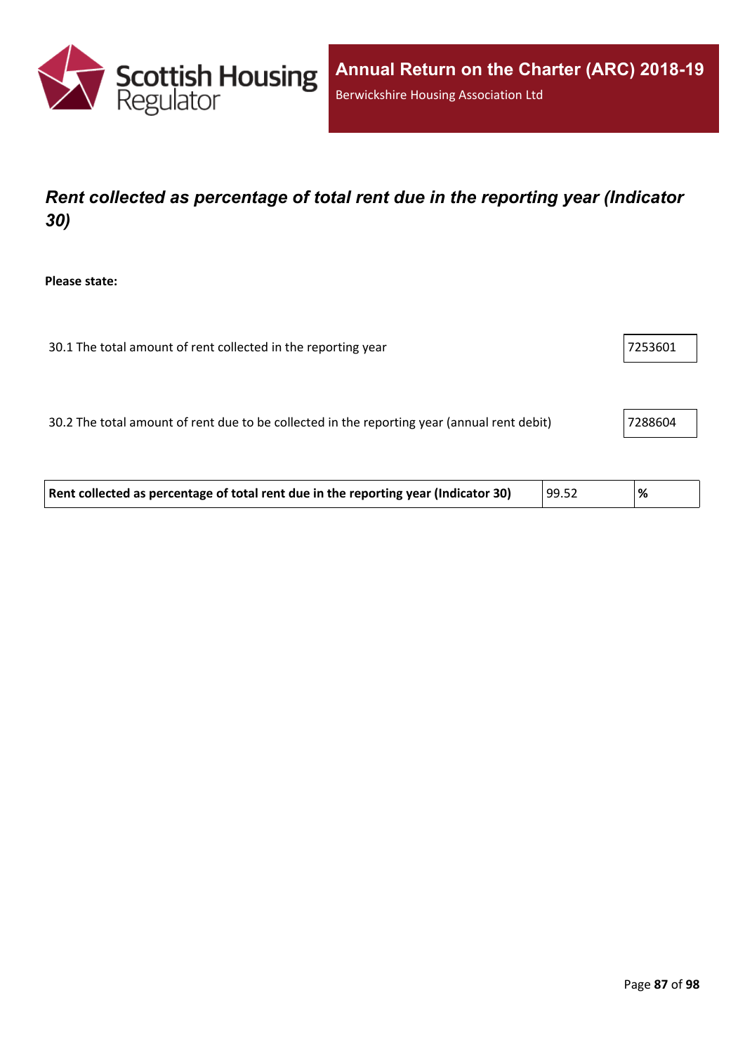## *Rent collected as percentage of total rent due in the reporting year (Indicator 30)*

**Please state:**

| | |
|---|---|
| 30.1 The total amount of rent collected in the reporting year | 7253601 |
| 30.2 The total amount of rent due to be collected in the reporting year (annual rent debit) | 7288604 |

| | | |
|---|---|---|
| **Rent collected as percentage of total rent due in the reporting year (Indicator 30)** | 99.52 | **%** |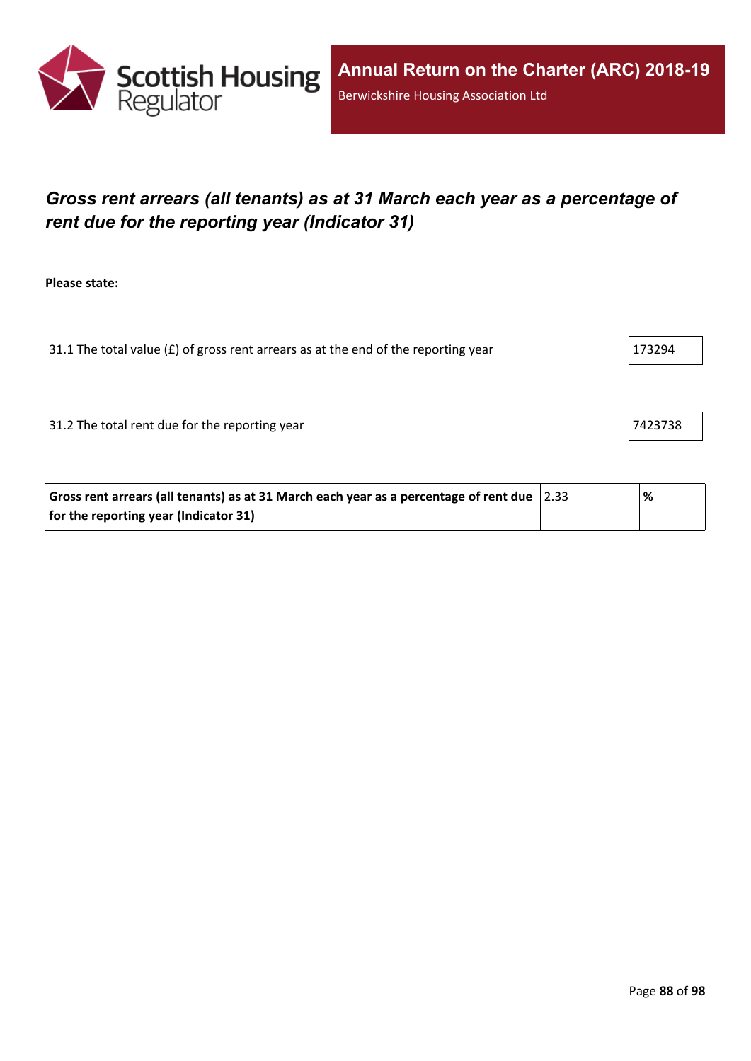## *Gross rent arrears (all tenants) as at 31 March each year as a percentage of rent due for the reporting year (Indicator 31)*

**Please state:**

31.1 The total value (£) of gross rent arrears as at the end of the reporting year: 173294

31.2 The total rent due for the reporting year: 7423738

| **Gross rent arrears (all tenants) as at 31 March each year as a percentage of rent due for the reporting year (Indicator 31)** | 2.33 | **%** |
|---|---|---|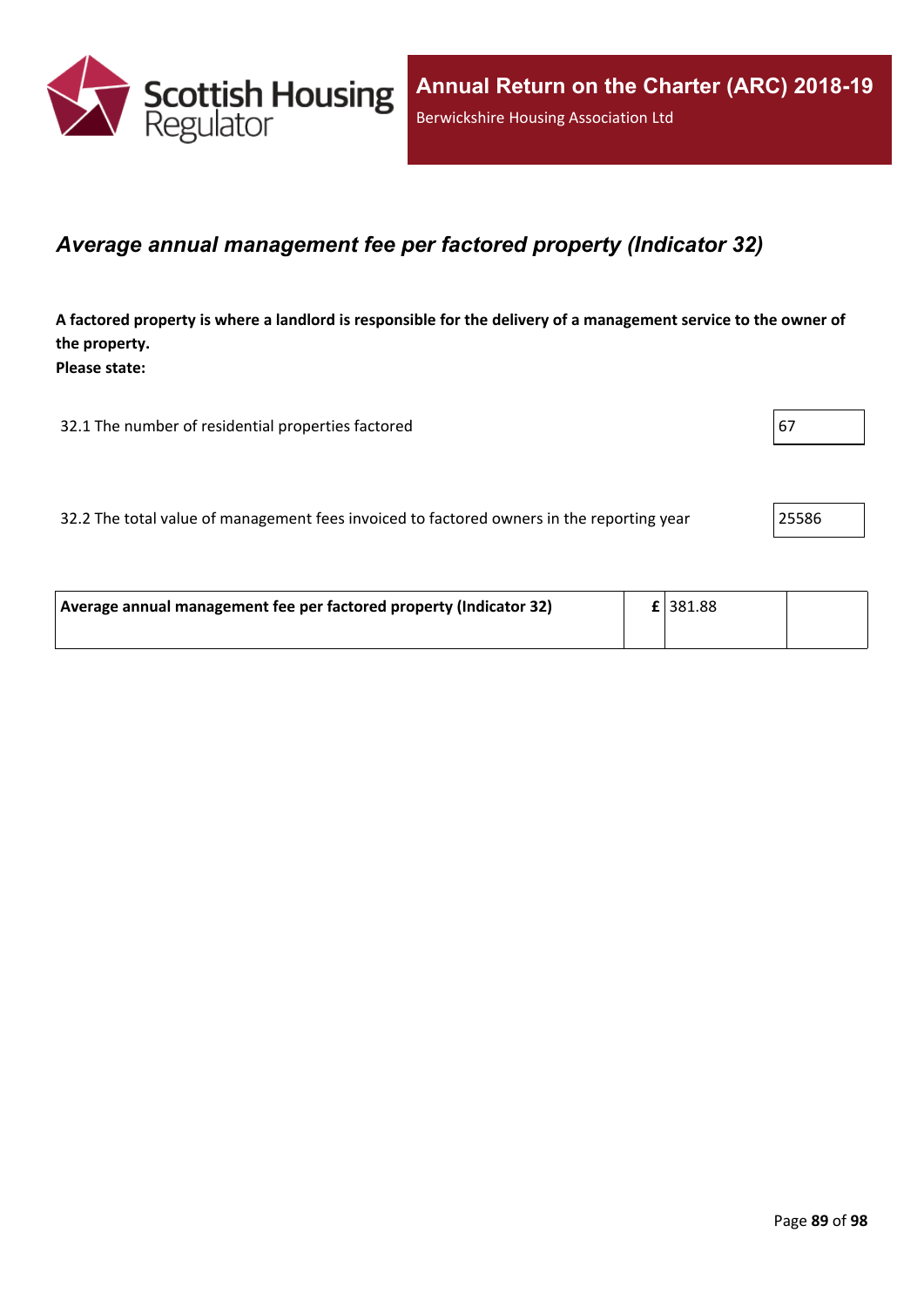## *Average annual management fee per factored property (Indicator 32)*

**A factored property is where a landlord is responsible for the delivery of a management service to the owner of the property.**
**Please state:**

| | |
|---|---|
| 32.1 The number of residential properties factored | 67 |
| 32.2 The total value of management fees invoiced to factored owners in the reporting year | 25586 |

| | | | |
|---|---|---|---|
| **Average annual management fee per factored property (Indicator 32)** | **£** | 381.88 | |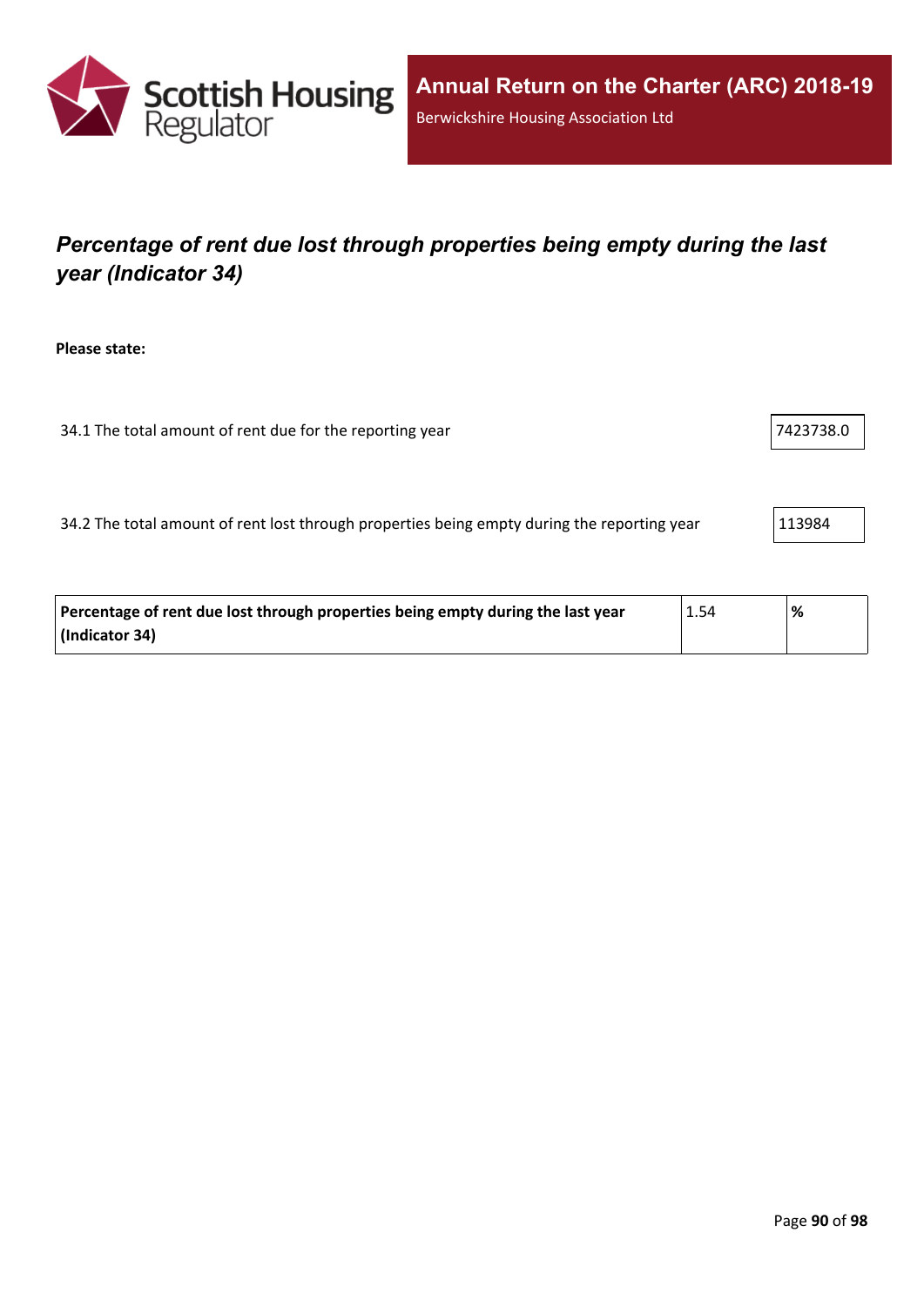## *Percentage of rent due lost through properties being empty during the last year (Indicator 34)*

**Please state:**

34.1 The total amount of rent due for the reporting year: 7423738.0

34.2 The total amount of rent lost through properties being empty during the reporting year: 113984

| **Percentage of rent due lost through properties being empty during the last year (Indicator 34)** | 1.54 | **%** |
|---|---|---|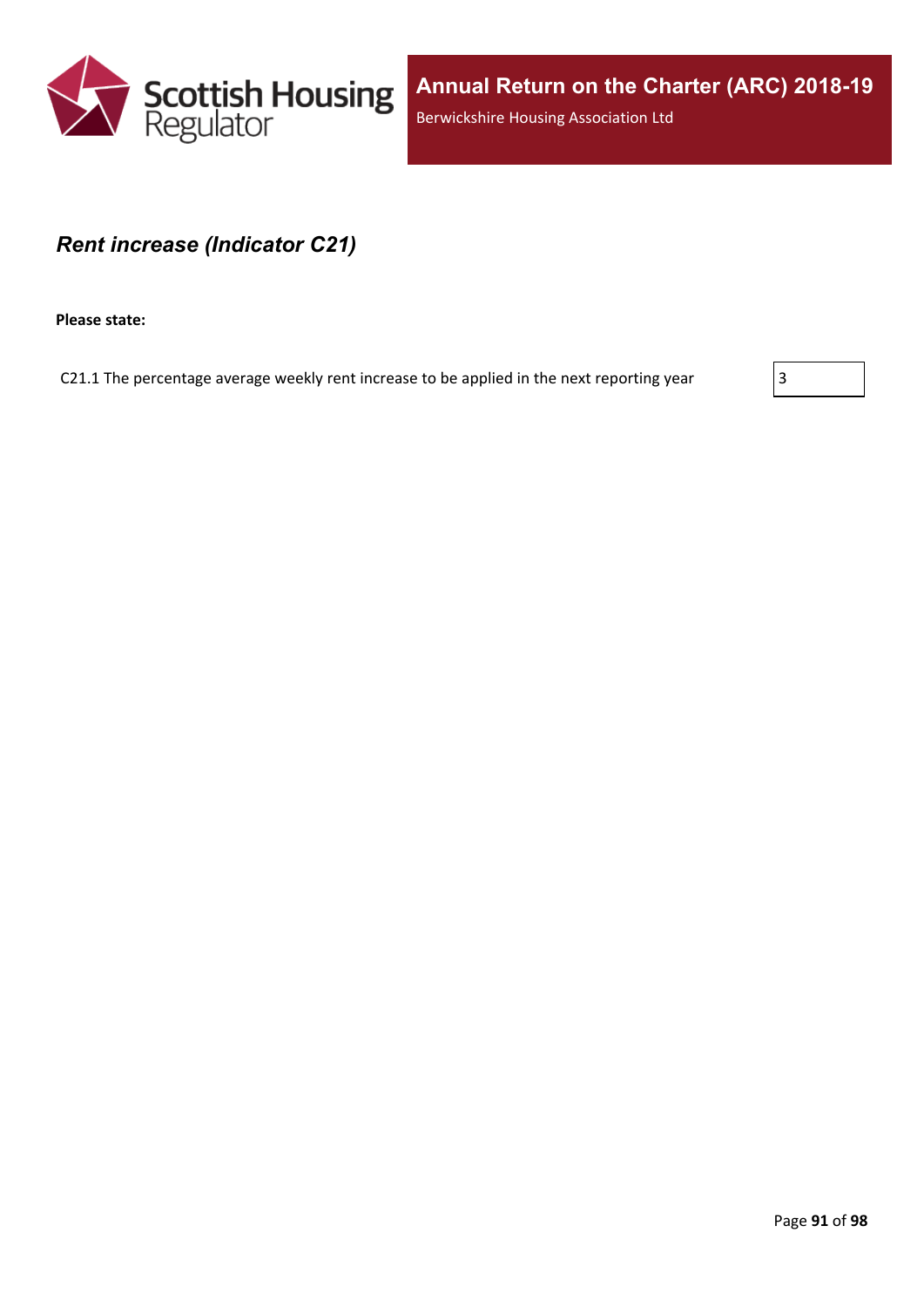## *Rent increase (Indicator C21)*

**Please state:**

| | |
|---|---|
| C21.1 The percentage average weekly rent increase to be applied in the next reporting year | 3 |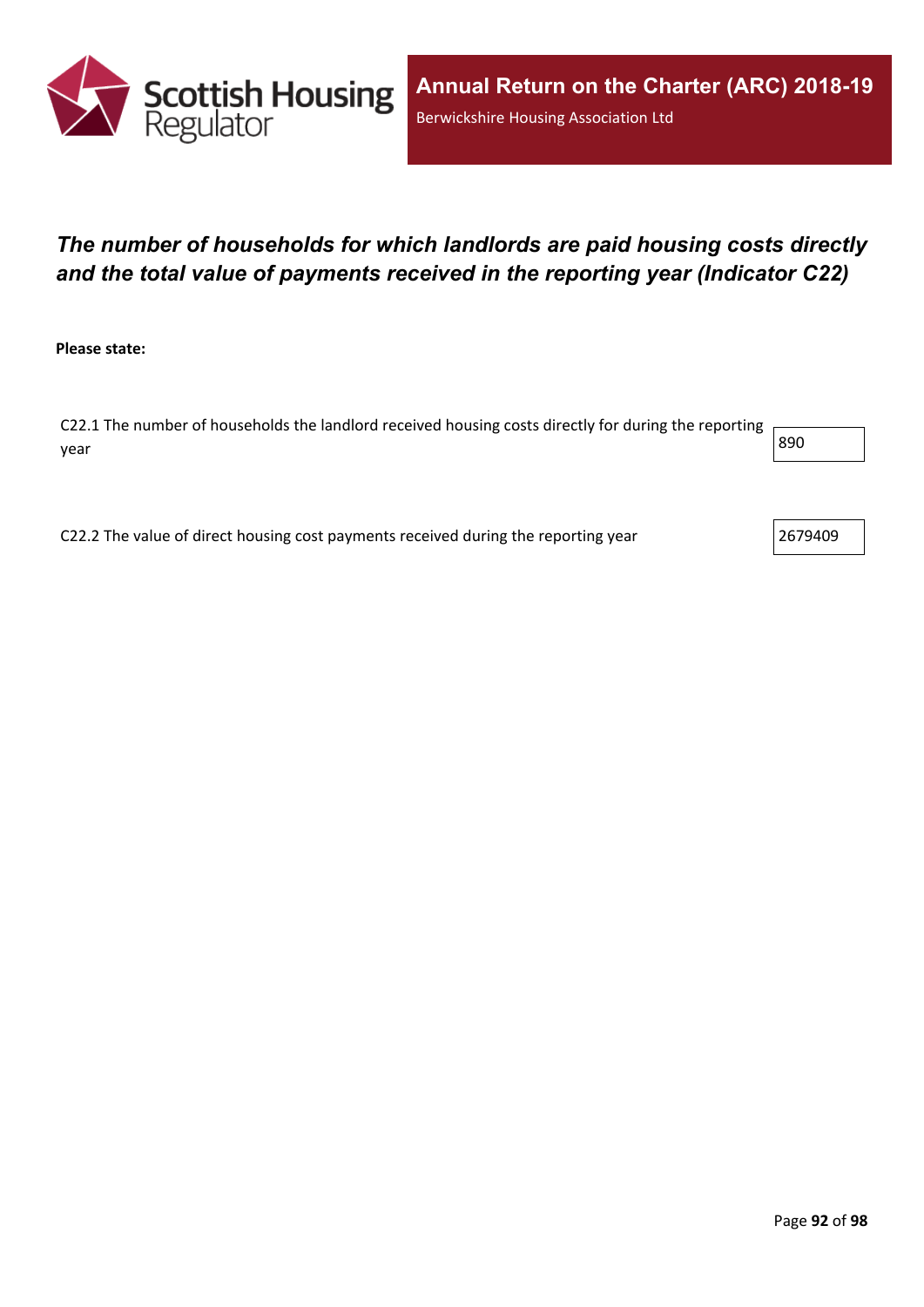# *The number of households for which landlords are paid housing costs directly and the total value of payments received in the reporting year (Indicator C22)*

**Please state:**

| | |
|---|---|
| C22.1 The number of households the landlord received housing costs directly for during the reporting year | 890 |
| C22.2 The value of direct housing cost payments received during the reporting year | 2679409 |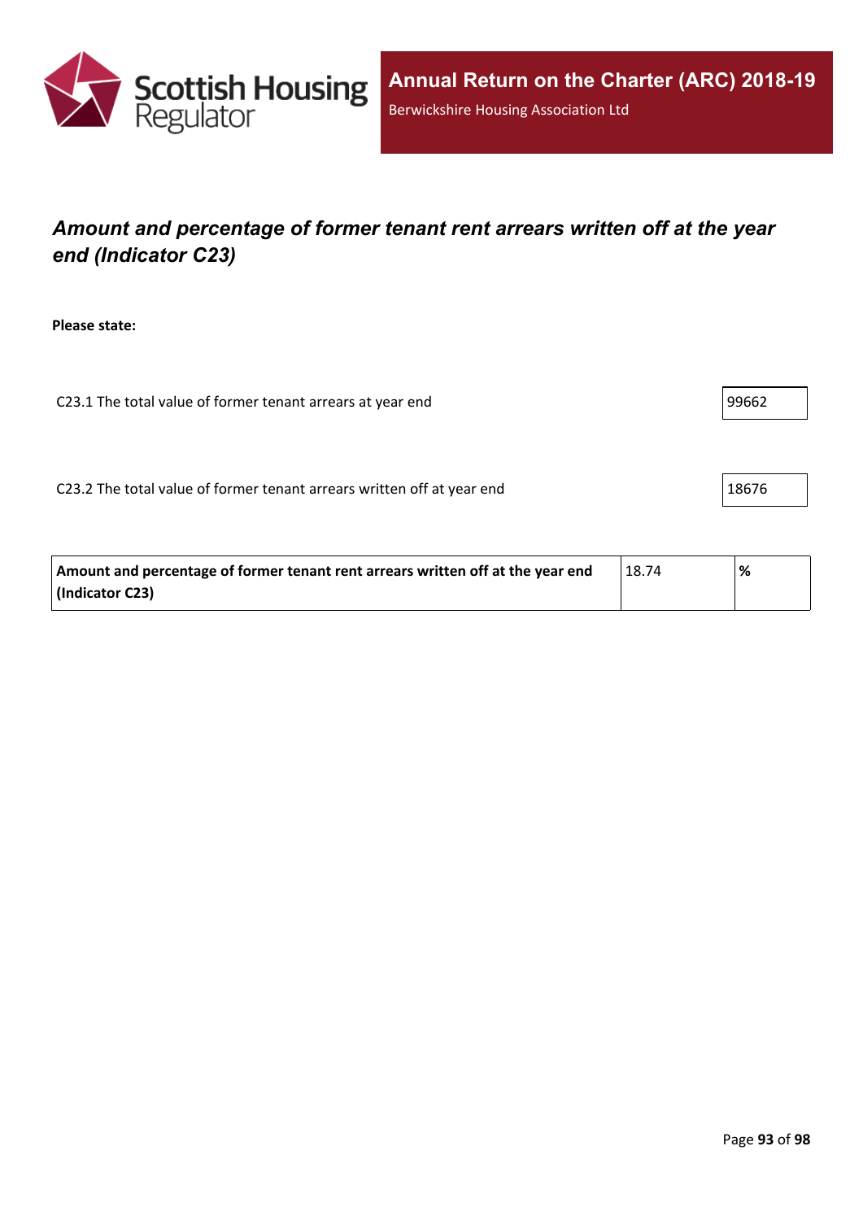## *Amount and percentage of former tenant rent arrears written off at the year end (Indicator C23)*

**Please state:**

C23.1 The total value of former tenant arrears at year end: 99662

C23.2 The total value of former tenant arrears written off at year end: 18676

| **Amount and percentage of former tenant rent arrears written off at the year end (Indicator C23)** | 18.74 | **%** |
|---|---|---|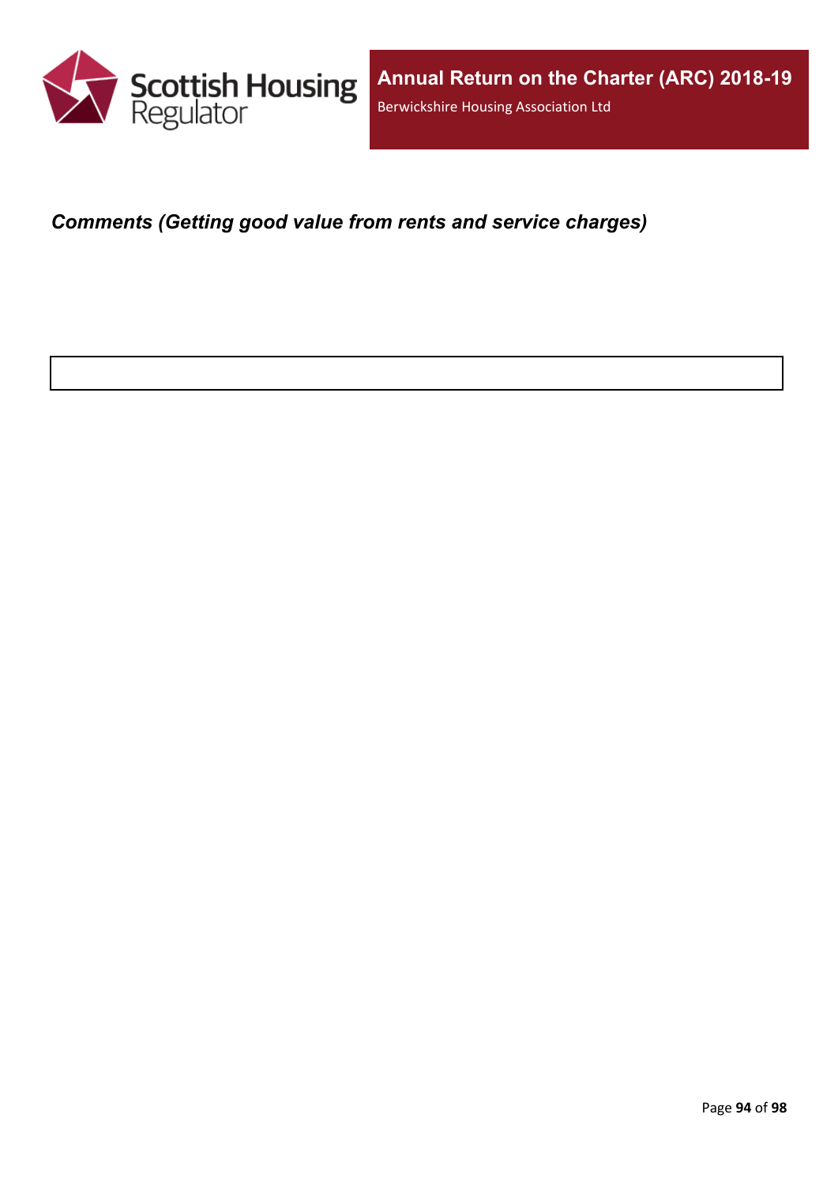### *Comments (Getting good value from rents and service charges)*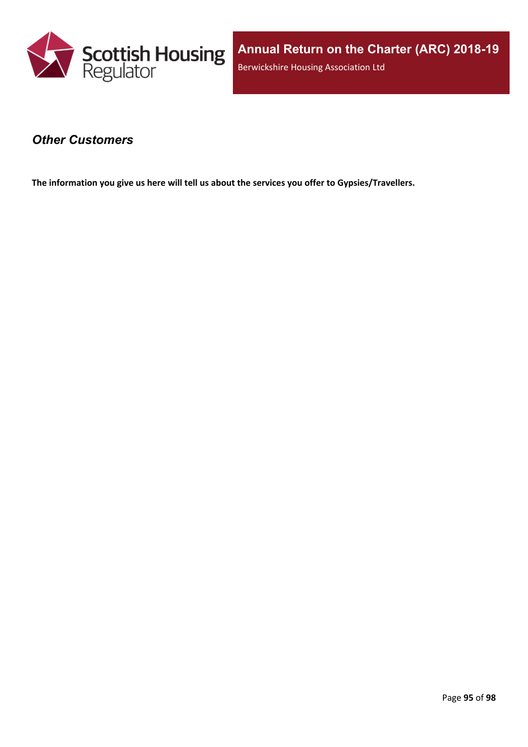## *Other Customers*

**The information you give us here will tell us about the services you offer to Gypsies/Travellers.**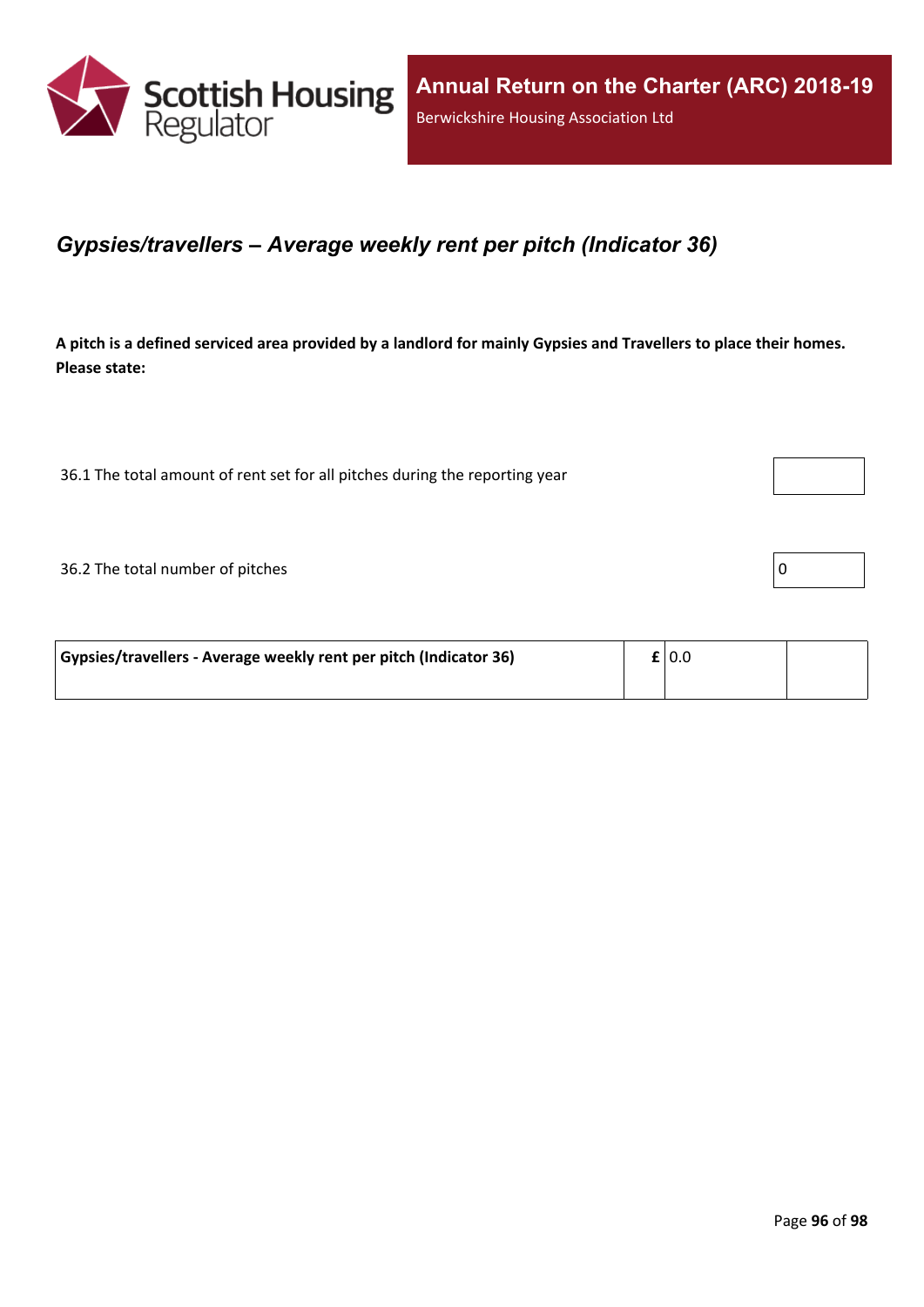## *Gypsies/travellers – Average weekly rent per pitch (Indicator 36)*

**A pitch is a defined serviced area provided by a landlord for mainly Gypsies and Travellers to place their homes. Please state:**

| | |
|---|---|
| 36.1 The total amount of rent set for all pitches during the reporting year | |
| 36.2 The total number of pitches | 0 |

| | | | |
|---|---|---|---|
| **Gypsies/travellers - Average weekly rent per pitch (Indicator 36)** | **£** | 0.0 | |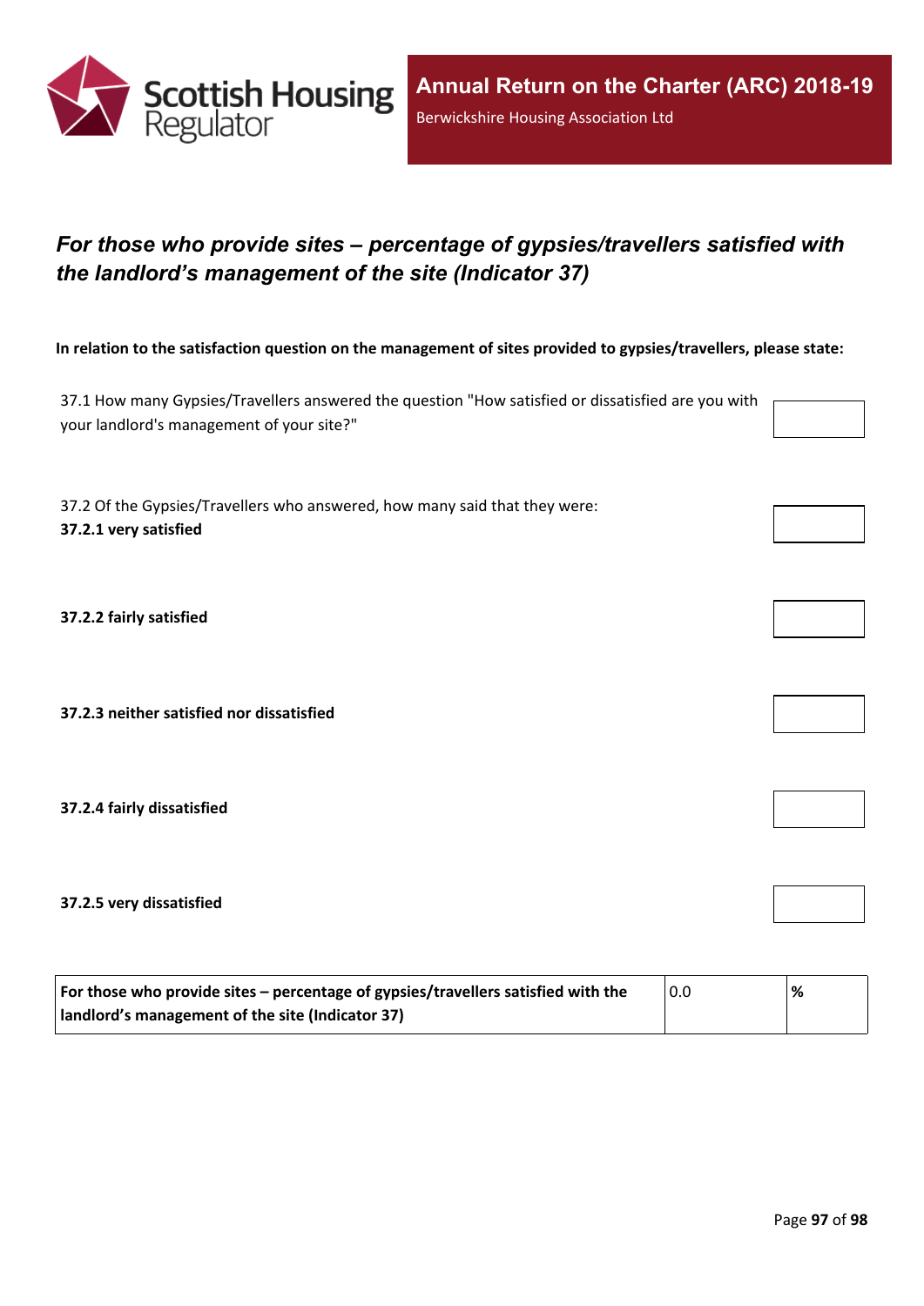## *For those who provide sites – percentage of gypsies/travellers satisfied with the landlord's management of the site (Indicator 37)*

**In relation to the satisfaction question on the management of sites provided to gypsies/travellers, please state:**

37.1 How many Gypsies/Travellers answered the question "How satisfied or dissatisfied are you with your landlord's management of your site?"

37.2 Of the Gypsies/Travellers who answered, how many said that they were:

**37.2.1 very satisfied**

**37.2.2 fairly satisfied**

**37.2.3 neither satisfied nor dissatisfied**

**37.2.4 fairly dissatisfied**

**37.2.5 very dissatisfied**

| **For those who provide sites – percentage of gypsies/travellers satisfied with the landlord's management of the site (Indicator 37)** | 0.0 | **%** |
|---|---|---|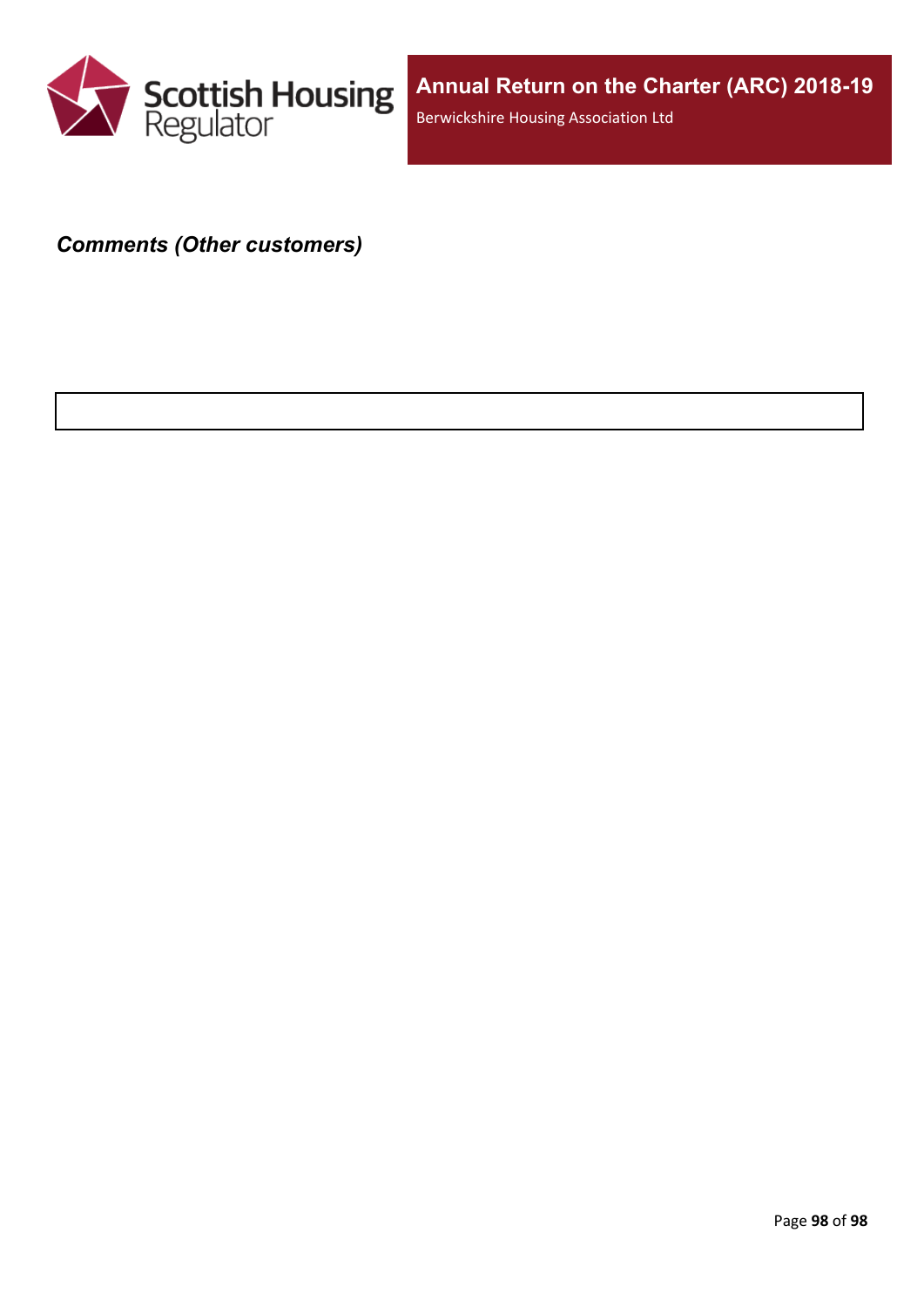***Comments (Other customers)***